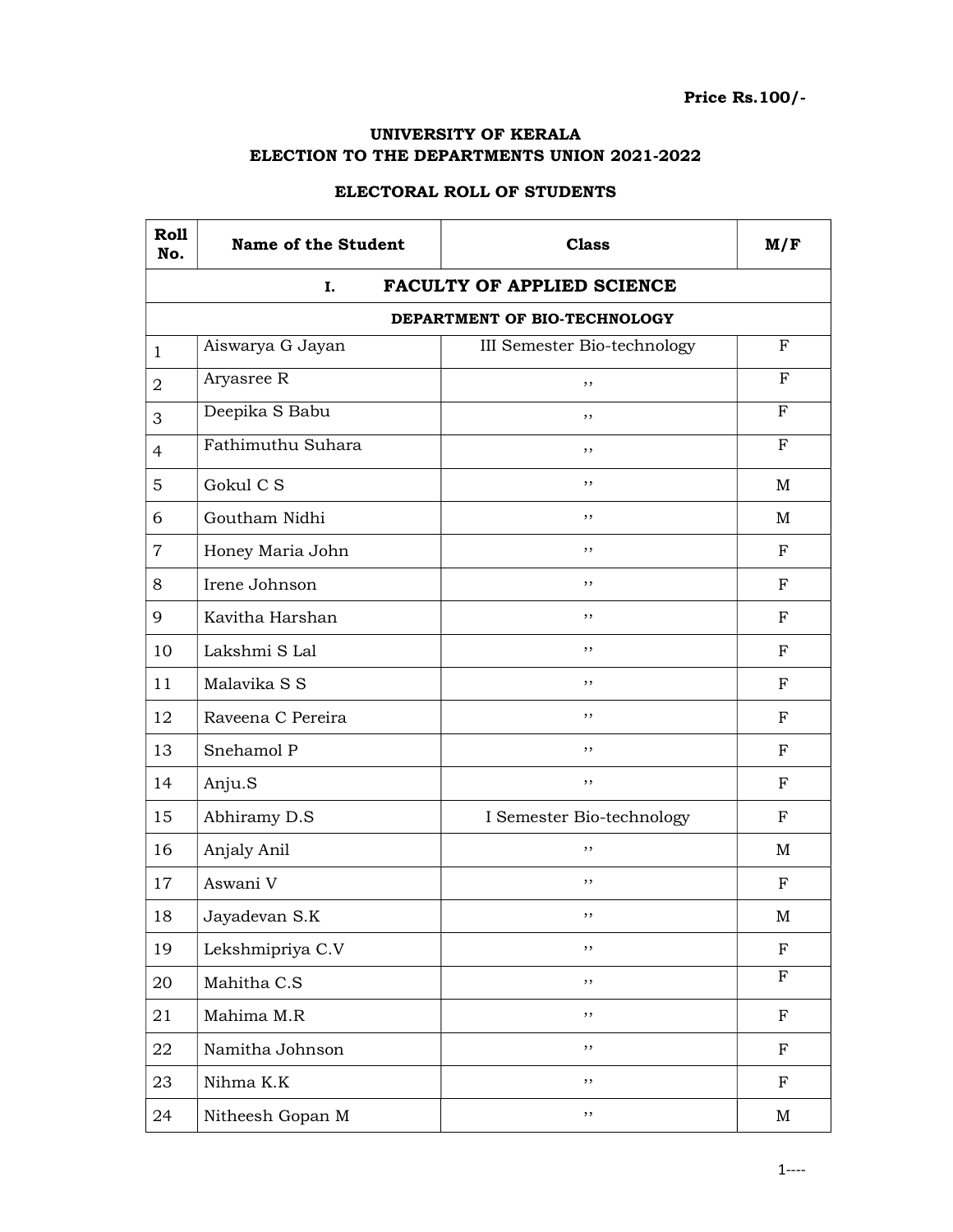**Price Rs.100/-**

# UNIVERSITY OF KERALA
# ELECTION TO THE DEPARTMENTS UNION 2021-2022

## ELECTORAL ROLL OF STUDENTS

| Roll No. | Name of the Student | Class | M/F |
|---|---|---|---|
| | **I. FACULTY OF APPLIED SCIENCE** | | |
| | **DEPARTMENT OF BIO-TECHNOLOGY** | | |
| 1 | Aiswarya G Jayan | III Semester Bio-technology | F |
| 2 | Aryasree R | ,, | F |
| 3 | Deepika S Babu | ,, | F |
| 4 | Fathimuthu Suhara | ,, | F |
| 5 | Gokul C S | ,, | M |
| 6 | Goutham Nidhi | ,, | M |
| 7 | Honey Maria John | ,, | F |
| 8 | Irene Johnson | ,, | F |
| 9 | Kavitha Harshan | ,, | F |
| 10 | Lakshmi S Lal | ,, | F |
| 11 | Malavika S S | ,, | F |
| 12 | Raveena C Pereira | ,, | F |
| 13 | Snehamol P | ,, | F |
| 14 | Anju.S | ,, | F |
| 15 | Abhiramy D.S | I Semester Bio-technology | F |
| 16 | Anjaly Anil | ,, | M |
| 17 | Aswani V | ,, | F |
| 18 | Jayadevan S.K | ,, | M |
| 19 | Lekshmipriya C.V | ,, | F |
| 20 | Mahitha C.S | ,, | F |
| 21 | Mahima M.R | ,, | F |
| 22 | Namitha Johnson | ,, | F |
| 23 | Nihma K.K | ,, | F |
| 24 | Nitheesh Gopan M | ,, | M |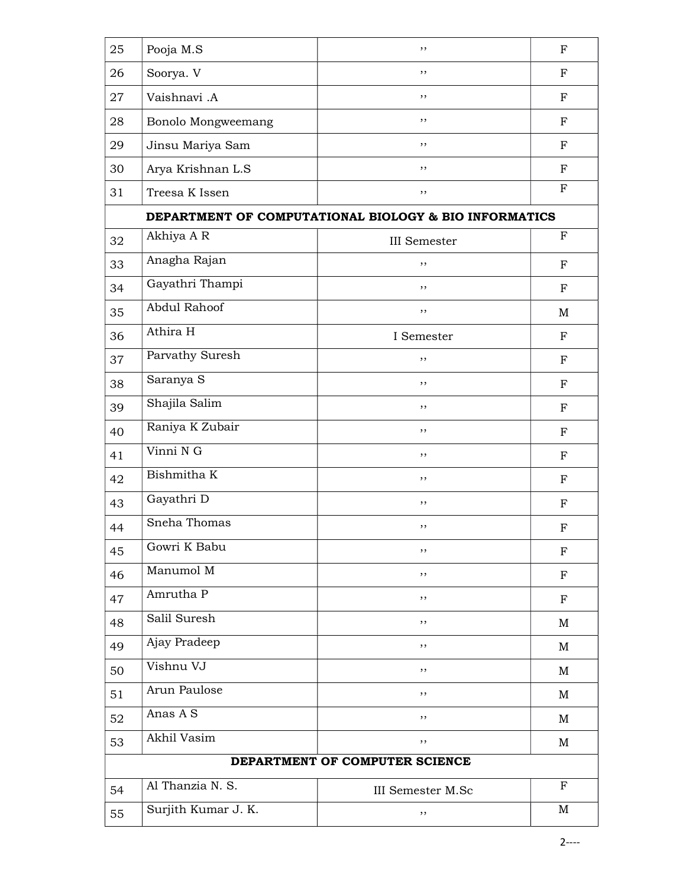| 25 | Pooja M.S | ,, | F |
|---|---|---|---|
| 26 | Soorya. V | ,, | F |
| 27 | Vaishnavi .A | ,, | F |
| 28 | Bonolo Mongweemang | ,, | F |
| 29 | Jinsu Mariya Sam | ,, | F |
| 30 | Arya Krishnan L.S | ,, | F |
| 31 | Treesa K Issen | ,, | F |
| | **DEPARTMENT OF COMPUTATIONAL BIOLOGY & BIO INFORMATICS** | | |
| 32 | Akhiya A R | III Semester | F |
| 33 | Anagha Rajan | ,, | F |
| 34 | Gayathri Thampi | ,, | F |
| 35 | Abdul Rahoof | ,, | M |
| 36 | Athira H | I Semester | F |
| 37 | Parvathy Suresh | ,, | F |
| 38 | Saranya S | ,, | F |
| 39 | Shajila Salim | ,, | F |
| 40 | Raniya K Zubair | ,, | F |
| 41 | Vinni N G | ,, | F |
| 42 | Bishmitha K | ,, | F |
| 43 | Gayathri D | ,, | F |
| 44 | Sneha Thomas | ,, | F |
| 45 | Gowri K Babu | ,, | F |
| 46 | Manumol M | ,, | F |
| 47 | Amrutha P | ,, | F |
| 48 | Salil Suresh | ,, | M |
| 49 | Ajay Pradeep | ,, | M |
| 50 | Vishnu VJ | ,, | M |
| 51 | Arun Paulose | ,, | M |
| 52 | Anas A S | ,, | M |
| 53 | Akhil Vasim | ,, | M |
| | **DEPARTMENT OF COMPUTER SCIENCE** | | |
| 54 | Al Thanzia N. S. | III Semester M.Sc | F |
| 55 | Surjith Kumar J. K. | ,, | M |

2----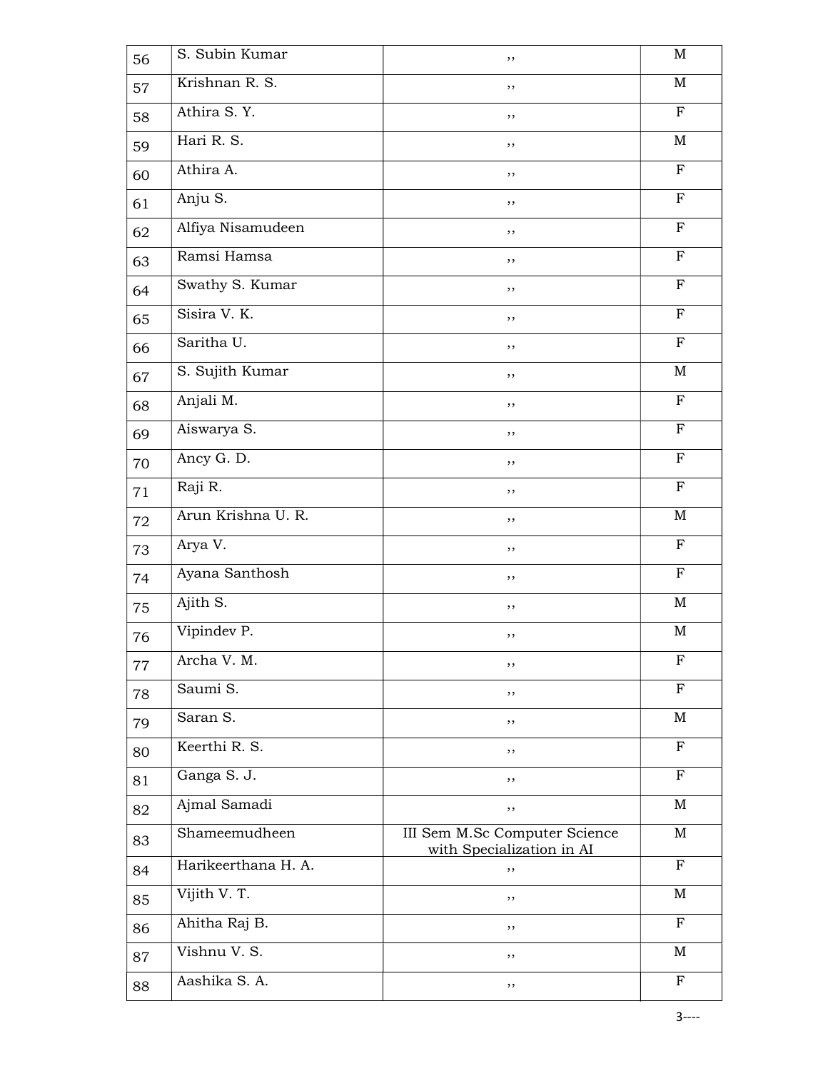| | | | |
|---|---|---|---|
| 56 | S. Subin Kumar | ,, | M |
| 57 | Krishnan R. S. | ,, | M |
| 58 | Athira S. Y. | ,, | F |
| 59 | Hari R. S. | ,, | M |
| 60 | Athira A. | ,, | F |
| 61 | Anju S. | ,, | F |
| 62 | Alfiya Nisamudeen | ,, | F |
| 63 | Ramsi Hamsa | ,, | F |
| 64 | Swathy S. Kumar | ,, | F |
| 65 | Sisira V. K. | ,, | F |
| 66 | Saritha U. | ,, | F |
| 67 | S. Sujith Kumar | ,, | M |
| 68 | Anjali M. | ,, | F |
| 69 | Aiswarya S. | ,, | F |
| 70 | Ancy G. D. | ,, | F |
| 71 | Raji R. | ,, | F |
| 72 | Arun Krishna U. R. | ,, | M |
| 73 | Arya V. | ,, | F |
| 74 | Ayana Santhosh | ,, | F |
| 75 | Ajith S. | ,, | M |
| 76 | Vipindev P. | ,, | M |
| 77 | Archa V. M. | ,, | F |
| 78 | Saumi S. | ,, | F |
| 79 | Saran S. | ,, | M |
| 80 | Keerthi R. S. | ,, | F |
| 81 | Ganga S. J. | ,, | F |
| 82 | Ajmal Samadi | ,, | M |
| 83 | Shameemudheen | III Sem M.Sc Computer Science with Specialization in AI | M |
| 84 | Harikeerthana H. A. | ,, | F |
| 85 | Vijith V. T. | ,, | M |
| 86 | Ahitha Raj B. | ,, | F |
| 87 | Vishnu V. S. | ,, | M |
| 88 | Aashika S. A. | ,, | F |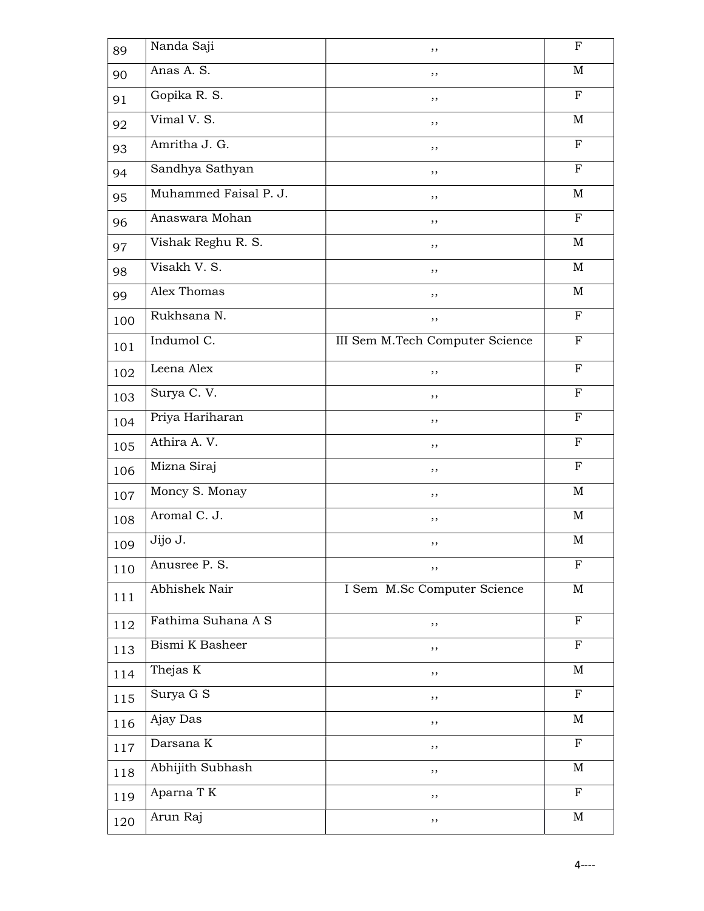| 89 | Nanda Saji | ,, | F |
|---|---|---|---|
| 90 | Anas A. S. | ,, | M |
| 91 | Gopika R. S. | ,, | F |
| 92 | Vimal V. S. | ,, | M |
| 93 | Amritha J. G. | ,, | F |
| 94 | Sandhya Sathyan | ,, | F |
| 95 | Muhammed Faisal P. J. | ,, | M |
| 96 | Anaswara Mohan | ,, | F |
| 97 | Vishak Reghu R. S. | ,, | M |
| 98 | Visakh V. S. | ,, | M |
| 99 | Alex Thomas | ,, | M |
| 100 | Rukhsana N. | ,, | F |
| 101 | Indumol C. | III Sem M.Tech Computer Science | F |
| 102 | Leena Alex | ,, | F |
| 103 | Surya C. V. | ,, | F |
| 104 | Priya Hariharan | ,, | F |
| 105 | Athira A. V. | ,, | F |
| 106 | Mizna Siraj | ,, | F |
| 107 | Moncy S. Monay | ,, | M |
| 108 | Aromal C. J. | ,, | M |
| 109 | Jijo J. | ,, | M |
| 110 | Anusree P. S. | ,, | F |
| 111 | Abhishek Nair | I Sem M.Sc Computer Science | M |
| 112 | Fathima Suhana A S | ,, | F |
| 113 | Bismi K Basheer | ,, | F |
| 114 | Thejas K | ,, | M |
| 115 | Surya G S | ,, | F |
| 116 | Ajay Das | ,, | M |
| 117 | Darsana K | ,, | F |
| 118 | Abhijith Subhash | ,, | M |
| 119 | Aparna T K | ,, | F |
| 120 | Arun Raj | ,, | M |

4----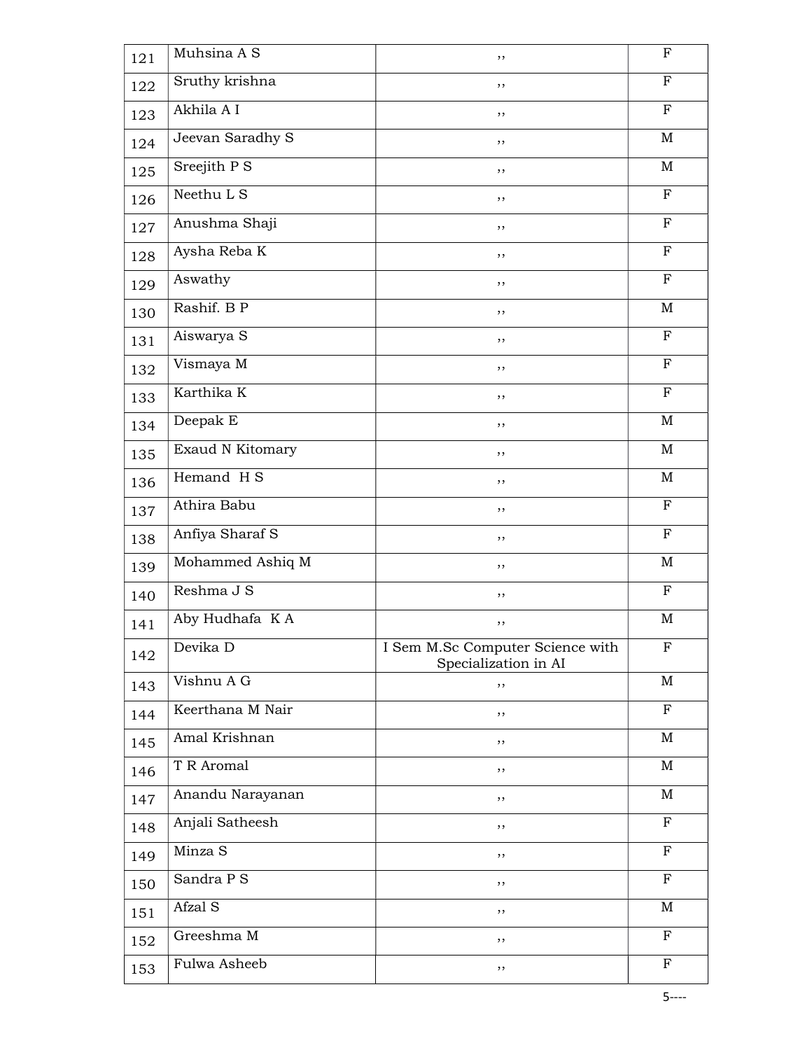| | | | |
|---|---|---|---|
| 121 | Muhsina A S | ,, | F |
| 122 | Sruthy krishna | ,, | F |
| 123 | Akhila A I | ,, | F |
| 124 | Jeevan Saradhy S | ,, | M |
| 125 | Sreejith P S | ,, | M |
| 126 | Neethu L S | ,, | F |
| 127 | Anushma Shaji | ,, | F |
| 128 | Aysha Reba K | ,, | F |
| 129 | Aswathy | ,, | F |
| 130 | Rashif. B P | ,, | M |
| 131 | Aiswarya S | ,, | F |
| 132 | Vismaya M | ,, | F |
| 133 | Karthika K | ,, | F |
| 134 | Deepak E | ,, | M |
| 135 | Exaud N Kitomary | ,, | M |
| 136 | Hemand H S | ,, | M |
| 137 | Athira Babu | ,, | F |
| 138 | Anfiya Sharaf S | ,, | F |
| 139 | Mohammed Ashiq M | ,, | M |
| 140 | Reshma J S | ,, | F |
| 141 | Aby Hudhafa K A | ,, | M |
| 142 | Devika D | I Sem M.Sc Computer Science with Specialization in AI | F |
| 143 | Vishnu A G | ,, | M |
| 144 | Keerthana M Nair | ,, | F |
| 145 | Amal Krishnan | ,, | M |
| 146 | T R Aromal | ,, | M |
| 147 | Anandu Narayanan | ,, | M |
| 148 | Anjali Satheesh | ,, | F |
| 149 | Minza S | ,, | F |
| 150 | Sandra P S | ,, | F |
| 151 | Afzal S | ,, | M |
| 152 | Greeshma M | ,, | F |
| 153 | Fulwa Asheeb | ,, | F |

5----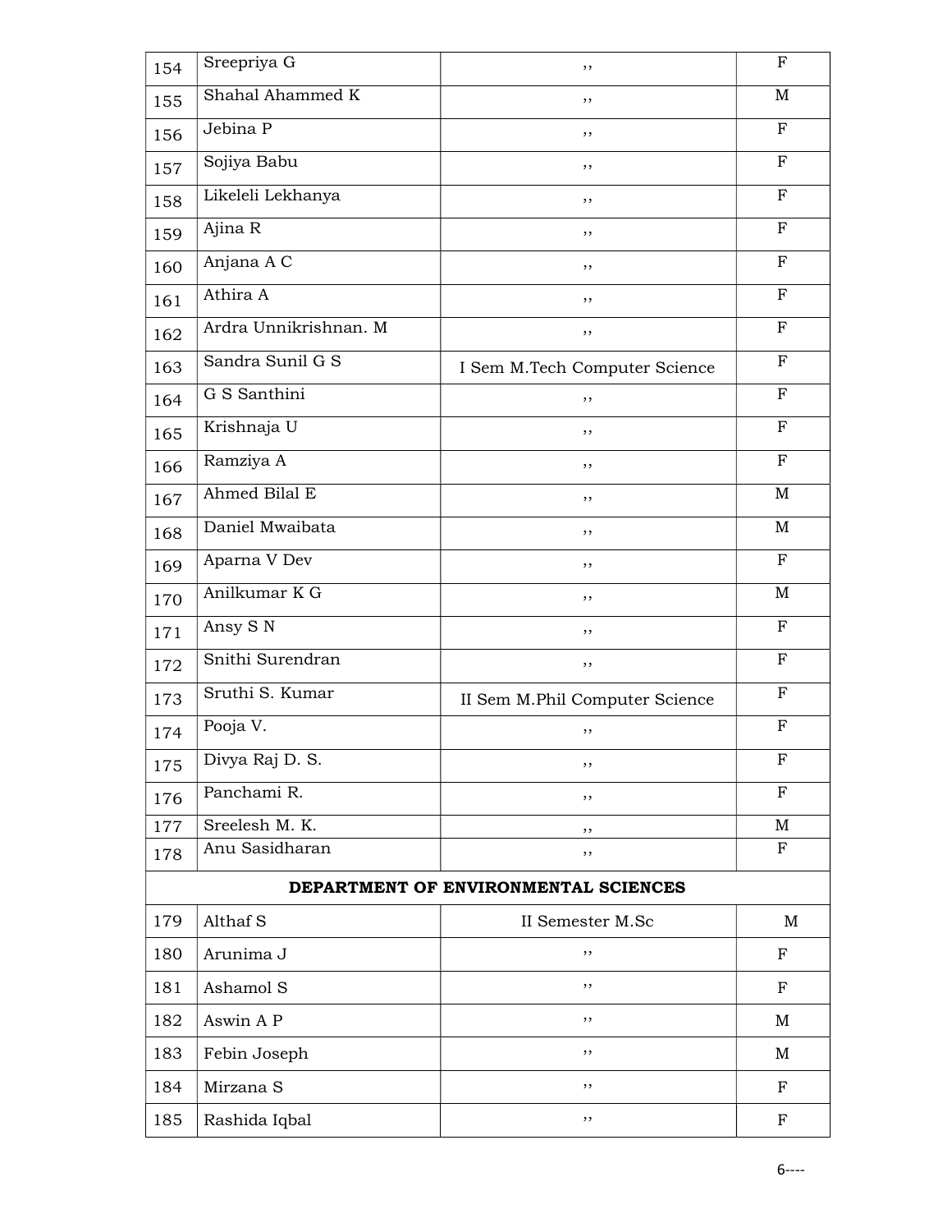| | | | |
|---|---|---|---|
| 154 | Sreepriya G | ,, | F |
| 155 | Shahal Ahammed K | ,, | M |
| 156 | Jebina P | ,, | F |
| 157 | Sojiya Babu | ,, | F |
| 158 | Likeleli Lekhanya | ,, | F |
| 159 | Ajina R | ,, | F |
| 160 | Anjana A C | ,, | F |
| 161 | Athira A | ,, | F |
| 162 | Ardra Unnikrishnan. M | ,, | F |
| 163 | Sandra Sunil G S | I Sem M.Tech Computer Science | F |
| 164 | G S Santhini | ,, | F |
| 165 | Krishnaja U | ,, | F |
| 166 | Ramziya A | ,, | F |
| 167 | Ahmed Bilal E | ,, | M |
| 168 | Daniel Mwaibata | ,, | M |
| 169 | Aparna V Dev | ,, | F |
| 170 | Anilkumar K G | ,, | M |
| 171 | Ansy S N | ,, | F |
| 172 | Snithi Surendran | ,, | F |
| 173 | Sruthi S. Kumar | II Sem M.Phil Computer Science | F |
| 174 | Pooja V. | ,, | F |
| 175 | Divya Raj D. S. | ,, | F |
| 176 | Panchami R. | ,, | F |
| 177 | Sreelesh M. K. | ,, | M |
| 178 | Anu Sasidharan | ,, | F |
| **DEPARTMENT OF ENVIRONMENTAL SCIENCES** | | | |
| 179 | Althaf S | II Semester M.Sc | M |
| 180 | Arunima J | ,, | F |
| 181 | Ashamol S | ,, | F |
| 182 | Aswin A P | ,, | M |
| 183 | Febin Joseph | ,, | M |
| 184 | Mirzana S | ,, | F |
| 185 | Rashida Iqbal | ,, | F |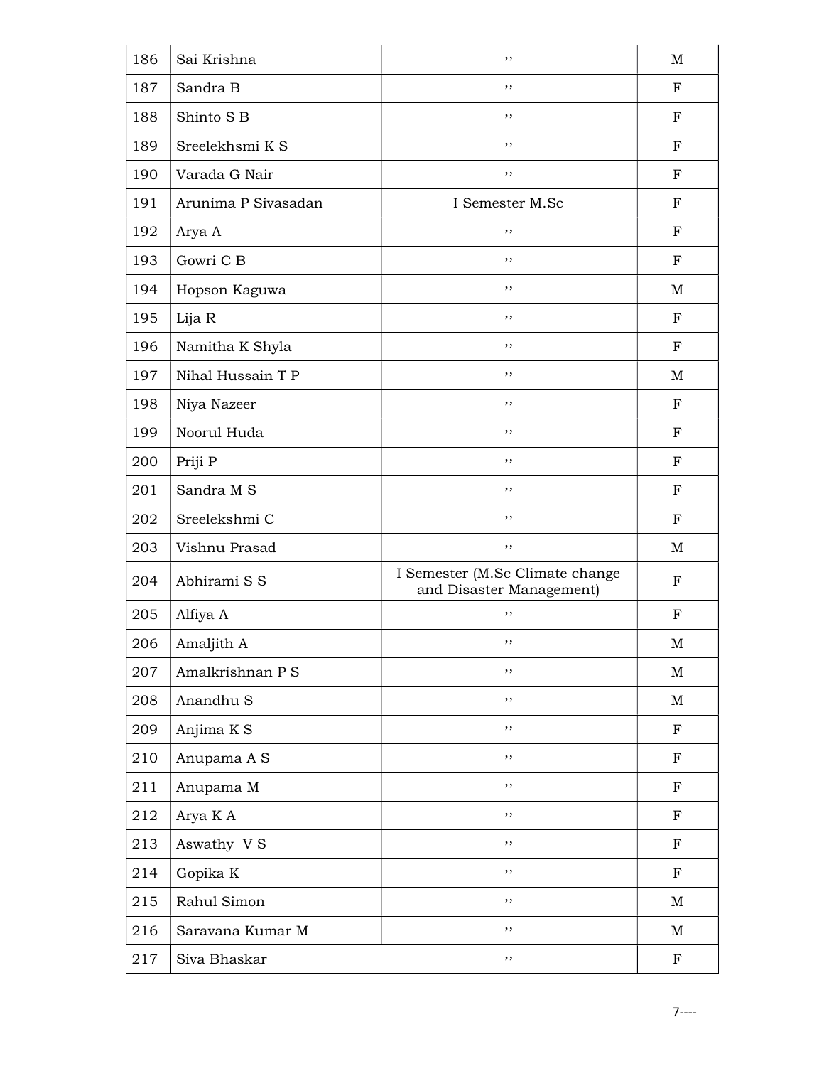| 186 | Sai Krishna | ,, | M |
|---|---|---|---|
| 187 | Sandra B | ,, | F |
| 188 | Shinto S B | ,, | F |
| 189 | Sreelekhsmi K S | ,, | F |
| 190 | Varada G Nair | ,, | F |
| 191 | Arunima P Sivasadan | I Semester M.Sc | F |
| 192 | Arya A | ,, | F |
| 193 | Gowri C B | ,, | F |
| 194 | Hopson Kaguwa | ,, | M |
| 195 | Lija R | ,, | F |
| 196 | Namitha K Shyla | ,, | F |
| 197 | Nihal Hussain T P | ,, | M |
| 198 | Niya Nazeer | ,, | F |
| 199 | Noorul Huda | ,, | F |
| 200 | Priji P | ,, | F |
| 201 | Sandra M S | ,, | F |
| 202 | Sreelekshmi C | ,, | F |
| 203 | Vishnu Prasad | ,, | M |
| 204 | Abhirami S S | I Semester (M.Sc Climate change and Disaster Management) | F |
| 205 | Alfiya A | ,, | F |
| 206 | Amaljith A | ,, | M |
| 207 | Amalkrishnan P S | ,, | M |
| 208 | Anandhu S | ,, | M |
| 209 | Anjima K S | ,, | F |
| 210 | Anupama A S | ,, | F |
| 211 | Anupama M | ,, | F |
| 212 | Arya K A | ,, | F |
| 213 | Aswathy V S | ,, | F |
| 214 | Gopika K | ,, | F |
| 215 | Rahul Simon | ,, | M |
| 216 | Saravana Kumar M | ,, | M |
| 217 | Siva Bhaskar | ,, | F |

7----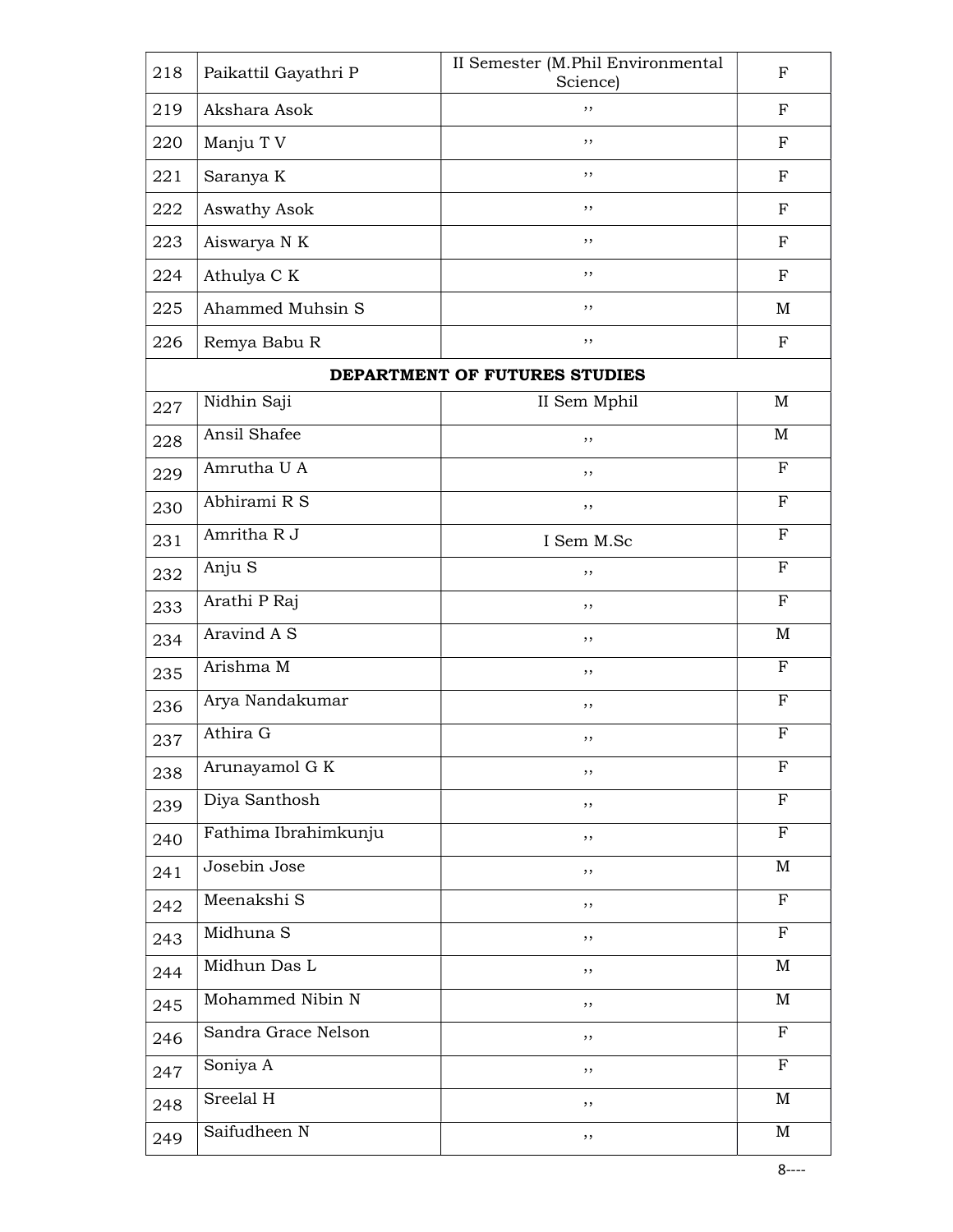| 218 | Paikattil Gayathri P | II Semester (M.Phil Environmental Science) | F |
|---|---|---|---|
| 219 | Akshara Asok | ,, | F |
| 220 | Manju T V | ,, | F |
| 221 | Saranya K | ,, | F |
| 222 | Aswathy Asok | ,, | F |
| 223 | Aiswarya N K | ,, | F |
| 224 | Athulya C K | ,, | F |
| 225 | Ahammed Muhsin S | ,, | M |
| 226 | Remya Babu R | ,, | F |
| **DEPARTMENT OF FUTURES STUDIES** | | | |
| 227 | Nidhin Saji | II Sem Mphil | M |
| 228 | Ansil Shafee | ,, | M |
| 229 | Amrutha U A | ,, | F |
| 230 | Abhirami R S | ,, | F |
| 231 | Amritha R J | I Sem M.Sc | F |
| 232 | Anju S | ,, | F |
| 233 | Arathi P Raj | ,, | F |
| 234 | Aravind A S | ,, | M |
| 235 | Arishma M | ,, | F |
| 236 | Arya Nandakumar | ,, | F |
| 237 | Athira G | ,, | F |
| 238 | Arunayamol G K | ,, | F |
| 239 | Diya Santhosh | ,, | F |
| 240 | Fathima Ibrahimkunju | ,, | F |
| 241 | Josebin Jose | ,, | M |
| 242 | Meenakshi S | ,, | F |
| 243 | Midhuna S | ,, | F |
| 244 | Midhun Das L | ,, | M |
| 245 | Mohammed Nibin N | ,, | M |
| 246 | Sandra Grace Nelson | ,, | F |
| 247 | Soniya A | ,, | F |
| 248 | Sreelal H | ,, | M |
| 249 | Saifudheen N | ,, | M |

8----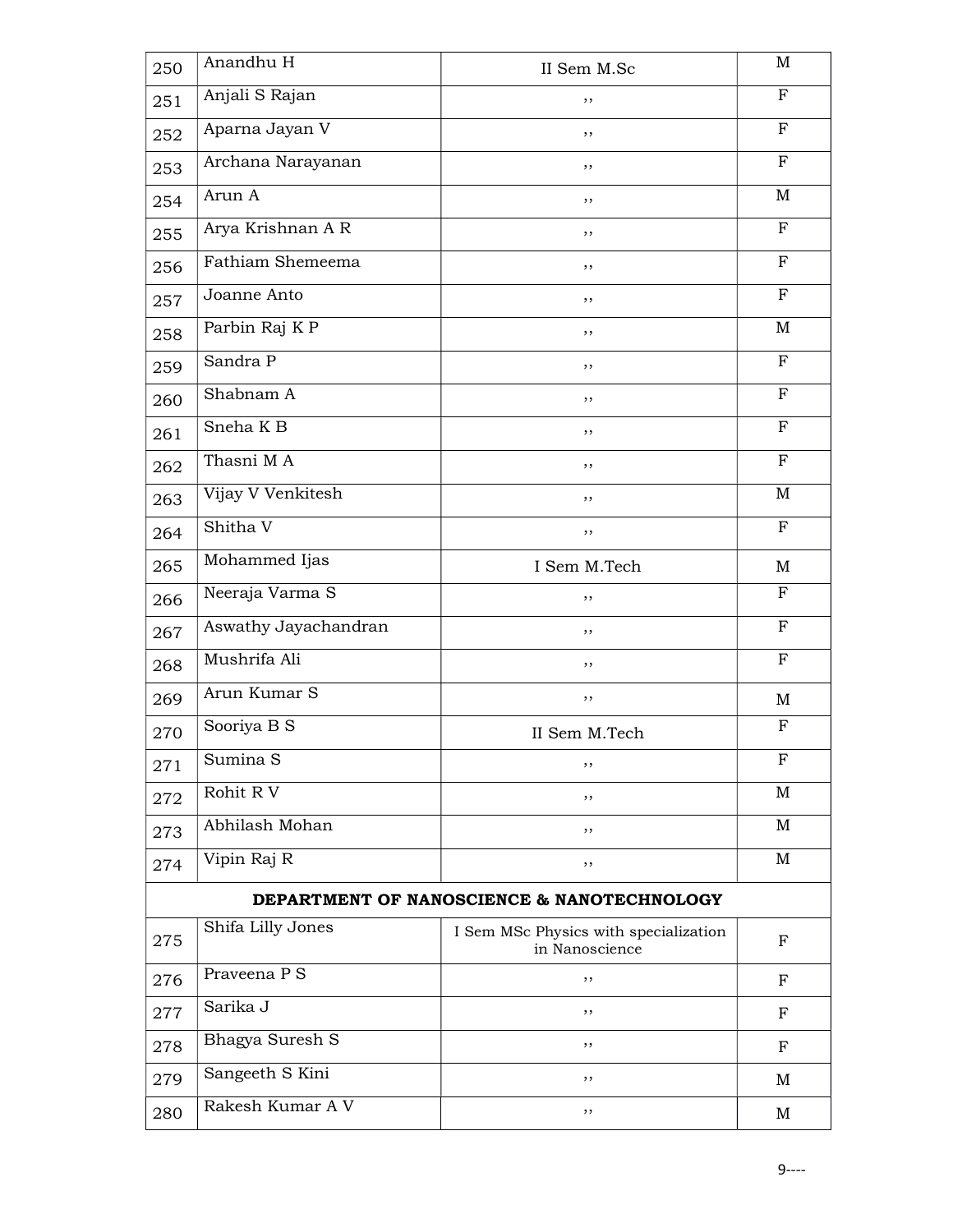| 250 | Anandhu H | II Sem M.Sc | M |
|---|---|---|---|
| 251 | Anjali S Rajan | ,, | F |
| 252 | Aparna Jayan V | ,, | F |
| 253 | Archana Narayanan | ,, | F |
| 254 | Arun A | ,, | M |
| 255 | Arya Krishnan A R | ,, | F |
| 256 | Fathiam Shemeema | ,, | F |
| 257 | Joanne Anto | ,, | F |
| 258 | Parbin Raj K P | ,, | M |
| 259 | Sandra P | ,, | F |
| 260 | Shabnam A | ,, | F |
| 261 | Sneha K B | ,, | F |
| 262 | Thasni M A | ,, | F |
| 263 | Vijay V Venkitesh | ,, | M |
| 264 | Shitha V | ,, | F |
| 265 | Mohammed Ijas | I Sem M.Tech | M |
| 266 | Neeraja Varma S | ,, | F |
| 267 | Aswathy Jayachandran | ,, | F |
| 268 | Mushrifa Ali | ,, | F |
| 269 | Arun Kumar S | ,, | M |
| 270 | Sooriya B S | II Sem M.Tech | F |
| 271 | Sumina S | ,, | F |
| 272 | Rohit R V | ,, | M |
| 273 | Abhilash Mohan | ,, | M |
| 274 | Vipin Raj R | ,, | M |
| **DEPARTMENT OF NANOSCIENCE & NANOTECHNOLOGY** | | | |
| 275 | Shifa Lilly Jones | I Sem MSc Physics with specialization in Nanoscience | F |
| 276 | Praveena P S | ,, | F |
| 277 | Sarika J | ,, | F |
| 278 | Bhagya Suresh S | ,, | F |
| 279 | Sangeeth S Kini | ,, | M |
| 280 | Rakesh Kumar A V | ,, | M |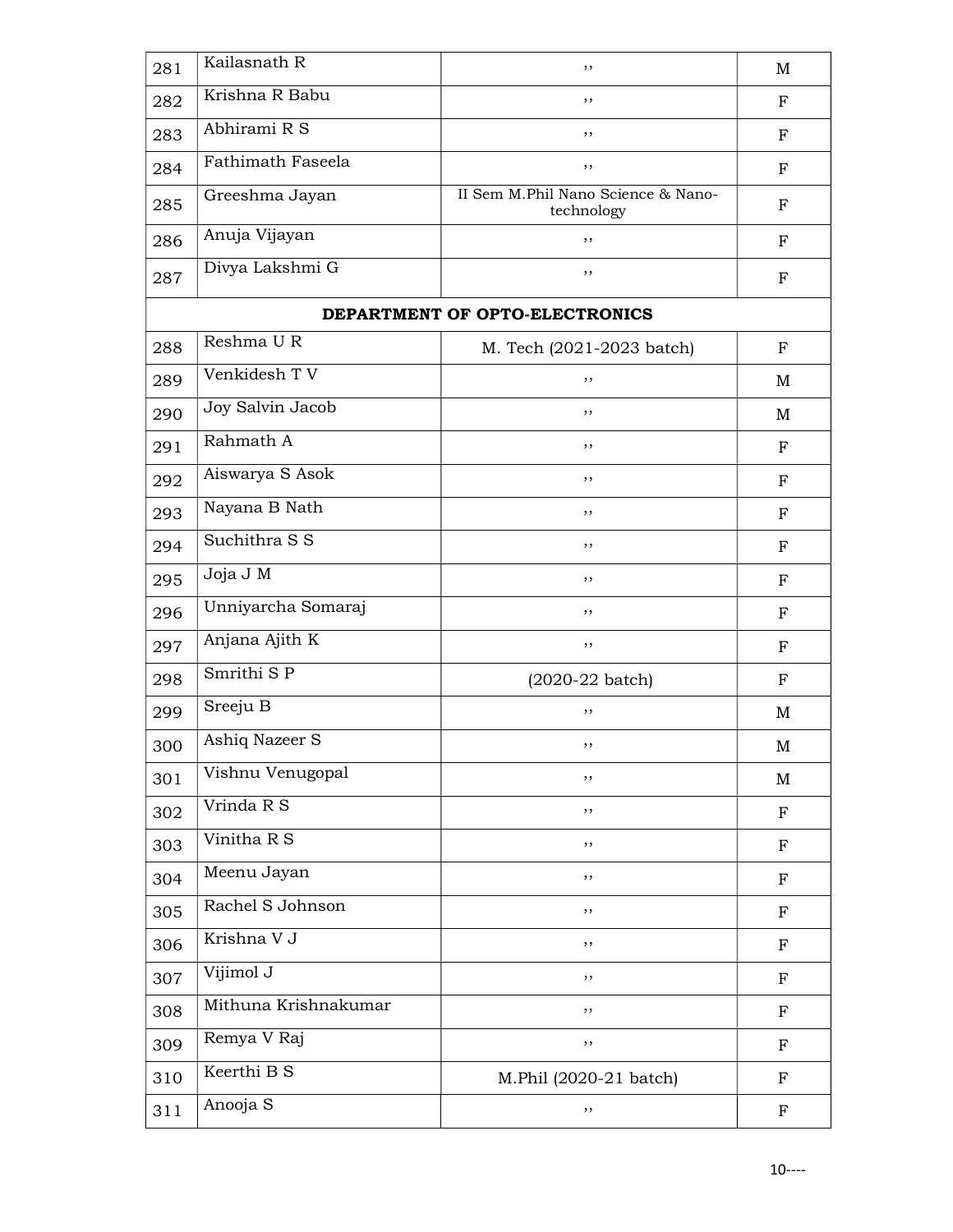| 281 | Kailasnath R | ,, | M |
|---|---|---|---|
| 282 | Krishna R Babu | ,, | F |
| 283 | Abhirami R S | ,, | F |
| 284 | Fathimath Faseela | ,, | F |
| 285 | Greeshma Jayan | II Sem M.Phil Nano Science & Nano-technology | F |
| 286 | Anuja Vijayan | ,, | F |
| 287 | Divya Lakshmi G | ,, | F |
| | **DEPARTMENT OF OPTO-ELECTRONICS** | | |
| 288 | Reshma U R | M. Tech (2021-2023 batch) | F |
| 289 | Venkidesh T V | ,, | M |
| 290 | Joy Salvin Jacob | ,, | M |
| 291 | Rahmath A | ,, | F |
| 292 | Aiswarya S Asok | ,, | F |
| 293 | Nayana B Nath | ,, | F |
| 294 | Suchithra S S | ,, | F |
| 295 | Joja J M | ,, | F |
| 296 | Unniyarcha Somaraj | ,, | F |
| 297 | Anjana Ajith K | ,, | F |
| 298 | Smrithi S P | (2020-22 batch) | F |
| 299 | Sreeju B | ,, | M |
| 300 | Ashiq Nazeer S | ,, | M |
| 301 | Vishnu Venugopal | ,, | M |
| 302 | Vrinda R S | ,, | F |
| 303 | Vinitha R S | ,, | F |
| 304 | Meenu Jayan | ,, | F |
| 305 | Rachel S Johnson | ,, | F |
| 306 | Krishna V J | ,, | F |
| 307 | Vijimol J | ,, | F |
| 308 | Mithuna Krishnakumar | ,, | F |
| 309 | Remya V Raj | ,, | F |
| 310 | Keerthi B S | M.Phil (2020-21 batch) | F |
| 311 | Anooja S | ,, | F |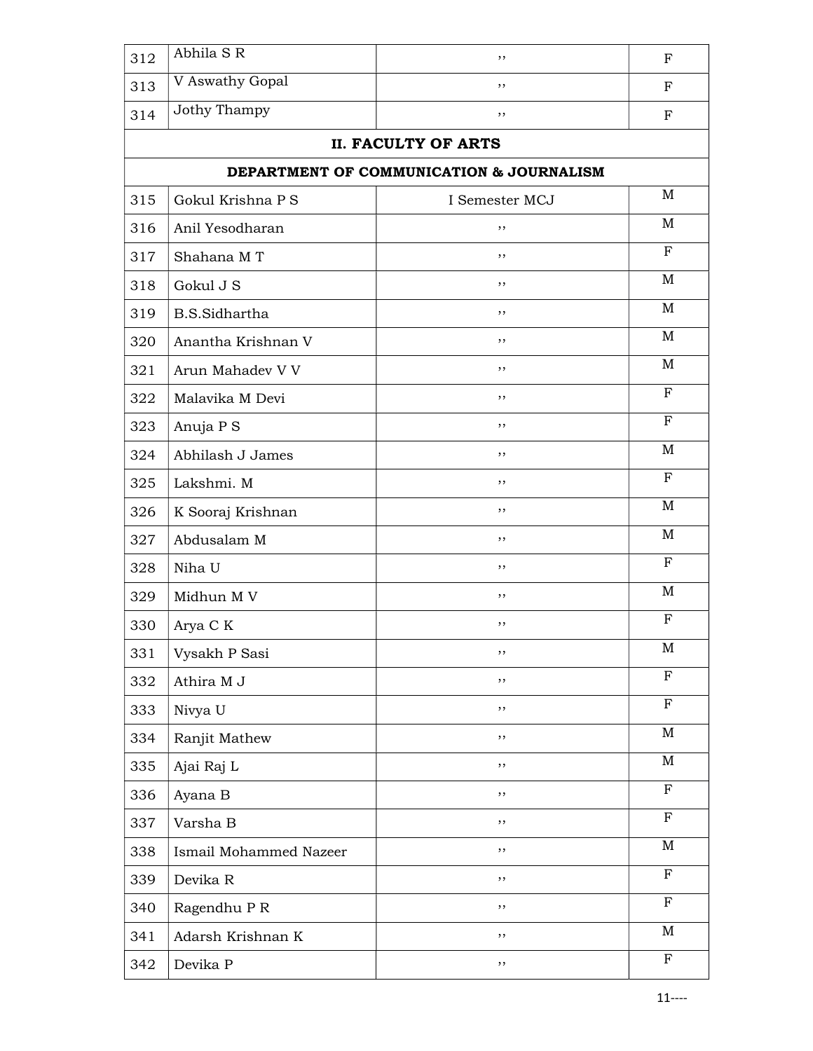| 312 | Abhila S R | ,, | F |
|---|---|---|---|
| 313 | V Aswathy Gopal | ,, | F |
| 314 | Jothy Thampy | ,, | F |
| **II. FACULTY OF ARTS** | | | |
| **DEPARTMENT OF COMMUNICATION & JOURNALISM** | | | |
| 315 | Gokul Krishna P S | I Semester MCJ | M |
| 316 | Anil Yesodharan | ,, | M |
| 317 | Shahana M T | ,, | F |
| 318 | Gokul J S | ,, | M |
| 319 | B.S.Sidhartha | ,, | M |
| 320 | Anantha Krishnan V | ,, | M |
| 321 | Arun Mahadev V V | ,, | M |
| 322 | Malavika M Devi | ,, | F |
| 323 | Anuja P S | ,, | F |
| 324 | Abhilash J James | ,, | M |
| 325 | Lakshmi. M | ,, | F |
| 326 | K Sooraj Krishnan | ,, | M |
| 327 | Abdusalam M | ,, | M |
| 328 | Niha U | ,, | F |
| 329 | Midhun M V | ,, | M |
| 330 | Arya C K | ,, | F |
| 331 | Vysakh P Sasi | ,, | M |
| 332 | Athira M J | ,, | F |
| 333 | Nivya U | ,, | F |
| 334 | Ranjit Mathew | ,, | M |
| 335 | Ajai Raj L | ,, | M |
| 336 | Ayana B | ,, | F |
| 337 | Varsha B | ,, | F |
| 338 | Ismail Mohammed Nazeer | ,, | M |
| 339 | Devika R | ,, | F |
| 340 | Ragendhu P R | ,, | F |
| 341 | Adarsh Krishnan K | ,, | M |
| 342 | Devika P | ,, | F |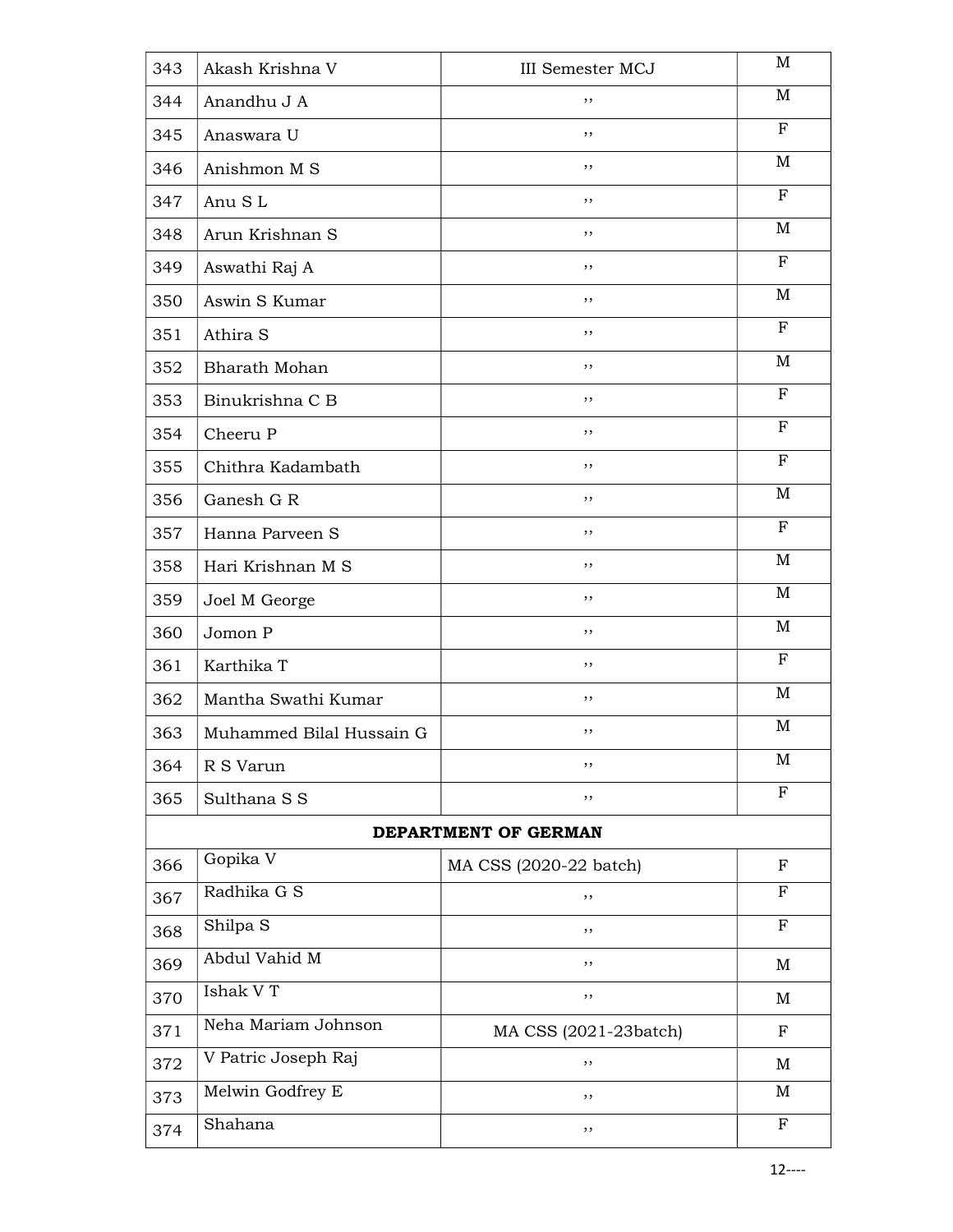| 343 | Akash Krishna V | III Semester MCJ | M |
|---|---|---|---|
| 344 | Anandhu J A | ,, | M |
| 345 | Anaswara U | ,, | F |
| 346 | Anishmon M S | ,, | M |
| 347 | Anu S L | ,, | F |
| 348 | Arun Krishnan S | ,, | M |
| 349 | Aswathi Raj A | ,, | F |
| 350 | Aswin S Kumar | ,, | M |
| 351 | Athira S | ,, | F |
| 352 | Bharath Mohan | ,, | M |
| 353 | Binukrishna C B | ,, | F |
| 354 | Cheeru P | ,, | F |
| 355 | Chithra Kadambath | ,, | F |
| 356 | Ganesh G R | ,, | M |
| 357 | Hanna Parveen S | ,, | F |
| 358 | Hari Krishnan M S | ,, | M |
| 359 | Joel M George | ,, | M |
| 360 | Jomon P | ,, | M |
| 361 | Karthika T | ,, | F |
| 362 | Mantha Swathi Kumar | ,, | M |
| 363 | Muhammed Bilal Hussain G | ,, | M |
| 364 | R S Varun | ,, | M |
| 365 | Sulthana S S | ,, | F |
| **DEPARTMENT OF GERMAN** | | | |
| 366 | Gopika V | MA CSS (2020-22 batch) | F |
| 367 | Radhika G S | ,, | F |
| 368 | Shilpa S | ,, | F |
| 369 | Abdul Vahid M | ,, | M |
| 370 | Ishak V T | ,, | M |
| 371 | Neha Mariam Johnson | MA CSS (2021-23batch) | F |
| 372 | V Patric Joseph Raj | ,, | M |
| 373 | Melwin Godfrey E | ,, | M |
| 374 | Shahana | ,, | F |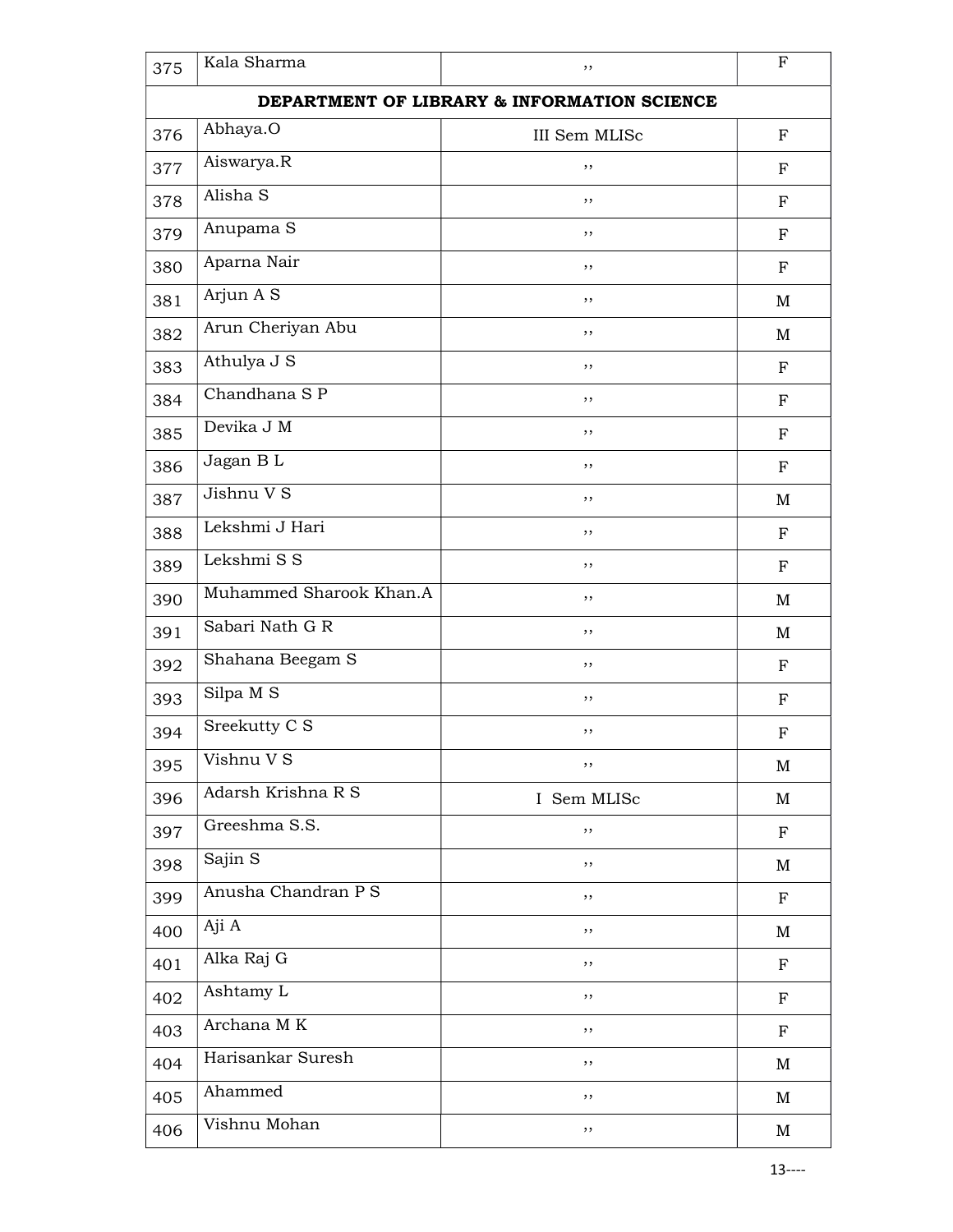| | | | |
|---|---|---|---|
| 375 | Kala Sharma | ,, | F |
| **DEPARTMENT OF LIBRARY & INFORMATION SCIENCE** | | | |
| 376 | Abhaya.O | III Sem MLISc | F |
| 377 | Aiswarya.R | ,, | F |
| 378 | Alisha S | ,, | F |
| 379 | Anupama S | ,, | F |
| 380 | Aparna Nair | ,, | F |
| 381 | Arjun A S | ,, | M |
| 382 | Arun Cheriyan Abu | ,, | M |
| 383 | Athulya J S | ,, | F |
| 384 | Chandhana S P | ,, | F |
| 385 | Devika J M | ,, | F |
| 386 | Jagan B L | ,, | F |
| 387 | Jishnu V S | ,, | M |
| 388 | Lekshmi J Hari | ,, | F |
| 389 | Lekshmi S S | ,, | F |
| 390 | Muhammed Sharook Khan.A | ,, | M |
| 391 | Sabari Nath G R | ,, | M |
| 392 | Shahana Beegam S | ,, | F |
| 393 | Silpa M S | ,, | F |
| 394 | Sreekutty C S | ,, | F |
| 395 | Vishnu V S | ,, | M |
| 396 | Adarsh Krishna R S | I Sem MLISc | M |
| 397 | Greeshma S.S. | ,, | F |
| 398 | Sajin S | ,, | M |
| 399 | Anusha Chandran P S | ,, | F |
| 400 | Aji A | ,, | M |
| 401 | Alka Raj G | ,, | F |
| 402 | Ashtamy L | ,, | F |
| 403 | Archana M K | ,, | F |
| 404 | Harisankar Suresh | ,, | M |
| 405 | Ahammed | ,, | M |
| 406 | Vishnu Mohan | ,, | M |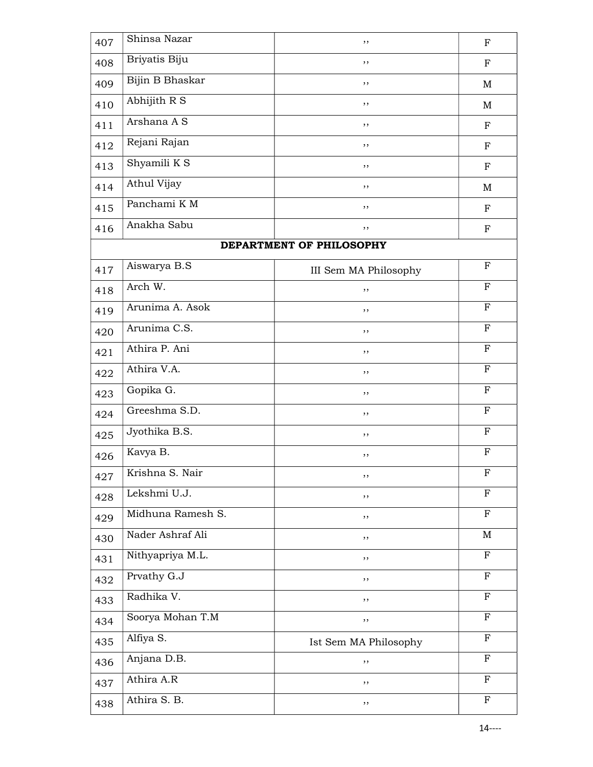| | | | |
|---|---|---|---|
| 407 | Shinsa Nazar | ,, | F |
| 408 | Briyatis Biju | ,, | F |
| 409 | Bijin B Bhaskar | ,, | M |
| 410 | Abhijith R S | ,, | M |
| 411 | Arshana A S | ,, | F |
| 412 | Rejani Rajan | ,, | F |
| 413 | Shyamili K S | ,, | F |
| 414 | Athul Vijay | ,, | M |
| 415 | Panchami K M | ,, | F |
| 416 | Anakha Sabu | ,, | F |
| **DEPARTMENT OF PHILOSOPHY** | | | |
| 417 | Aiswarya B.S | III Sem MA Philosophy | F |
| 418 | Arch W. | ,, | F |
| 419 | Arunima A. Asok | ,, | F |
| 420 | Arunima C.S. | ,, | F |
| 421 | Athira P. Ani | ,, | F |
| 422 | Athira V.A. | ,, | F |
| 423 | Gopika G. | ,, | F |
| 424 | Greeshma S.D. | ,, | F |
| 425 | Jyothika B.S. | ,, | F |
| 426 | Kavya B. | ,, | F |
| 427 | Krishna S. Nair | ,, | F |
| 428 | Lekshmi U.J. | ,, | F |
| 429 | Midhuna Ramesh S. | ,, | F |
| 430 | Nader Ashraf Ali | ,, | M |
| 431 | Nithyapriya M.L. | ,, | F |
| 432 | Prvathy G.J | ,, | F |
| 433 | Radhika V. | ,, | F |
| 434 | Soorya Mohan T.M | ,, | F |
| 435 | Alfiya S. | Ist Sem MA Philosophy | F |
| 436 | Anjana D.B. | ,, | F |
| 437 | Athira A.R | ,, | F |
| 438 | Athira S. B. | ,, | F |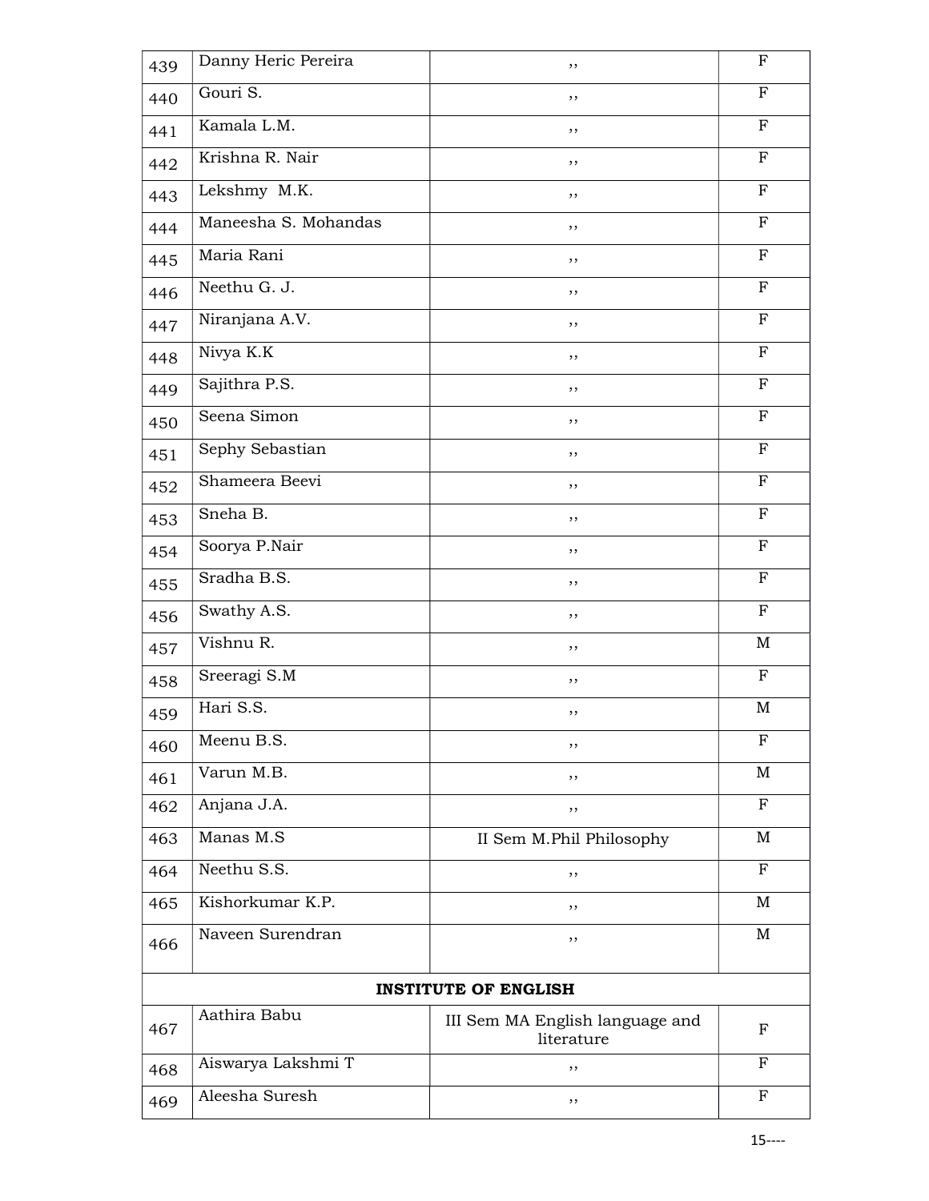| 439 | Danny Heric Pereira | ,, | F |
|---|---|---|---|
| 440 | Gouri S. | ,, | F |
| 441 | Kamala L.M. | ,, | F |
| 442 | Krishna R. Nair | ,, | F |
| 443 | Lekshmy M.K. | ,, | F |
| 444 | Maneesha S. Mohandas | ,, | F |
| 445 | Maria Rani | ,, | F |
| 446 | Neethu G. J. | ,, | F |
| 447 | Niranjana A.V. | ,, | F |
| 448 | Nivya K.K | ,, | F |
| 449 | Sajithra P.S. | ,, | F |
| 450 | Seena Simon | ,, | F |
| 451 | Sephy Sebastian | ,, | F |
| 452 | Shameera Beevi | ,, | F |
| 453 | Sneha B. | ,, | F |
| 454 | Soorya P.Nair | ,, | F |
| 455 | Sradha B.S. | ,, | F |
| 456 | Swathy A.S. | ,, | F |
| 457 | Vishnu R. | ,, | M |
| 458 | Sreeragi S.M | ,, | F |
| 459 | Hari S.S. | ,, | M |
| 460 | Meenu B.S. | ,, | F |
| 461 | Varun M.B. | ,, | M |
| 462 | Anjana J.A. | ,, | F |
| 463 | Manas M.S | II Sem M.Phil Philosophy | M |
| 464 | Neethu S.S. | ,, | F |
| 465 | Kishorkumar K.P. | ,, | M |
| 466 | Naveen Surendran | ,, | M |
| | **INSTITUTE OF ENGLISH** | | |
| 467 | Aathira Babu | III Sem MA English language and literature | F |
| 468 | Aiswarya Lakshmi T | ,, | F |
| 469 | Aleesha Suresh | ,, | F |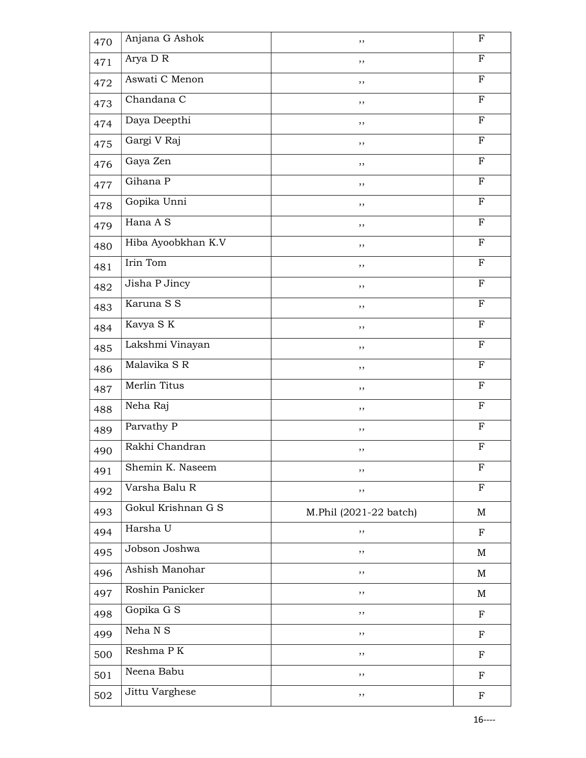| 470 | Anjana G Ashok | ,, | F |
|---|---|---|---|
| 471 | Arya D R | ,, | F |
| 472 | Aswati C Menon | ,, | F |
| 473 | Chandana C | ,, | F |
| 474 | Daya Deepthi | ,, | F |
| 475 | Gargi V Raj | ,, | F |
| 476 | Gaya Zen | ,, | F |
| 477 | Gihana P | ,, | F |
| 478 | Gopika Unni | ,, | F |
| 479 | Hana A S | ,, | F |
| 480 | Hiba Ayoobkhan K.V | ,, | F |
| 481 | Irin Tom | ,, | F |
| 482 | Jisha P Jincy | ,, | F |
| 483 | Karuna S S | ,, | F |
| 484 | Kavya S K | ,, | F |
| 485 | Lakshmi Vinayan | ,, | F |
| 486 | Malavika S R | ,, | F |
| 487 | Merlin Titus | ,, | F |
| 488 | Neha Raj | ,, | F |
| 489 | Parvathy P | ,, | F |
| 490 | Rakhi Chandran | ,, | F |
| 491 | Shemin K. Naseem | ,, | F |
| 492 | Varsha Balu R | ,, | F |
| 493 | Gokul Krishnan G S | M.Phil (2021-22 batch) | M |
| 494 | Harsha U | ,, | F |
| 495 | Jobson Joshwa | ,, | M |
| 496 | Ashish Manohar | ,, | M |
| 497 | Roshin Panicker | ,, | M |
| 498 | Gopika G S | ,, | F |
| 499 | Neha N S | ,, | F |
| 500 | Reshma P K | ,, | F |
| 501 | Neena Babu | ,, | F |
| 502 | Jittu Varghese | ,, | F |

16----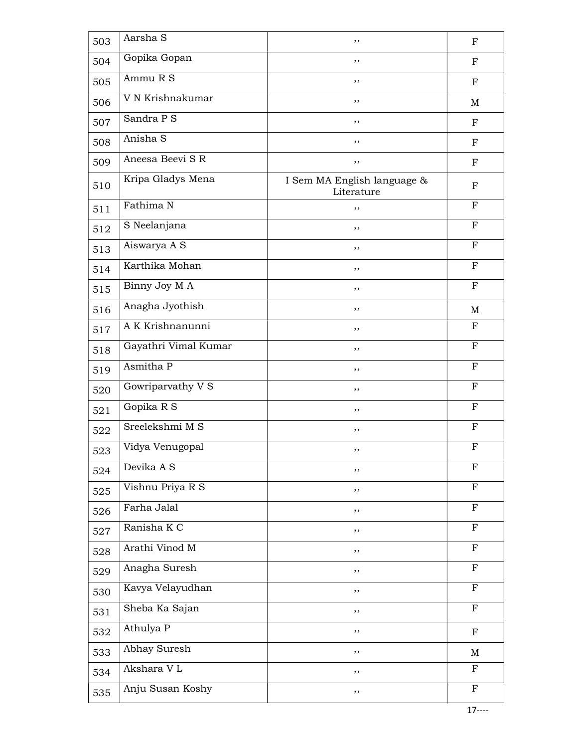| 503 | Aarsha S | ,, | F |
|---|---|---|---|
| 504 | Gopika Gopan | ,, | F |
| 505 | Ammu R S | ,, | F |
| 506 | V N Krishnakumar | ,, | M |
| 507 | Sandra P S | ,, | F |
| 508 | Anisha S | ,, | F |
| 509 | Aneesa Beevi S R | ,, | F |
| 510 | Kripa Gladys Mena | I Sem MA English language & Literature | F |
| 511 | Fathima N | ,, | F |
| 512 | S Neelanjana | ,, | F |
| 513 | Aiswarya A S | ,, | F |
| 514 | Karthika Mohan | ,, | F |
| 515 | Binny Joy M A | ,, | F |
| 516 | Anagha Jyothish | ,, | M |
| 517 | A K Krishnanunni | ,, | F |
| 518 | Gayathri Vimal Kumar | ,, | F |
| 519 | Asmitha P | ,, | F |
| 520 | Gowriparvathy V S | ,, | F |
| 521 | Gopika R S | ,, | F |
| 522 | Sreelekshmi M S | ,, | F |
| 523 | Vidya Venugopal | ,, | F |
| 524 | Devika A S | ,, | F |
| 525 | Vishnu Priya R S | ,, | F |
| 526 | Farha Jalal | ,, | F |
| 527 | Ranisha K C | ,, | F |
| 528 | Arathi Vinod M | ,, | F |
| 529 | Anagha Suresh | ,, | F |
| 530 | Kavya Velayudhan | ,, | F |
| 531 | Sheba Ka Sajan | ,, | F |
| 532 | Athulya P | ,, | F |
| 533 | Abhay Suresh | ,, | M |
| 534 | Akshara V L | ,, | F |
| 535 | Anju Susan Koshy | ,, | F |

17----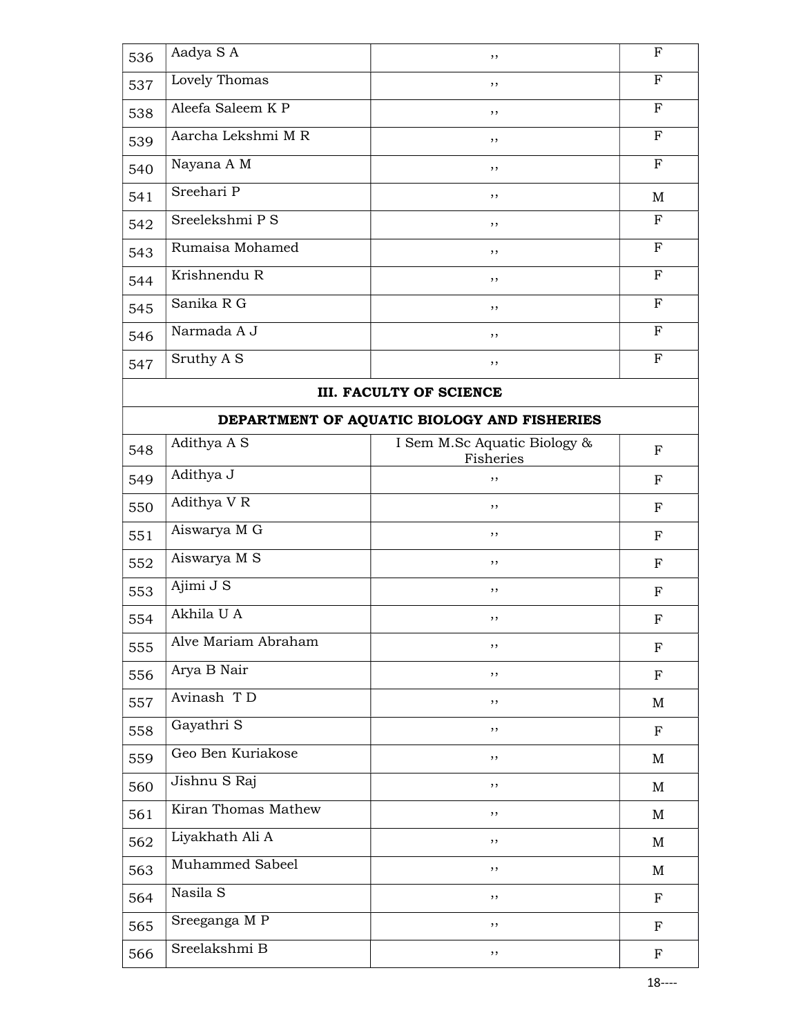| | | | |
|---|---|---|---|
| 536 | Aadya S A | ,, | F |
| 537 | Lovely Thomas | ,, | F |
| 538 | Aleefa Saleem K P | ,, | F |
| 539 | Aarcha Lekshmi M R | ,, | F |
| 540 | Nayana A M | ,, | F |
| 541 | Sreehari P | ,, | M |
| 542 | Sreelekshmi P S | ,, | F |
| 543 | Rumaisa Mohamed | ,, | F |
| 544 | Krishnendu R | ,, | F |
| 545 | Sanika R G | ,, | F |
| 546 | Narmada A J | ,, | F |
| 547 | Sruthy A S | ,, | F |
| **III. FACULTY OF SCIENCE** | | | |
| **DEPARTMENT OF AQUATIC BIOLOGY AND FISHERIES** | | | |
| 548 | Adithya A S | I Sem M.Sc Aquatic Biology & Fisheries | F |
| 549 | Adithya J | ,, | F |
| 550 | Adithya V R | ,, | F |
| 551 | Aiswarya M G | ,, | F |
| 552 | Aiswarya M S | ,, | F |
| 553 | Ajimi J S | ,, | F |
| 554 | Akhila U A | ,, | F |
| 555 | Alve Mariam Abraham | ,, | F |
| 556 | Arya B Nair | ,, | F |
| 557 | Avinash T D | ,, | M |
| 558 | Gayathri S | ,, | F |
| 559 | Geo Ben Kuriakose | ,, | M |
| 560 | Jishnu S Raj | ,, | M |
| 561 | Kiran Thomas Mathew | ,, | M |
| 562 | Liyakhath Ali A | ,, | M |
| 563 | Muhammed Sabeel | ,, | M |
| 564 | Nasila S | ,, | F |
| 565 | Sreeganga M P | ,, | F |
| 566 | Sreelakshmi B | ,, | F |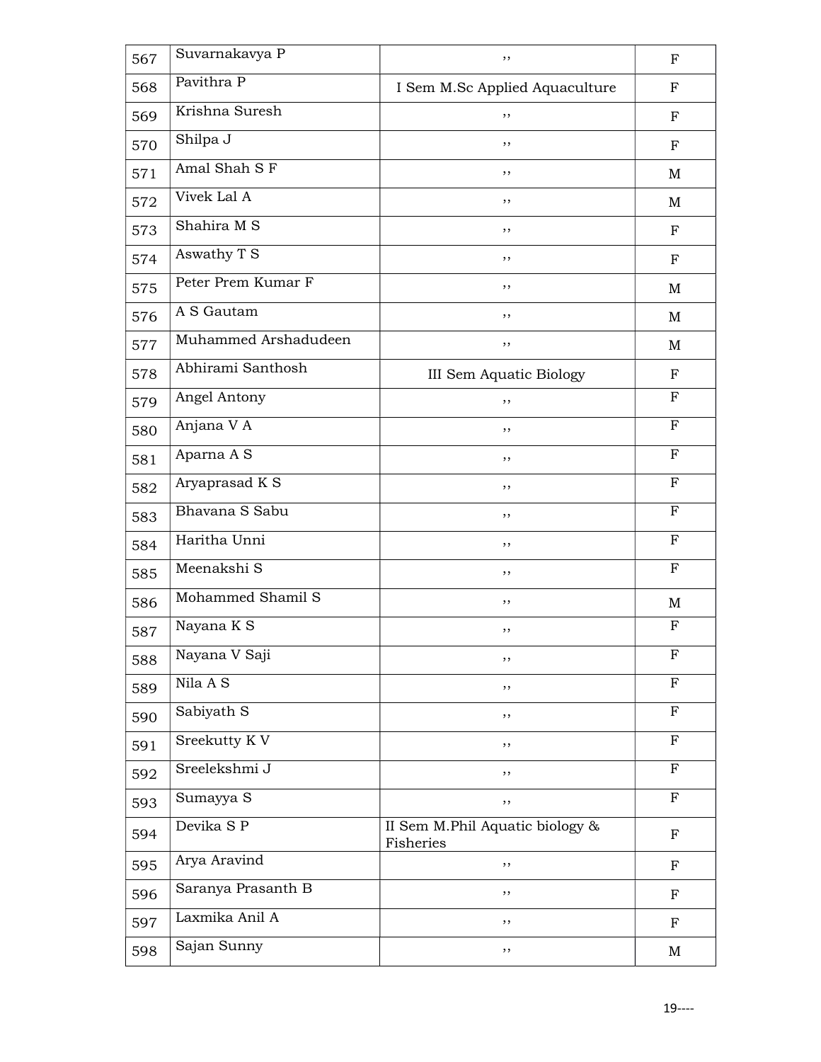| 567 | Suvarnakavya P | ,, | F |
|---|---|---|---|
| 568 | Pavithra P | I Sem M.Sc Applied Aquaculture | F |
| 569 | Krishna Suresh | ,, | F |
| 570 | Shilpa J | ,, | F |
| 571 | Amal Shah S F | ,, | M |
| 572 | Vivek Lal A | ,, | M |
| 573 | Shahira M S | ,, | F |
| 574 | Aswathy T S | ,, | F |
| 575 | Peter Prem Kumar F | ,, | M |
| 576 | A S Gautam | ,, | M |
| 577 | Muhammed Arshadudeen | ,, | M |
| 578 | Abhirami Santhosh | III Sem Aquatic Biology | F |
| 579 | Angel Antony | ,, | F |
| 580 | Anjana V A | ,, | F |
| 581 | Aparna A S | ,, | F |
| 582 | Aryaprasad K S | ,, | F |
| 583 | Bhavana S Sabu | ,, | F |
| 584 | Haritha Unni | ,, | F |
| 585 | Meenakshi S | ,, | F |
| 586 | Mohammed Shamil S | ,, | M |
| 587 | Nayana K S | ,, | F |
| 588 | Nayana V Saji | ,, | F |
| 589 | Nila A S | ,, | F |
| 590 | Sabiyath S | ,, | F |
| 591 | Sreekutty K V | ,, | F |
| 592 | Sreelekshmi J | ,, | F |
| 593 | Sumayya S | ,, | F |
| 594 | Devika S P | II Sem M.Phil Aquatic biology & Fisheries | F |
| 595 | Arya Aravind | ,, | F |
| 596 | Saranya Prasanth B | ,, | F |
| 597 | Laxmika Anil A | ,, | F |
| 598 | Sajan Sunny | ,, | M |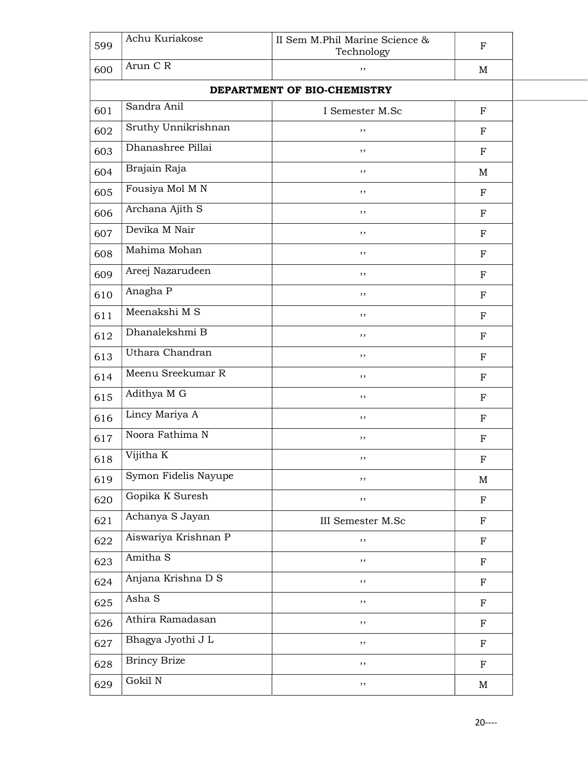| | | | |
|---|---|---|---|
| 599 | Achu Kuriakose | II Sem M.Phil Marine Science & Technology | F |
| 600 | Arun C R | ,, | M |
| **DEPARTMENT OF BIO-CHEMISTRY** | | | |
| 601 | Sandra Anil | I Semester M.Sc | F |
| 602 | Sruthy Unnikrishnan | ,, | F |
| 603 | Dhanashree Pillai | ,, | F |
| 604 | Brajain Raja | ,, | M |
| 605 | Fousiya Mol M N | ,, | F |
| 606 | Archana Ajith S | ,, | F |
| 607 | Devika M Nair | ,, | F |
| 608 | Mahima Mohan | ,, | F |
| 609 | Areej Nazarudeen | ,, | F |
| 610 | Anagha P | ,, | F |
| 611 | Meenakshi M S | ,, | F |
| 612 | Dhanalekshmi B | ,, | F |
| 613 | Uthara Chandran | ,, | F |
| 614 | Meenu Sreekumar R | ,, | F |
| 615 | Adithya M G | ,, | F |
| 616 | Lincy Mariya A | ,, | F |
| 617 | Noora Fathima N | ,, | F |
| 618 | Vijitha K | ,, | F |
| 619 | Symon Fidelis Nayupe | ,, | M |
| 620 | Gopika K Suresh | ,, | F |
| 621 | Achanya S Jayan | III Semester M.Sc | F |
| 622 | Aiswariya Krishnan P | ,, | F |
| 623 | Amitha S | ,, | F |
| 624 | Anjana Krishna D S | ,, | F |
| 625 | Asha S | ,, | F |
| 626 | Athira Ramadasan | ,, | F |
| 627 | Bhagya Jyothi J L | ,, | F |
| 628 | Brincy Brize | ,, | F |
| 629 | Gokil N | ,, | M |

20----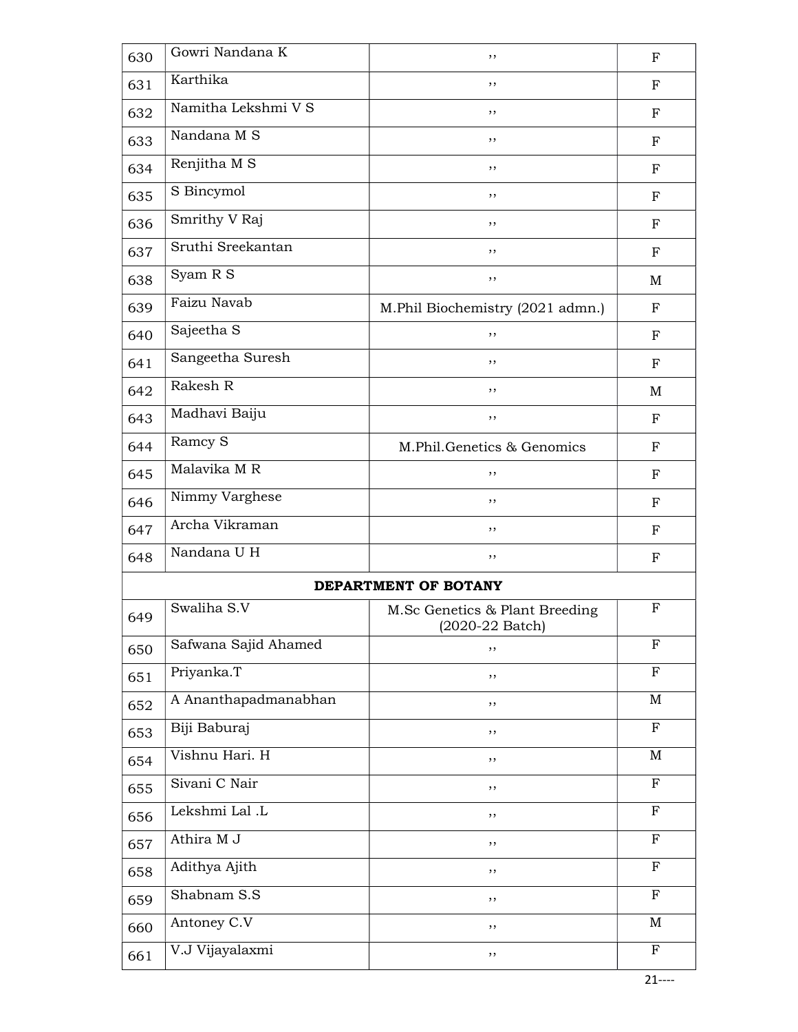| | | | |
|---|---|---|---|
| 630 | Gowri Nandana K | ,, | F |
| 631 | Karthika | ,, | F |
| 632 | Namitha Lekshmi V S | ,, | F |
| 633 | Nandana M S | ,, | F |
| 634 | Renjitha M S | ,, | F |
| 635 | S Bincymol | ,, | F |
| 636 | Smrithy V Raj | ,, | F |
| 637 | Sruthi Sreekantan | ,, | F |
| 638 | Syam R S | ,, | M |
| 639 | Faizu Navab | M.Phil Biochemistry (2021 admn.) | F |
| 640 | Sajeetha S | ,, | F |
| 641 | Sangeetha Suresh | ,, | F |
| 642 | Rakesh R | ,, | M |
| 643 | Madhavi Baiju | ,, | F |
| 644 | Ramcy S | M.Phil.Genetics & Genomics | F |
| 645 | Malavika M R | ,, | F |
| 646 | Nimmy Varghese | ,, | F |
| 647 | Archa Vikraman | ,, | F |
| 648 | Nandana U H | ,, | F |
| | **DEPARTMENT OF BOTANY** | | |
| 649 | Swaliha S.V | M.Sc Genetics & Plant Breeding (2020-22 Batch) | F |
| 650 | Safwana Sajid Ahamed | ,, | F |
| 651 | Priyanka.T | ,, | F |
| 652 | A Ananthapadmanabhan | ,, | M |
| 653 | Biji Baburaj | ,, | F |
| 654 | Vishnu Hari. H | ,, | M |
| 655 | Sivani C Nair | ,, | F |
| 656 | Lekshmi Lal .L | ,, | F |
| 657 | Athira M J | ,, | F |
| 658 | Adithya Ajith | ,, | F |
| 659 | Shabnam S.S | ,, | F |
| 660 | Antoney C.V | ,, | M |
| 661 | V.J Vijayalaxmi | ,, | F |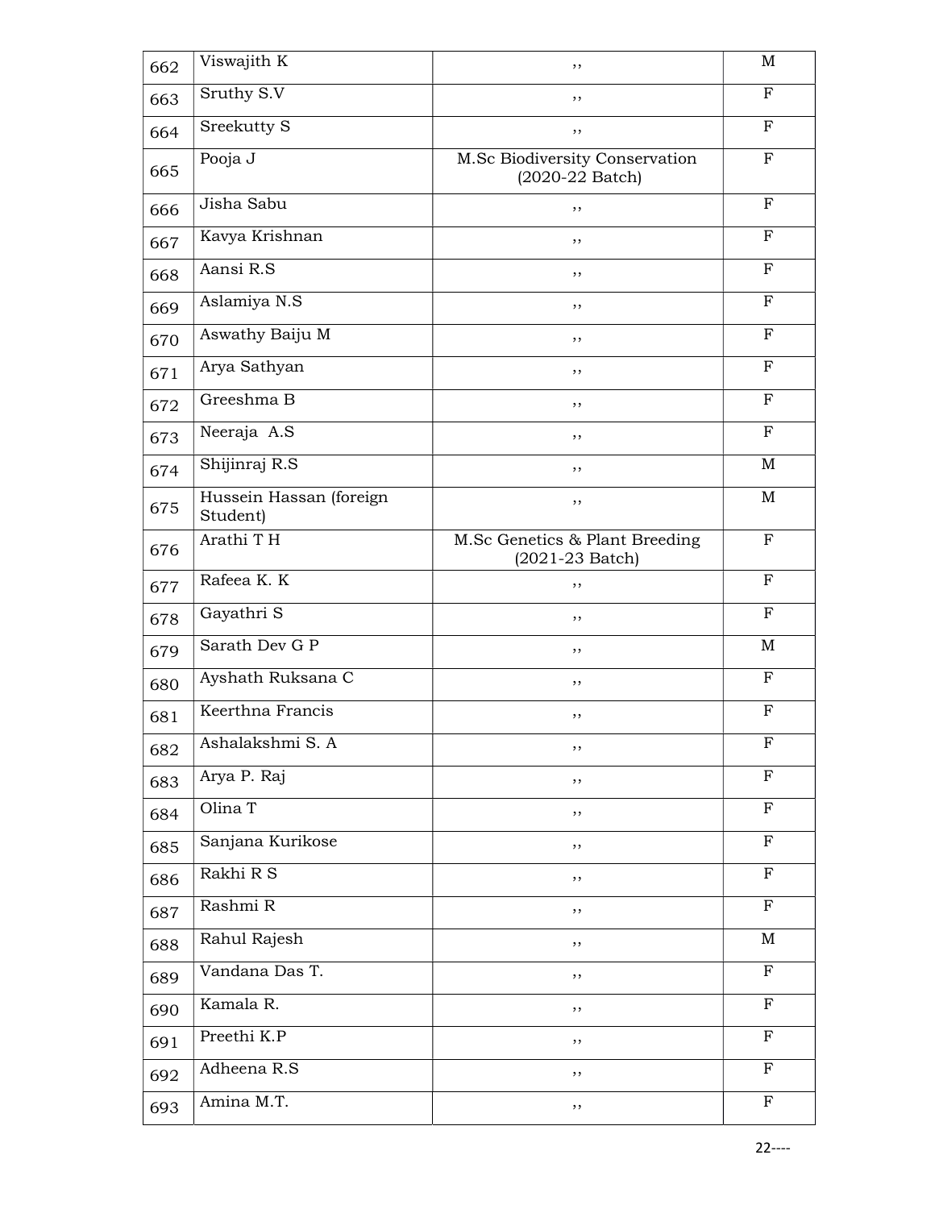| 662 | Viswajith K | ,, | M |
|---|---|---|---|
| 663 | Sruthy S.V | ,, | F |
| 664 | Sreekutty S | ,, | F |
| 665 | Pooja J | M.Sc Biodiversity Conservation (2020-22 Batch) | F |
| 666 | Jisha Sabu | ,, | F |
| 667 | Kavya Krishnan | ,, | F |
| 668 | Aansi R.S | ,, | F |
| 669 | Aslamiya N.S | ,, | F |
| 670 | Aswathy Baiju M | ,, | F |
| 671 | Arya Sathyan | ,, | F |
| 672 | Greeshma B | ,, | F |
| 673 | Neeraja A.S | ,, | F |
| 674 | Shijinraj R.S | ,, | M |
| 675 | Hussein Hassan (foreign Student) | ,, | M |
| 676 | Arathi T H | M.Sc Genetics & Plant Breeding (2021-23 Batch) | F |
| 677 | Rafeea K. K | ,, | F |
| 678 | Gayathri S | ,, | F |
| 679 | Sarath Dev G P | ,, | M |
| 680 | Ayshath Ruksana C | ,, | F |
| 681 | Keerthna Francis | ,, | F |
| 682 | Ashalakshmi S. A | ,, | F |
| 683 | Arya P. Raj | ,, | F |
| 684 | Olina T | ,, | F |
| 685 | Sanjana Kurikose | ,, | F |
| 686 | Rakhi R S | ,, | F |
| 687 | Rashmi R | ,, | F |
| 688 | Rahul Rajesh | ,, | M |
| 689 | Vandana Das T. | ,, | F |
| 690 | Kamala R. | ,, | F |
| 691 | Preethi K.P | ,, | F |
| 692 | Adheena R.S | ,, | F |
| 693 | Amina M.T. | ,, | F |

22----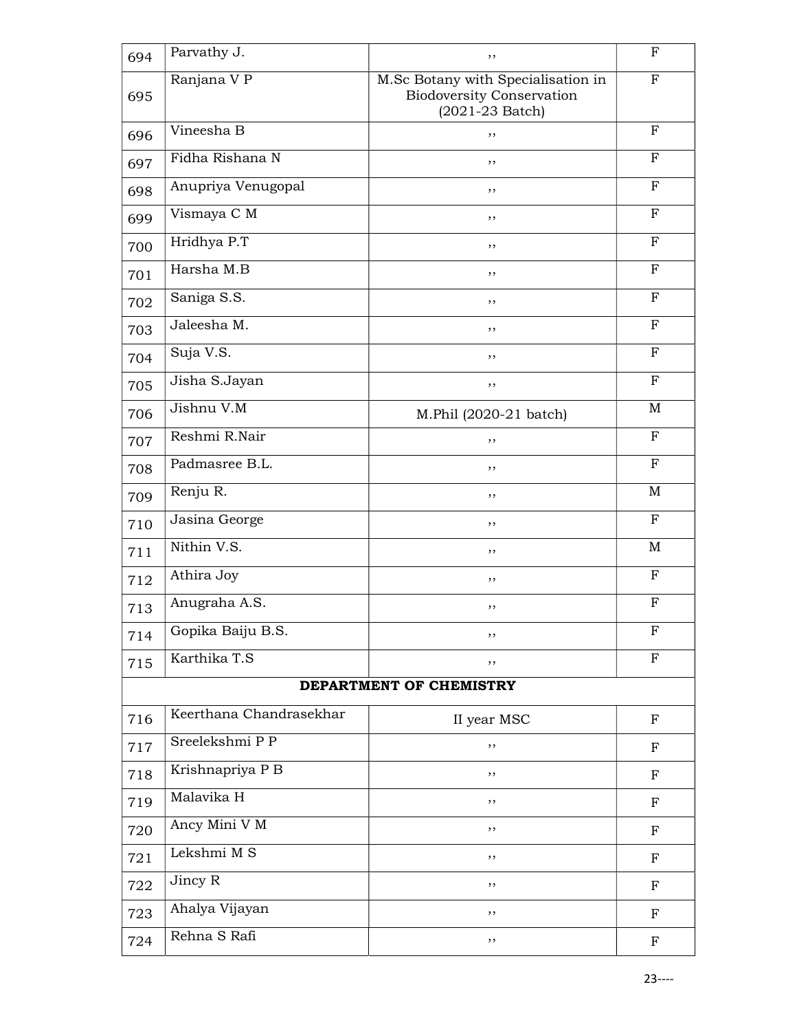| 694 | Parvathy J. | ,, | F |
|---|---|---|---|
| 695 | Ranjana V P | M.Sc Botany with Specialisation in Biodoversity Conservation (2021-23 Batch) | F |
| 696 | Vineesha B | ,, | F |
| 697 | Fidha Rishana N | ,, | F |
| 698 | Anupriya Venugopal | ,, | F |
| 699 | Vismaya C M | ,, | F |
| 700 | Hridhya P.T | ,, | F |
| 701 | Harsha M.B | ,, | F |
| 702 | Saniga S.S. | ,, | F |
| 703 | Jaleesha M. | ,, | F |
| 704 | Suja V.S. | ,, | F |
| 705 | Jisha S.Jayan | ,, | F |
| 706 | Jishnu V.M | M.Phil (2020-21 batch) | M |
| 707 | Reshmi R.Nair | ,, | F |
| 708 | Padmasree B.L. | ,, | F |
| 709 | Renju R. | ,, | M |
| 710 | Jasina George | ,, | F |
| 711 | Nithin V.S. | ,, | M |
| 712 | Athira Joy | ,, | F |
| 713 | Anugraha A.S. | ,, | F |
| 714 | Gopika Baiju B.S. | ,, | F |
| 715 | Karthika T.S | ,, | F |
| | **DEPARTMENT OF CHEMISTRY** | | |
| 716 | Keerthana Chandrasekhar | II year MSC | F |
| 717 | Sreelekshmi P P | ,, | F |
| 718 | Krishnapriya P B | ,, | F |
| 719 | Malavika H | ,, | F |
| 720 | Ancy Mini V M | ,, | F |
| 721 | Lekshmi M S | ,, | F |
| 722 | Jincy R | ,, | F |
| 723 | Ahalya Vijayan | ,, | F |
| 724 | Rehna S Rafi | ,, | F |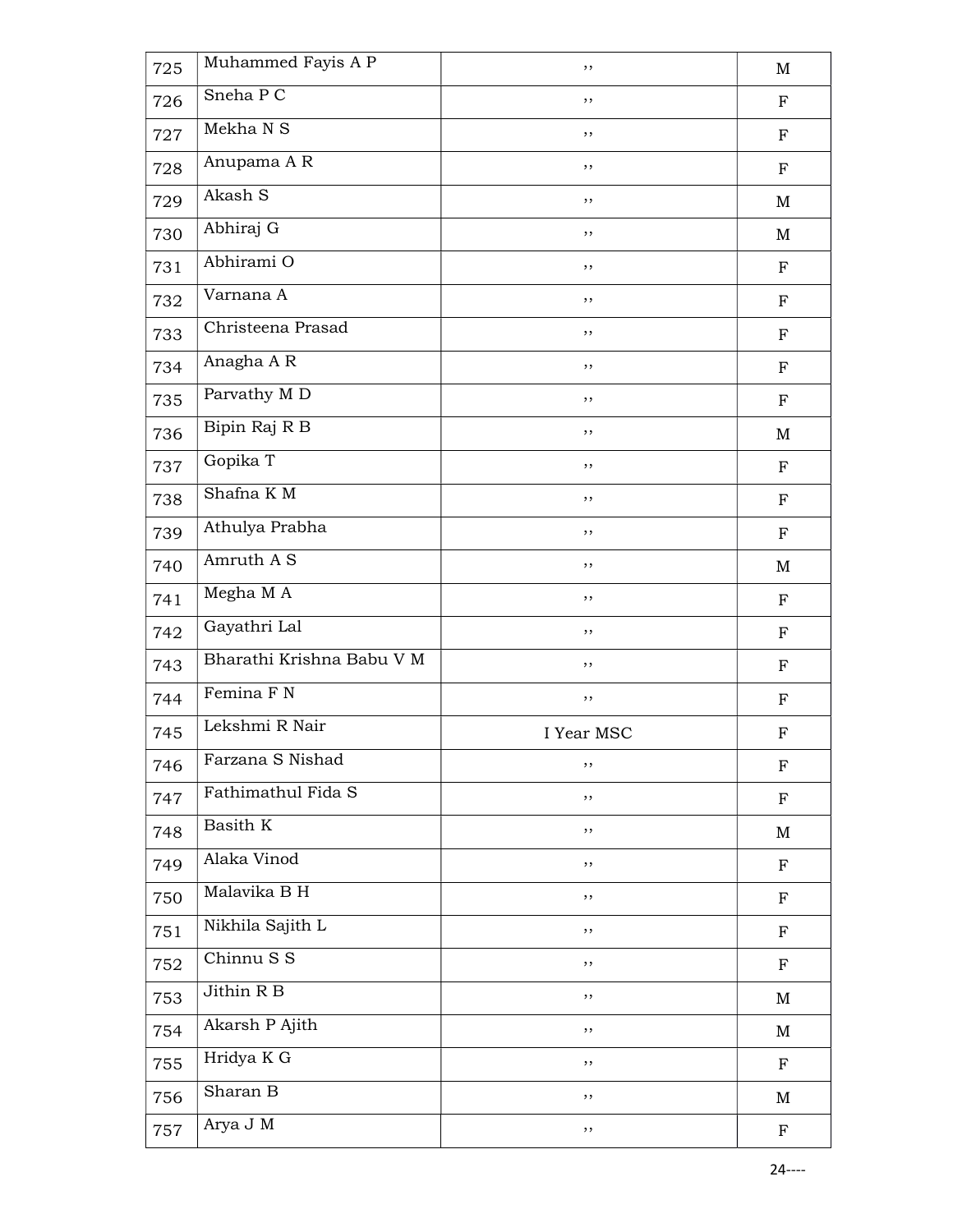| 725 | Muhammed Fayis A P | ,, | M |
|---|---|---|---|
| 726 | Sneha P C | ,, | F |
| 727 | Mekha N S | ,, | F |
| 728 | Anupama A R | ,, | F |
| 729 | Akash S | ,, | M |
| 730 | Abhiraj G | ,, | M |
| 731 | Abhirami O | ,, | F |
| 732 | Varnana A | ,, | F |
| 733 | Christeena Prasad | ,, | F |
| 734 | Anagha A R | ,, | F |
| 735 | Parvathy M D | ,, | F |
| 736 | Bipin Raj R B | ,, | M |
| 737 | Gopika T | ,, | F |
| 738 | Shafna K M | ,, | F |
| 739 | Athulya Prabha | ,, | F |
| 740 | Amruth A S | ,, | M |
| 741 | Megha M A | ,, | F |
| 742 | Gayathri Lal | ,, | F |
| 743 | Bharathi Krishna Babu V M | ,, | F |
| 744 | Femina F N | ,, | F |
| 745 | Lekshmi R Nair | I Year MSC | F |
| 746 | Farzana S Nishad | ,, | F |
| 747 | Fathimathul Fida S | ,, | F |
| 748 | Basith K | ,, | M |
| 749 | Alaka Vinod | ,, | F |
| 750 | Malavika B H | ,, | F |
| 751 | Nikhila Sajith L | ,, | F |
| 752 | Chinnu S S | ,, | F |
| 753 | Jithin R B | ,, | M |
| 754 | Akarsh P Ajith | ,, | M |
| 755 | Hridya K G | ,, | F |
| 756 | Sharan B | ,, | M |
| 757 | Arya J M | ,, | F |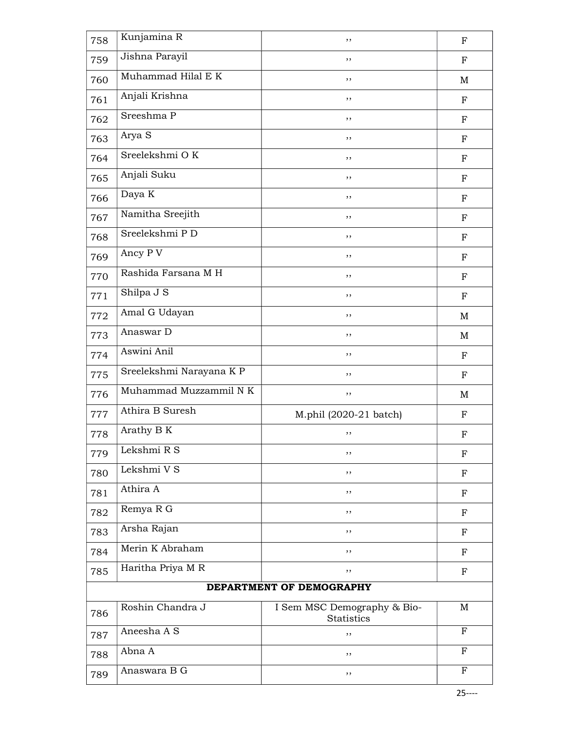| 758 | Kunjamina R | ,, | F |
|---|---|---|---|
| 759 | Jishna Parayil | ,, | F |
| 760 | Muhammad Hilal E K | ,, | M |
| 761 | Anjali Krishna | ,, | F |
| 762 | Sreeshma P | ,, | F |
| 763 | Arya S | ,, | F |
| 764 | Sreelekshmi O K | ,, | F |
| 765 | Anjali Suku | ,, | F |
| 766 | Daya K | ,, | F |
| 767 | Namitha Sreejith | ,, | F |
| 768 | Sreelekshmi P D | ,, | F |
| 769 | Ancy P V | ,, | F |
| 770 | Rashida Farsana M H | ,, | F |
| 771 | Shilpa J S | ,, | F |
| 772 | Amal G Udayan | ,, | M |
| 773 | Anaswar D | ,, | M |
| 774 | Aswini Anil | ,, | F |
| 775 | Sreelekshmi Narayana K P | ,, | F |
| 776 | Muhammad Muzzammil N K | ,, | M |
| 777 | Athira B Suresh | M.phil (2020-21 batch) | F |
| 778 | Arathy B K | ,, | F |
| 779 | Lekshmi R S | ,, | F |
| 780 | Lekshmi V S | ,, | F |
| 781 | Athira A | ,, | F |
| 782 | Remya R G | ,, | F |
| 783 | Arsha Rajan | ,, | F |
| 784 | Merin K Abraham | ,, | F |
| 785 | Haritha Priya M R | ,, | F |
| | **DEPARTMENT OF DEMOGRAPHY** | | |
| 786 | Roshin Chandra J | I Sem MSC Demography & Bio-Statistics | M |
| 787 | Aneesha A S | ,, | F |
| 788 | Abna A | ,, | F |
| 789 | Anaswara B G | ,, | F |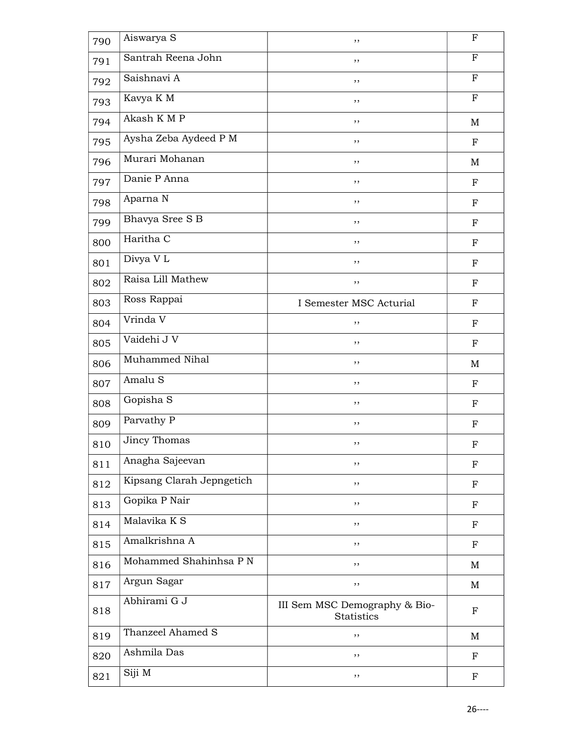| 790 | Aiswarya S | ,, | F |
|---|---|---|---|
| 791 | Santrah Reena John | ,, | F |
| 792 | Saishnavi A | ,, | F |
| 793 | Kavya K M | ,, | F |
| 794 | Akash K M P | ,, | M |
| 795 | Aysha Zeba Aydeed P M | ,, | F |
| 796 | Murari Mohanan | ,, | M |
| 797 | Danie P Anna | ,, | F |
| 798 | Aparna N | ,, | F |
| 799 | Bhavya Sree S B | ,, | F |
| 800 | Haritha C | ,, | F |
| 801 | Divya V L | ,, | F |
| 802 | Raisa Lill Mathew | ,, | F |
| 803 | Ross Rappai | I Semester MSC Acturial | F |
| 804 | Vrinda V | ,, | F |
| 805 | Vaidehi J V | ,, | F |
| 806 | Muhammed Nihal | ,, | M |
| 807 | Amalu S | ,, | F |
| 808 | Gopisha S | ,, | F |
| 809 | Parvathy P | ,, | F |
| 810 | Jincy Thomas | ,, | F |
| 811 | Anagha Sajeevan | ,, | F |
| 812 | Kipsang Clarah Jepngetich | ,, | F |
| 813 | Gopika P Nair | ,, | F |
| 814 | Malavika K S | ,, | F |
| 815 | Amalkrishna A | ,, | F |
| 816 | Mohammed Shahinhsa P N | ,, | M |
| 817 | Argun Sagar | ,, | M |
| 818 | Abhirami G J | III Sem MSC Demography & Bio-Statistics | F |
| 819 | Thanzeel Ahamed S | ,, | M |
| 820 | Ashmila Das | ,, | F |
| 821 | Siji M | ,, | F |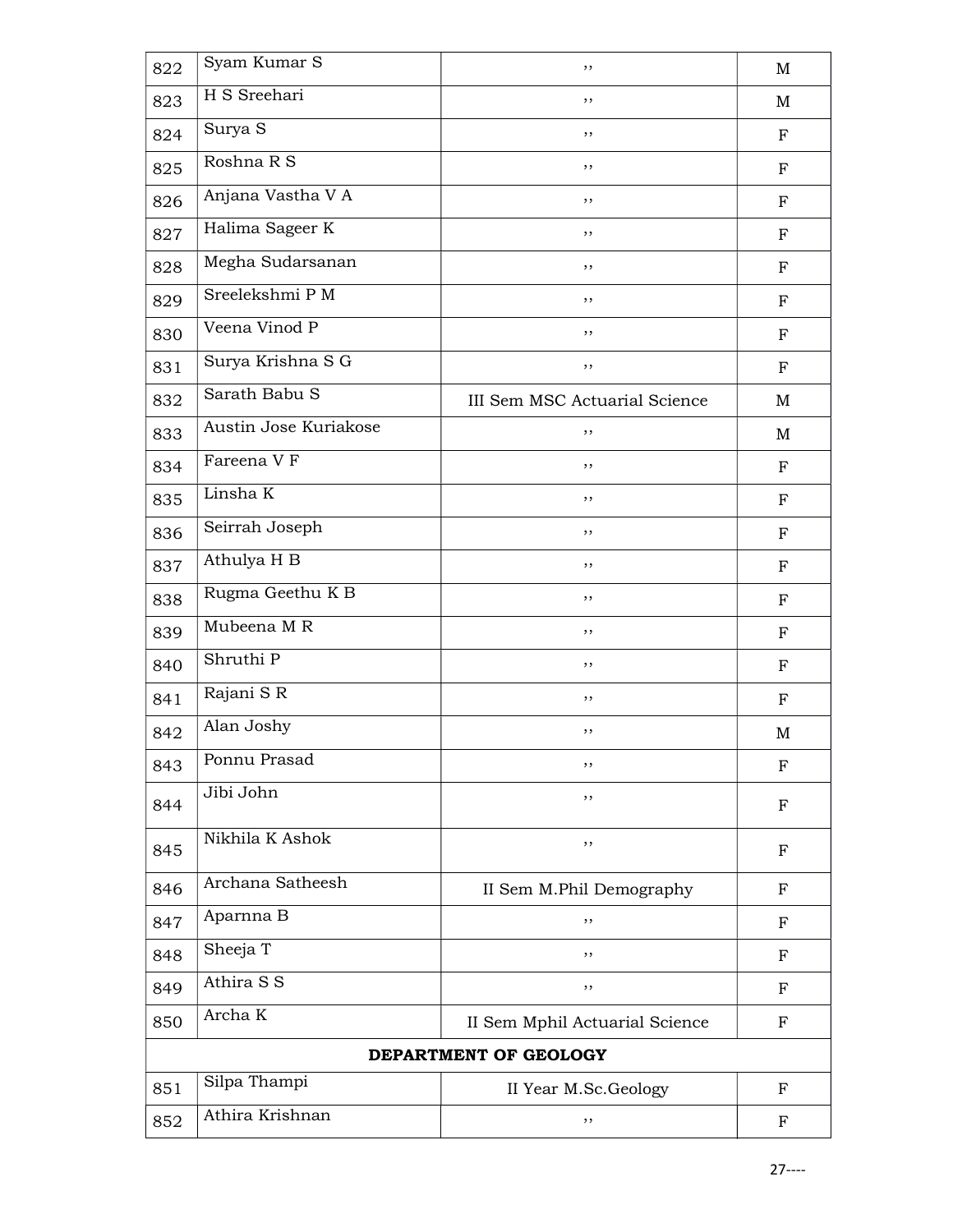| 822 | Syam Kumar S | ,, | M |
|---|---|---|---|
| 823 | H S Sreehari | ,, | M |
| 824 | Surya S | ,, | F |
| 825 | Roshna R S | ,, | F |
| 826 | Anjana Vastha V A | ,, | F |
| 827 | Halima Sageer K | ,, | F |
| 828 | Megha Sudarsanan | ,, | F |
| 829 | Sreelekshmi P M | ,, | F |
| 830 | Veena Vinod P | ,, | F |
| 831 | Surya Krishna S G | ,, | F |
| 832 | Sarath Babu S | III Sem MSC Actuarial Science | M |
| 833 | Austin Jose Kuriakose | ,, | M |
| 834 | Fareena V F | ,, | F |
| 835 | Linsha K | ,, | F |
| 836 | Seirrah Joseph | ,, | F |
| 837 | Athulya H B | ,, | F |
| 838 | Rugma Geethu K B | ,, | F |
| 839 | Mubeena M R | ,, | F |
| 840 | Shruthi P | ,, | F |
| 841 | Rajani S R | ,, | F |
| 842 | Alan Joshy | ,, | M |
| 843 | Ponnu Prasad | ,, | F |
| 844 | Jibi John | ,, | F |
| 845 | Nikhila K Ashok | ,, | F |
| 846 | Archana Satheesh | II Sem M.Phil Demography | F |
| 847 | Aparnna B | ,, | F |
| 848 | Sheeja T | ,, | F |
| 849 | Athira S S | ,, | F |
| 850 | Archa K | II Sem Mphil Actuarial Science | F |
| **DEPARTMENT OF GEOLOGY** | | | |
| 851 | Silpa Thampi | II Year M.Sc.Geology | F |
| 852 | Athira Krishnan | ,, | F |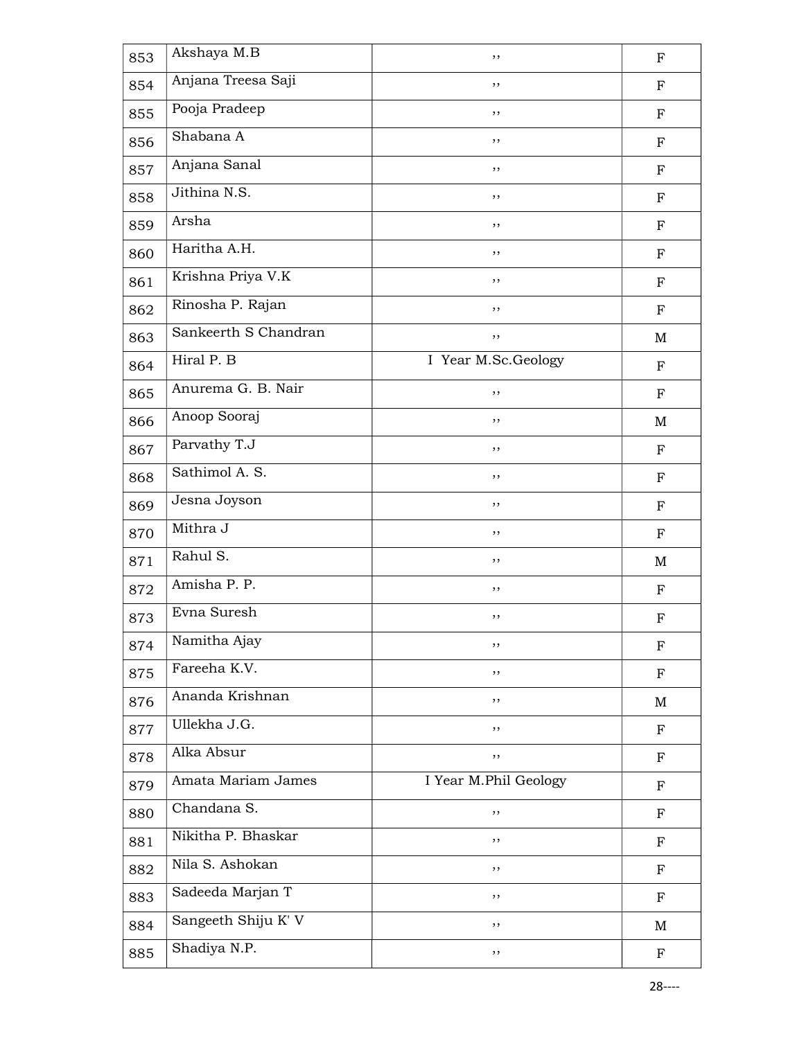| 853 | Akshaya M.B | ,, | F |
|---|---|---|---|
| 854 | Anjana Treesa Saji | ,, | F |
| 855 | Pooja Pradeep | ,, | F |
| 856 | Shabana A | ,, | F |
| 857 | Anjana Sanal | ,, | F |
| 858 | Jithina N.S. | ,, | F |
| 859 | Arsha | ,, | F |
| 860 | Haritha A.H. | ,, | F |
| 861 | Krishna Priya V.K | ,, | F |
| 862 | Rinosha P. Rajan | ,, | F |
| 863 | Sankeerth S Chandran | ,, | M |
| 864 | Hiral P. B | I Year M.Sc.Geology | F |
| 865 | Anurema G. B. Nair | ,, | F |
| 866 | Anoop Sooraj | ,, | M |
| 867 | Parvathy T.J | ,, | F |
| 868 | Sathimol A. S. | ,, | F |
| 869 | Jesna Joyson | ,, | F |
| 870 | Mithra J | ,, | F |
| 871 | Rahul S. | ,, | M |
| 872 | Amisha P. P. | ,, | F |
| 873 | Evna Suresh | ,, | F |
| 874 | Namitha Ajay | ,, | F |
| 875 | Fareeha K.V. | ,, | F |
| 876 | Ananda Krishnan | ,, | M |
| 877 | Ullekha J.G. | ,, | F |
| 878 | Alka Absur | ,, | F |
| 879 | Amata Mariam James | I Year M.Phil Geology | F |
| 880 | Chandana S. | ,, | F |
| 881 | Nikitha P. Bhaskar | ,, | F |
| 882 | Nila S. Ashokan | ,, | F |
| 883 | Sadeeda Marjan T | ,, | F |
| 884 | Sangeeth Shiju K' V | ,, | M |
| 885 | Shadiya N.P. | ,, | F |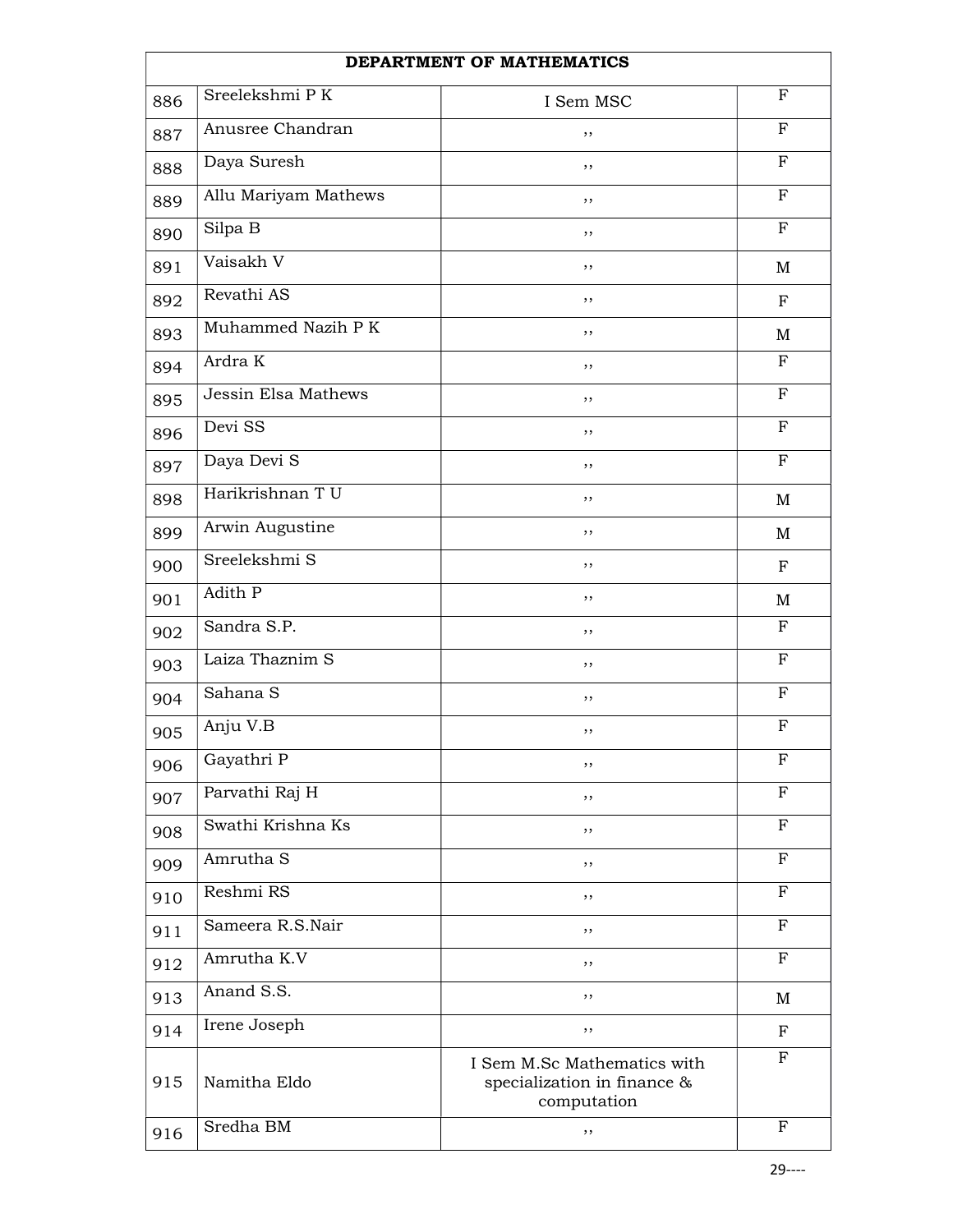| DEPARTMENT OF MATHEMATICS | | | |
|---|---|---|---|
| 886 | Sreelekshmi P K | I Sem MSC | F |
| 887 | Anusree Chandran | ,, | F |
| 888 | Daya Suresh | ,, | F |
| 889 | Allu Mariyam Mathews | ,, | F |
| 890 | Silpa B | ,, | F |
| 891 | Vaisakh V | ,, | M |
| 892 | Revathi AS | ,, | F |
| 893 | Muhammed Nazih P K | ,, | M |
| 894 | Ardra K | ,, | F |
| 895 | Jessin Elsa Mathews | ,, | F |
| 896 | Devi SS | ,, | F |
| 897 | Daya Devi S | ,, | F |
| 898 | Harikrishnan T U | ,, | M |
| 899 | Arwin Augustine | ,, | M |
| 900 | Sreelekshmi S | ,, | F |
| 901 | Adith P | ,, | M |
| 902 | Sandra S.P. | ,, | F |
| 903 | Laiza Thaznim S | ,, | F |
| 904 | Sahana S | ,, | F |
| 905 | Anju V.B | ,, | F |
| 906 | Gayathri P | ,, | F |
| 907 | Parvathi Raj H | ,, | F |
| 908 | Swathi Krishna Ks | ,, | F |
| 909 | Amrutha S | ,, | F |
| 910 | Reshmi RS | ,, | F |
| 911 | Sameera R.S.Nair | ,, | F |
| 912 | Amrutha K.V | ,, | F |
| 913 | Anand S.S. | ,, | M |
| 914 | Irene Joseph | ,, | F |
| 915 | Namitha Eldo | I Sem M.Sc Mathematics with specialization in finance & computation | F |
| 916 | Sredha BM | ,, | F |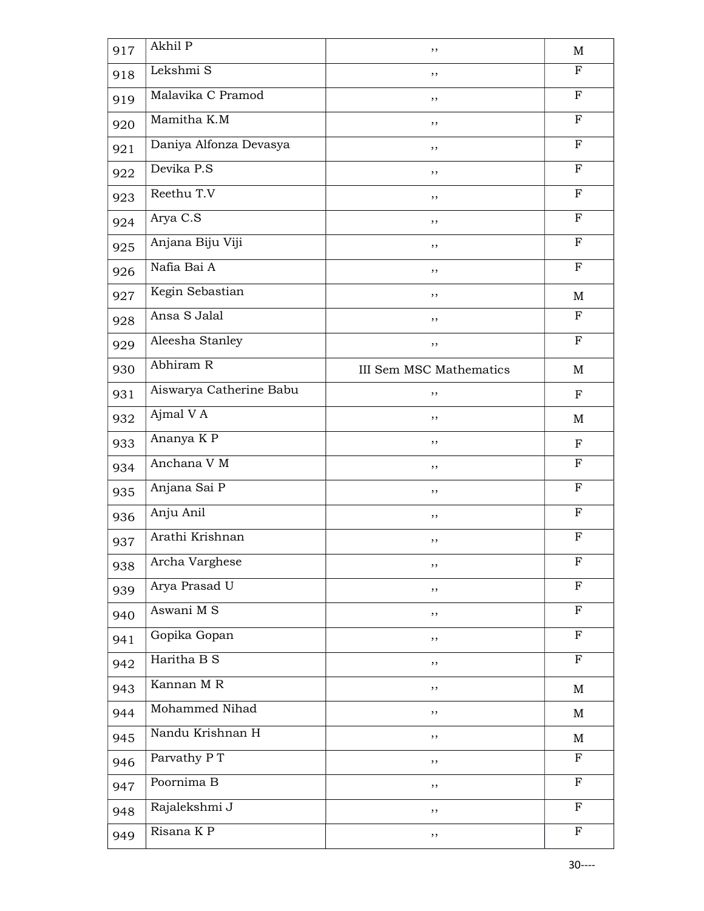| 917 | Akhil P | ,, | M |
|---|---|---|---|
| 918 | Lekshmi S | ,, | F |
| 919 | Malavika C Pramod | ,, | F |
| 920 | Mamitha K.M | ,, | F |
| 921 | Daniya Alfonza Devasya | ,, | F |
| 922 | Devika P.S | ,, | F |
| 923 | Reethu T.V | ,, | F |
| 924 | Arya C.S | ,, | F |
| 925 | Anjana Biju Viji | ,, | F |
| 926 | Nafia Bai A | ,, | F |
| 927 | Kegin Sebastian | ,, | M |
| 928 | Ansa S Jalal | ,, | F |
| 929 | Aleesha Stanley | ,, | F |
| 930 | Abhiram R | III Sem MSC Mathematics | M |
| 931 | Aiswarya Catherine Babu | ,, | F |
| 932 | Ajmal V A | ,, | M |
| 933 | Ananya K P | ,, | F |
| 934 | Anchana V M | ,, | F |
| 935 | Anjana Sai P | ,, | F |
| 936 | Anju Anil | ,, | F |
| 937 | Arathi Krishnan | ,, | F |
| 938 | Archa Varghese | ,, | F |
| 939 | Arya Prasad U | ,, | F |
| 940 | Aswani M S | ,, | F |
| 941 | Gopika Gopan | ,, | F |
| 942 | Haritha B S | ,, | F |
| 943 | Kannan M R | ,, | M |
| 944 | Mohammed Nihad | ,, | M |
| 945 | Nandu Krishnan H | ,, | M |
| 946 | Parvathy P T | ,, | F |
| 947 | Poornima B | ,, | F |
| 948 | Rajalekshmi J | ,, | F |
| 949 | Risana K P | ,, | F |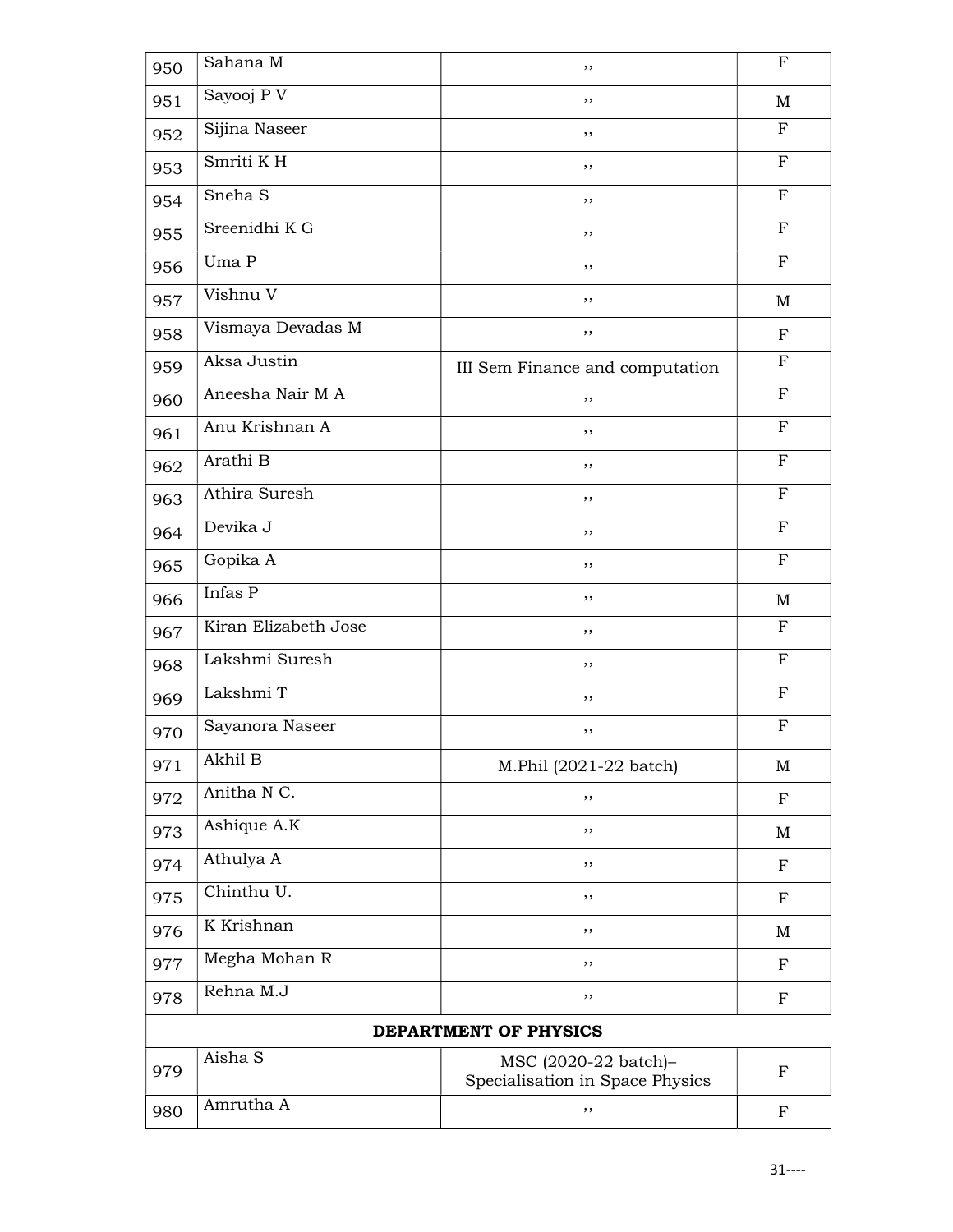| 950 | Sahana M | ,, | F |
|---|---|---|---|
| 951 | Sayooj P V | ,, | M |
| 952 | Sijina Naseer | ,, | F |
| 953 | Smriti K H | ,, | F |
| 954 | Sneha S | ,, | F |
| 955 | Sreenidhi K G | ,, | F |
| 956 | Uma P | ,, | F |
| 957 | Vishnu V | ,, | M |
| 958 | Vismaya Devadas M | ,, | F |
| 959 | Aksa Justin | III Sem Finance and computation | F |
| 960 | Aneesha Nair M A | ,, | F |
| 961 | Anu Krishnan A | ,, | F |
| 962 | Arathi B | ,, | F |
| 963 | Athira Suresh | ,, | F |
| 964 | Devika J | ,, | F |
| 965 | Gopika A | ,, | F |
| 966 | Infas P | ,, | M |
| 967 | Kiran Elizabeth Jose | ,, | F |
| 968 | Lakshmi Suresh | ,, | F |
| 969 | Lakshmi T | ,, | F |
| 970 | Sayanora Naseer | ,, | F |
| 971 | Akhil B | M.Phil (2021-22 batch) | M |
| 972 | Anitha N C. | ,, | F |
| 973 | Ashique A.K | ,, | M |
| 974 | Athulya A | ,, | F |
| 975 | Chinthu U. | ,, | F |
| 976 | K Krishnan | ,, | M |
| 977 | Megha Mohan R | ,, | F |
| 978 | Rehna M.J | ,, | F |
| | **DEPARTMENT OF PHYSICS** | | |
| 979 | Aisha S | MSC (2020-22 batch)– Specialisation in Space Physics | F |
| 980 | Amrutha A | ,, | F |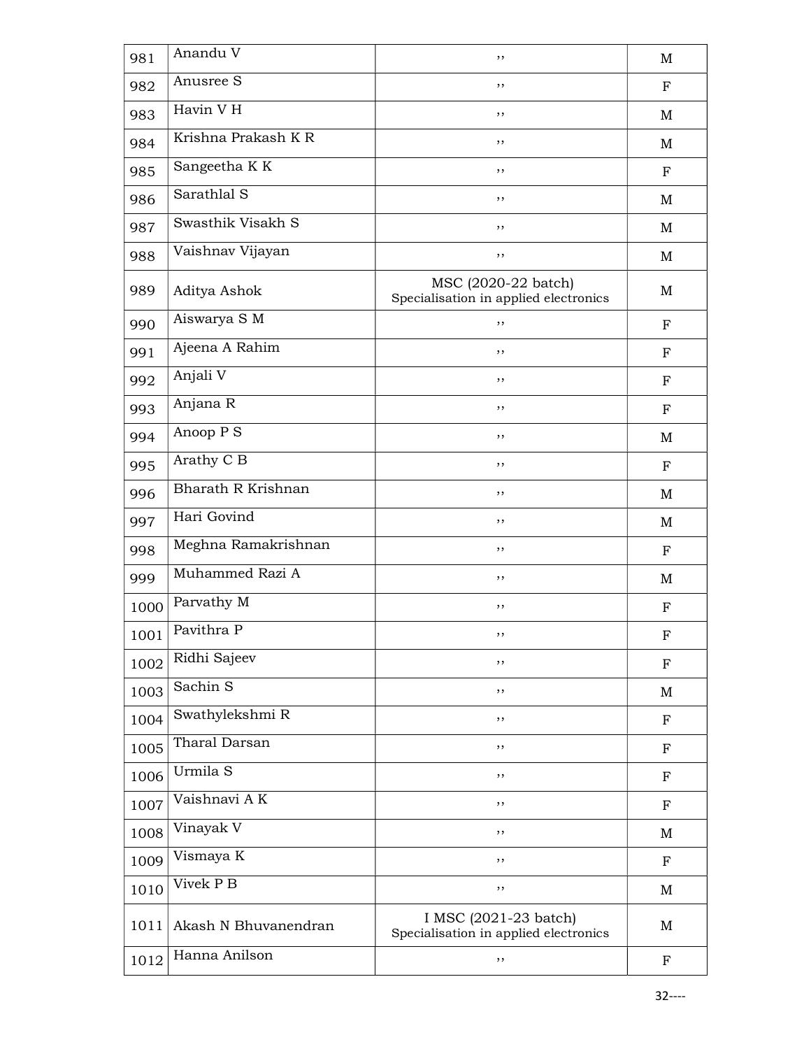| 981 | Anandu V | ,, | M |
|---|---|---|---|
| 982 | Anusree S | ,, | F |
| 983 | Havin V H | ,, | M |
| 984 | Krishna Prakash K R | ,, | M |
| 985 | Sangeetha K K | ,, | F |
| 986 | Sarathlal S | ,, | M |
| 987 | Swasthik Visakh S | ,, | M |
| 988 | Vaishnav Vijayan | ,, | M |
| 989 | Aditya Ashok | MSC (2020-22 batch) Specialisation in applied electronics | M |
| 990 | Aiswarya S M | ,, | F |
| 991 | Ajeena A Rahim | ,, | F |
| 992 | Anjali V | ,, | F |
| 993 | Anjana R | ,, | F |
| 994 | Anoop P S | ,, | M |
| 995 | Arathy C B | ,, | F |
| 996 | Bharath R Krishnan | ,, | M |
| 997 | Hari Govind | ,, | M |
| 998 | Meghna Ramakrishnan | ,, | F |
| 999 | Muhammed Razi A | ,, | M |
| 1000 | Parvathy M | ,, | F |
| 1001 | Pavithra P | ,, | F |
| 1002 | Ridhi Sajeev | ,, | F |
| 1003 | Sachin S | ,, | M |
| 1004 | Swathylekshmi R | ,, | F |
| 1005 | Tharal Darsan | ,, | F |
| 1006 | Urmila S | ,, | F |
| 1007 | Vaishnavi A K | ,, | F |
| 1008 | Vinayak V | ,, | M |
| 1009 | Vismaya K | ,, | F |
| 1010 | Vivek P B | ,, | M |
| 1011 | Akash N Bhuvanendran | I MSC (2021-23 batch) Specialisation in applied electronics | M |
| 1012 | Hanna Anilson | ,, | F |

32----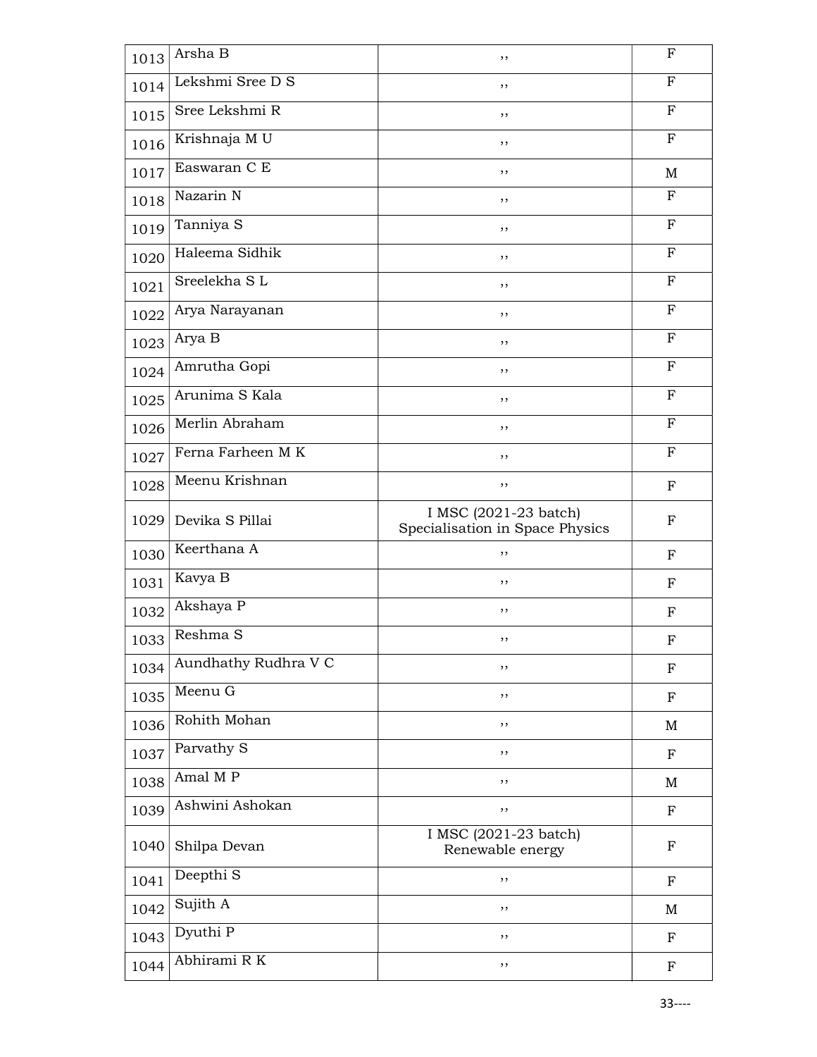| | | | |
|---|---|---|---|
| 1013 | Arsha B | ,, | F |
| 1014 | Lekshmi Sree D S | ,, | F |
| 1015 | Sree Lekshmi R | ,, | F |
| 1016 | Krishnaja M U | ,, | F |
| 1017 | Easwaran C E | ,, | M |
| 1018 | Nazarin N | ,, | F |
| 1019 | Tanniya S | ,, | F |
| 1020 | Haleema Sidhik | ,, | F |
| 1021 | Sreelekha S L | ,, | F |
| 1022 | Arya Narayanan | ,, | F |
| 1023 | Arya B | ,, | F |
| 1024 | Amrutha Gopi | ,, | F |
| 1025 | Arunima S Kala | ,, | F |
| 1026 | Merlin Abraham | ,, | F |
| 1027 | Ferna Farheen M K | ,, | F |
| 1028 | Meenu Krishnan | ,, | F |
| 1029 | Devika S Pillai | I MSC (2021-23 batch) Specialisation in Space Physics | F |
| 1030 | Keerthana A | ,, | F |
| 1031 | Kavya B | ,, | F |
| 1032 | Akshaya P | ,, | F |
| 1033 | Reshma S | ,, | F |
| 1034 | Aundhathy Rudhra V C | ,, | F |
| 1035 | Meenu G | ,, | F |
| 1036 | Rohith Mohan | ,, | M |
| 1037 | Parvathy S | ,, | F |
| 1038 | Amal M P | ,, | M |
| 1039 | Ashwini Ashokan | ,, | F |
| 1040 | Shilpa Devan | I MSC (2021-23 batch) Renewable energy | F |
| 1041 | Deepthi S | ,, | F |
| 1042 | Sujith A | ,, | M |
| 1043 | Dyuthi P | ,, | F |
| 1044 | Abhirami R K | ,, | F |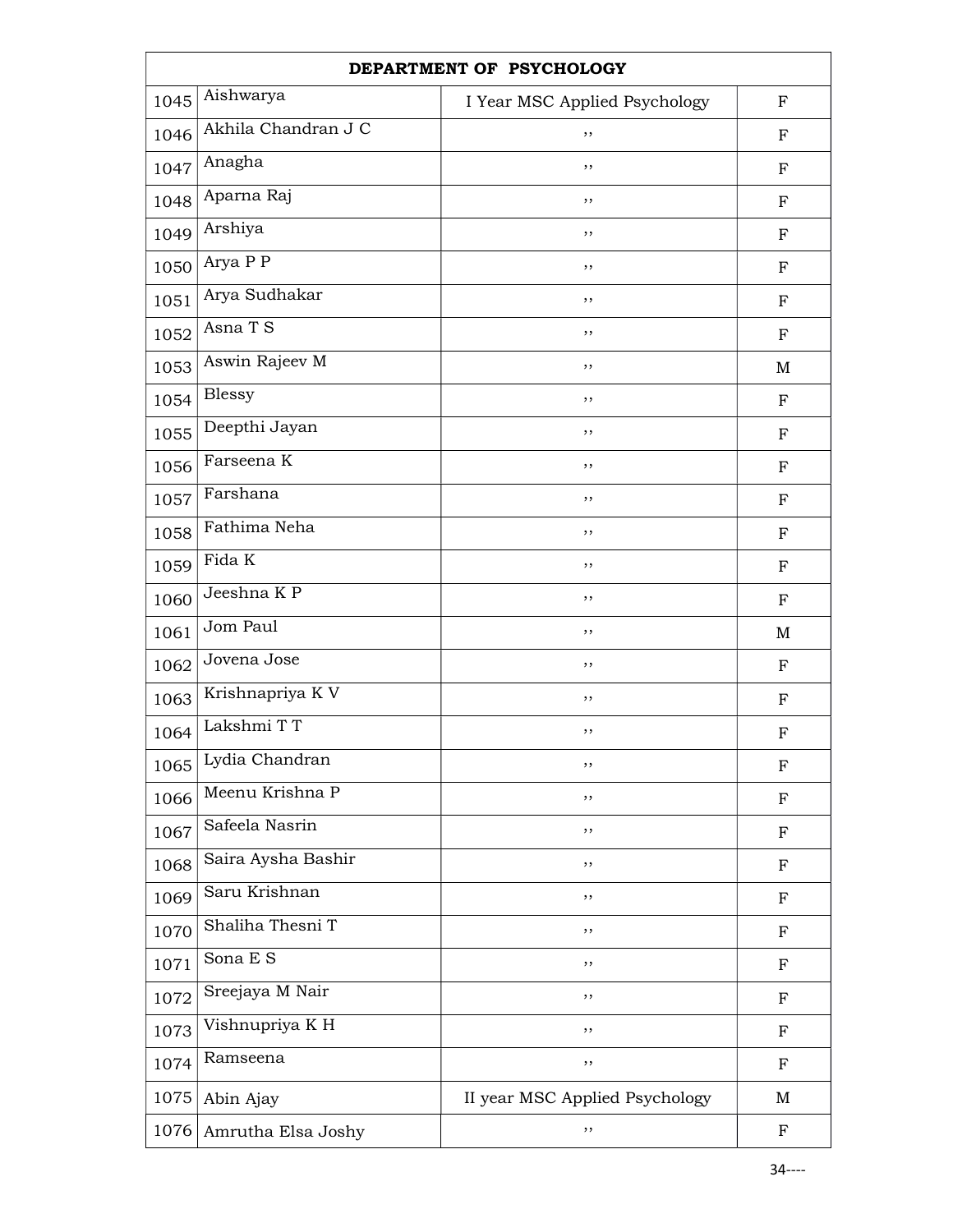| DEPARTMENT OF PSYCHOLOGY | | | |
|---|---|---|---|
| 1045 | Aishwarya | I Year MSC Applied Psychology | F |
| 1046 | Akhila Chandran J C | ,, | F |
| 1047 | Anagha | ,, | F |
| 1048 | Aparna Raj | ,, | F |
| 1049 | Arshiya | ,, | F |
| 1050 | Arya P P | ,, | F |
| 1051 | Arya Sudhakar | ,, | F |
| 1052 | Asna T S | ,, | F |
| 1053 | Aswin Rajeev M | ,, | M |
| 1054 | Blessy | ,, | F |
| 1055 | Deepthi Jayan | ,, | F |
| 1056 | Farseena K | ,, | F |
| 1057 | Farshana | ,, | F |
| 1058 | Fathima Neha | ,, | F |
| 1059 | Fida K | ,, | F |
| 1060 | Jeeshna K P | ,, | F |
| 1061 | Jom Paul | ,, | M |
| 1062 | Jovena Jose | ,, | F |
| 1063 | Krishnapriya K V | ,, | F |
| 1064 | Lakshmi T T | ,, | F |
| 1065 | Lydia Chandran | ,, | F |
| 1066 | Meenu Krishna P | ,, | F |
| 1067 | Safeela Nasrin | ,, | F |
| 1068 | Saira Aysha Bashir | ,, | F |
| 1069 | Saru Krishnan | ,, | F |
| 1070 | Shaliha Thesni T | ,, | F |
| 1071 | Sona E S | ,, | F |
| 1072 | Sreejaya M Nair | ,, | F |
| 1073 | Vishnupriya K H | ,, | F |
| 1074 | Ramseena | ,, | F |
| 1075 | Abin Ajay | II year MSC Applied Psychology | M |
| 1076 | Amrutha Elsa Joshy | ,, | F |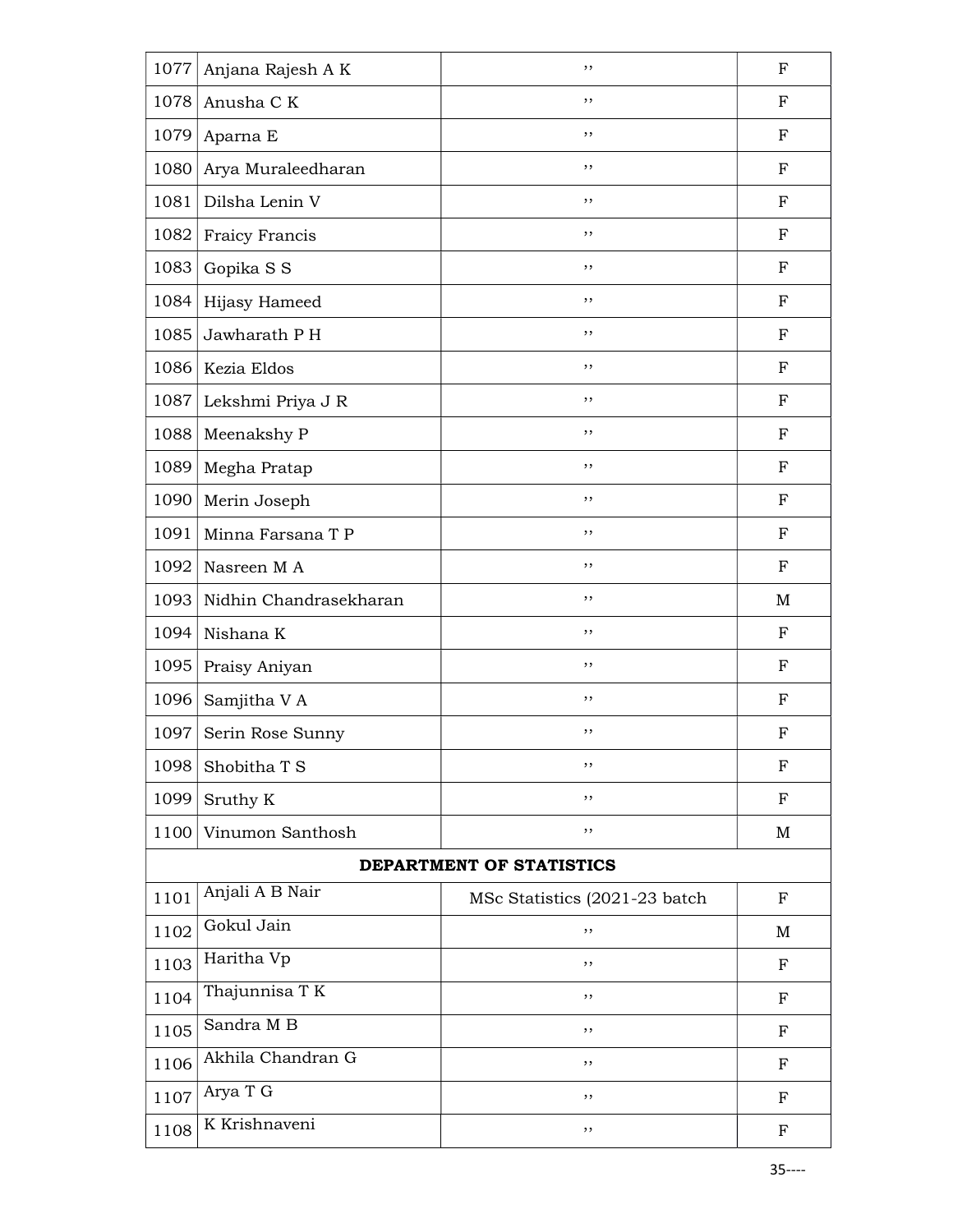| | | | |
|---|---|---|---|
| 1077 | Anjana Rajesh A K | ,, | F |
| 1078 | Anusha C K | ,, | F |
| 1079 | Aparna E | ,, | F |
| 1080 | Arya Muraleedharan | ,, | F |
| 1081 | Dilsha Lenin V | ,, | F |
| 1082 | Fraicy Francis | ,, | F |
| 1083 | Gopika S S | ,, | F |
| 1084 | Hijasy Hameed | ,, | F |
| 1085 | Jawharath P H | ,, | F |
| 1086 | Kezia Eldos | ,, | F |
| 1087 | Lekshmi Priya J R | ,, | F |
| 1088 | Meenakshy P | ,, | F |
| 1089 | Megha Pratap | ,, | F |
| 1090 | Merin Joseph | ,, | F |
| 1091 | Minna Farsana T P | ,, | F |
| 1092 | Nasreen M A | ,, | F |
| 1093 | Nidhin Chandrasekharan | ,, | M |
| 1094 | Nishana K | ,, | F |
| 1095 | Praisy Aniyan | ,, | F |
| 1096 | Samjitha V A | ,, | F |
| 1097 | Serin Rose Sunny | ,, | F |
| 1098 | Shobitha T S | ,, | F |
| 1099 | Sruthy K | ,, | F |
| 1100 | Vinumon Santhosh | ,, | M |
| | **DEPARTMENT OF STATISTICS** | | |
| 1101 | Anjali A B Nair | MSc Statistics (2021-23 batch | F |
| 1102 | Gokul Jain | ,, | M |
| 1103 | Haritha Vp | ,, | F |
| 1104 | Thajunnisa T K | ,, | F |
| 1105 | Sandra M B | ,, | F |
| 1106 | Akhila Chandran G | ,, | F |
| 1107 | Arya T G | ,, | F |
| 1108 | K Krishnaveni | ,, | F |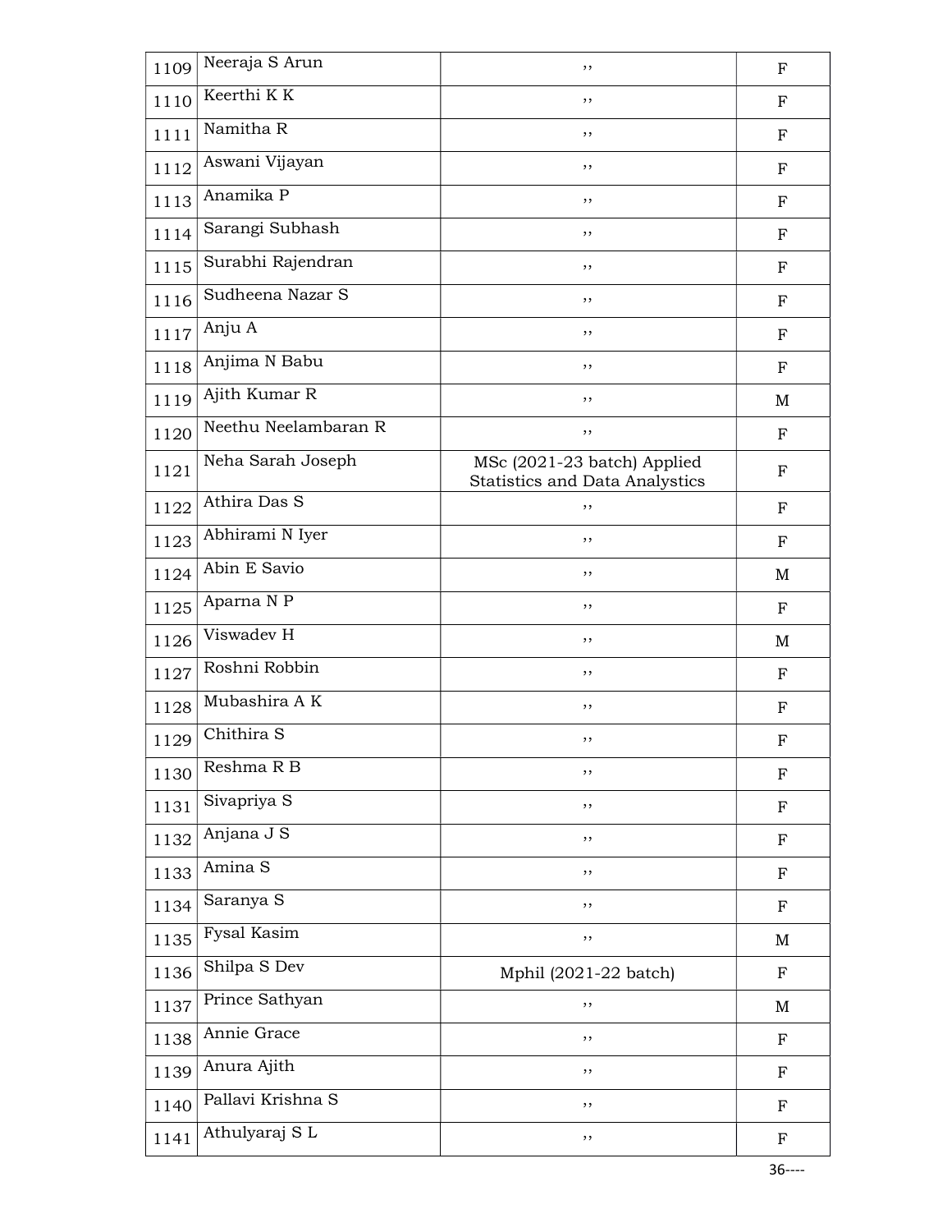| | | | |
|---|---|---|---|
| 1109 | Neeraja S Arun | ,, | F |
| 1110 | Keerthi K K | ,, | F |
| 1111 | Namitha R | ,, | F |
| 1112 | Aswani Vijayan | ,, | F |
| 1113 | Anamika P | ,, | F |
| 1114 | Sarangi Subhash | ,, | F |
| 1115 | Surabhi Rajendran | ,, | F |
| 1116 | Sudheena Nazar S | ,, | F |
| 1117 | Anju A | ,, | F |
| 1118 | Anjima N Babu | ,, | F |
| 1119 | Ajith Kumar R | ,, | M |
| 1120 | Neethu Neelambaran R | ,, | F |
| 1121 | Neha Sarah Joseph | MSc (2021-23 batch) Applied Statistics and Data Analystics | F |
| 1122 | Athira Das S | ,, | F |
| 1123 | Abhirami N Iyer | ,, | F |
| 1124 | Abin E Savio | ,, | M |
| 1125 | Aparna N P | ,, | F |
| 1126 | Viswadev H | ,, | M |
| 1127 | Roshni Robbin | ,, | F |
| 1128 | Mubashira A K | ,, | F |
| 1129 | Chithira S | ,, | F |
| 1130 | Reshma R B | ,, | F |
| 1131 | Sivapriya S | ,, | F |
| 1132 | Anjana J S | ,, | F |
| 1133 | Amina S | ,, | F |
| 1134 | Saranya S | ,, | F |
| 1135 | Fysal Kasim | ,, | M |
| 1136 | Shilpa S Dev | Mphil (2021-22 batch) | F |
| 1137 | Prince Sathyan | ,, | M |
| 1138 | Annie Grace | ,, | F |
| 1139 | Anura Ajith | ,, | F |
| 1140 | Pallavi Krishna S | ,, | F |
| 1141 | Athulyaraj S L | ,, | F |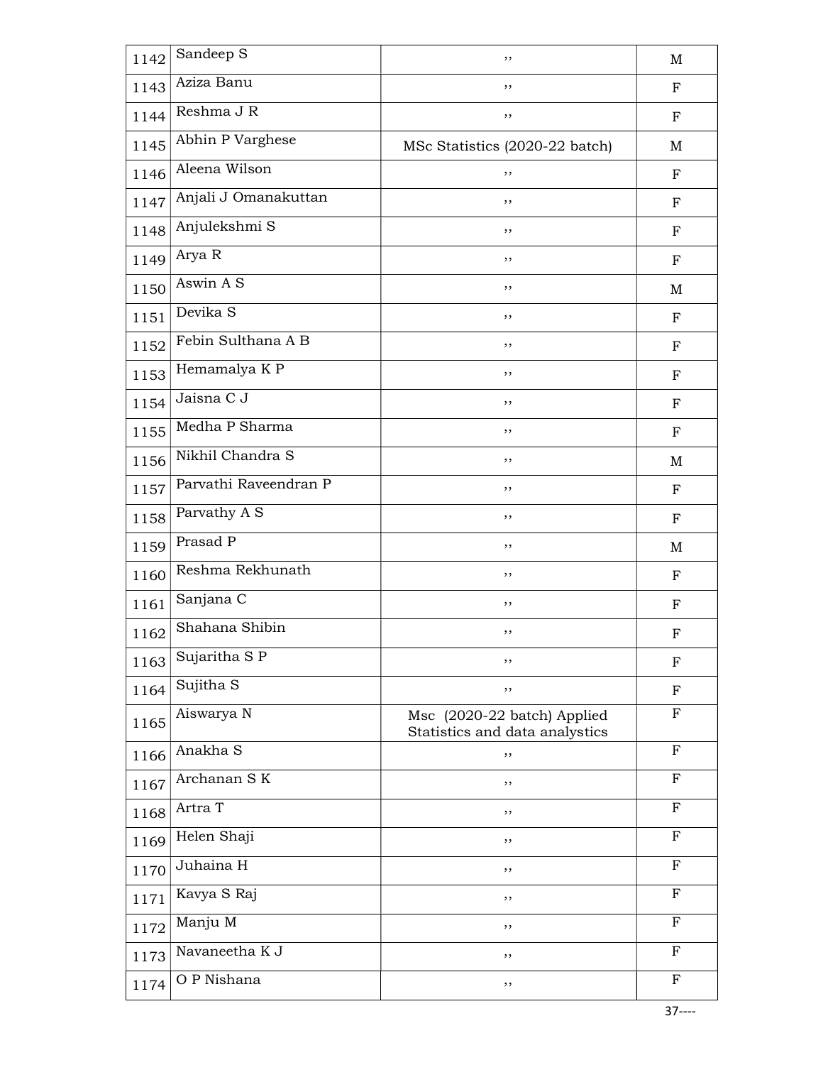| 1142 | Sandeep S | ,, | M |
|---|---|---|---|
| 1143 | Aziza Banu | ,, | F |
| 1144 | Reshma J R | ,, | F |
| 1145 | Abhin P Varghese | MSc Statistics (2020-22 batch) | M |
| 1146 | Aleena Wilson | ,, | F |
| 1147 | Anjali J Omanakuttan | ,, | F |
| 1148 | Anjulekshmi S | ,, | F |
| 1149 | Arya R | ,, | F |
| 1150 | Aswin A S | ,, | M |
| 1151 | Devika S | ,, | F |
| 1152 | Febin Sulthana A B | ,, | F |
| 1153 | Hemamalya K P | ,, | F |
| 1154 | Jaisna C J | ,, | F |
| 1155 | Medha P Sharma | ,, | F |
| 1156 | Nikhil Chandra S | ,, | M |
| 1157 | Parvathi Raveendran P | ,, | F |
| 1158 | Parvathy A S | ,, | F |
| 1159 | Prasad P | ,, | M |
| 1160 | Reshma Rekhunath | ,, | F |
| 1161 | Sanjana C | ,, | F |
| 1162 | Shahana Shibin | ,, | F |
| 1163 | Sujaritha S P | ,, | F |
| 1164 | Sujitha S | ,, | F |
| 1165 | Aiswarya N | Msc (2020-22 batch) Applied Statistics and data analystics | F |
| 1166 | Anakha S | ,, | F |
| 1167 | Archanan S K | ,, | F |
| 1168 | Artra T | ,, | F |
| 1169 | Helen Shaji | ,, | F |
| 1170 | Juhaina H | ,, | F |
| 1171 | Kavya S Raj | ,, | F |
| 1172 | Manju M | ,, | F |
| 1173 | Navaneetha K J | ,, | F |
| 1174 | O P Nishana | ,, | F |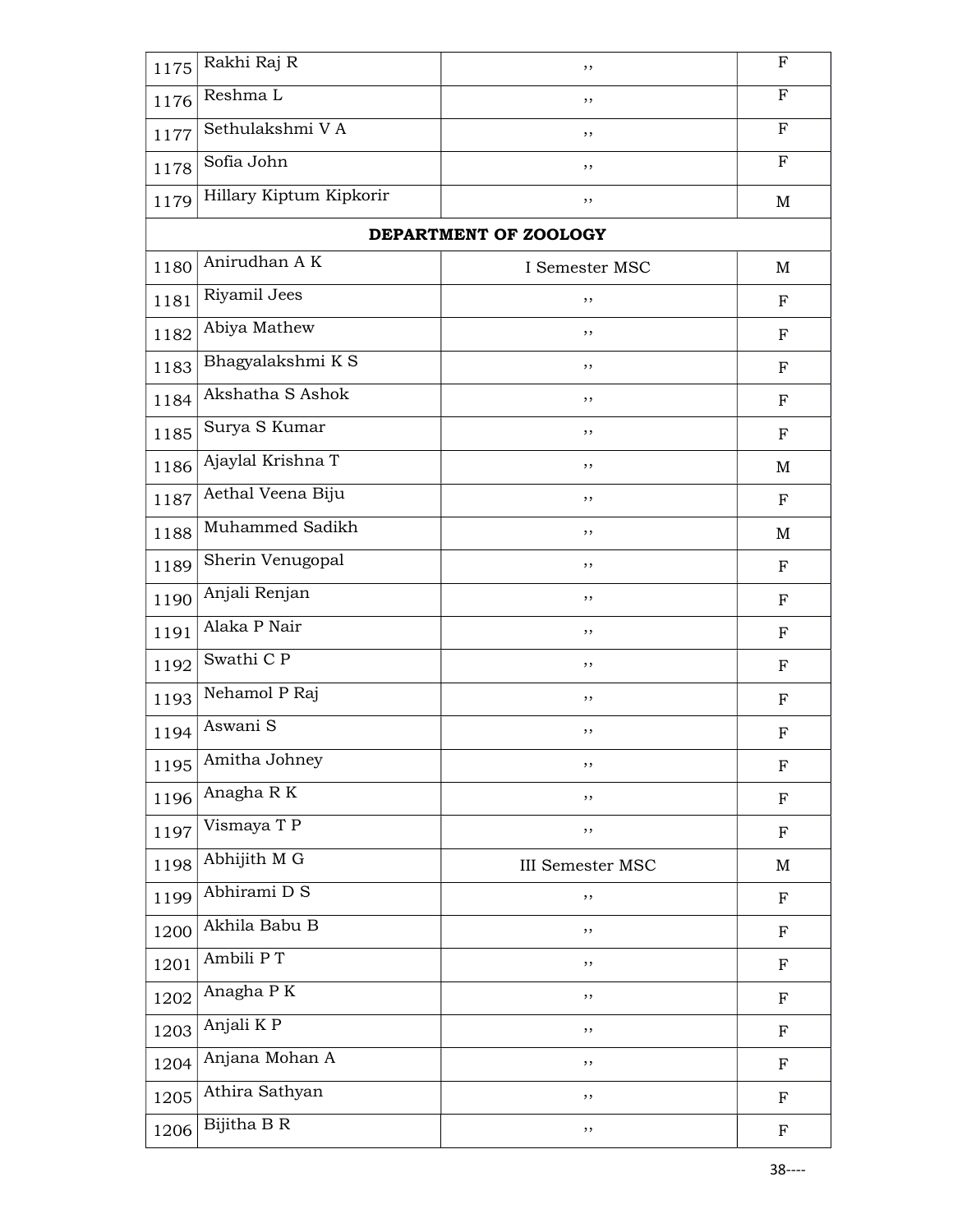| | | | |
|---|---|---|---|
| 1175 | Rakhi Raj R | ,, | F |
| 1176 | Reshma L | ,, | F |
| 1177 | Sethulakshmi V A | ,, | F |
| 1178 | Sofia John | ,, | F |
| 1179 | Hillary Kiptum Kipkorir | ,, | M |
| | **DEPARTMENT OF ZOOLOGY** | | |
| 1180 | Anirudhan A K | I Semester MSC | M |
| 1181 | Riyamil Jees | ,, | F |
| 1182 | Abiya Mathew | ,, | F |
| 1183 | Bhagyalakshmi K S | ,, | F |
| 1184 | Akshatha S Ashok | ,, | F |
| 1185 | Surya S Kumar | ,, | F |
| 1186 | Ajaylal Krishna T | ,, | M |
| 1187 | Aethal Veena Biju | ,, | F |
| 1188 | Muhammed Sadikh | ,, | M |
| 1189 | Sherin Venugopal | ,, | F |
| 1190 | Anjali Renjan | ,, | F |
| 1191 | Alaka P Nair | ,, | F |
| 1192 | Swathi C P | ,, | F |
| 1193 | Nehamol P Raj | ,, | F |
| 1194 | Aswani S | ,, | F |
| 1195 | Amitha Johney | ,, | F |
| 1196 | Anagha R K | ,, | F |
| 1197 | Vismaya T P | ,, | F |
| 1198 | Abhijith M G | III Semester MSC | M |
| 1199 | Abhirami D S | ,, | F |
| 1200 | Akhila Babu B | ,, | F |
| 1201 | Ambili P T | ,, | F |
| 1202 | Anagha P K | ,, | F |
| 1203 | Anjali K P | ,, | F |
| 1204 | Anjana Mohan A | ,, | F |
| 1205 | Athira Sathyan | ,, | F |
| 1206 | Bijitha B R | ,, | F |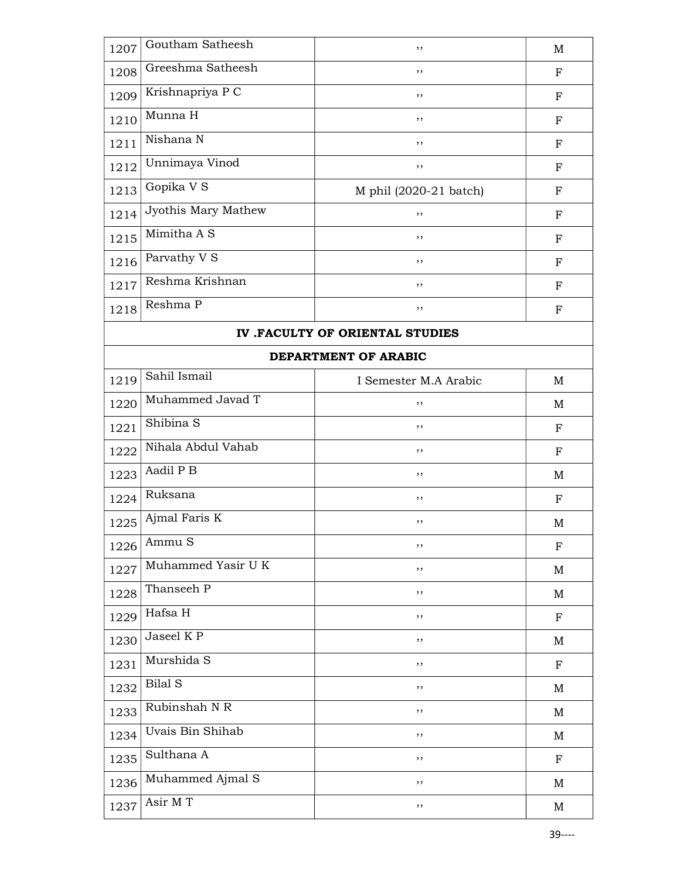| 1207 | Goutham Satheesh | ,, | M |
|---|---|---|---|
| 1208 | Greeshma Satheesh | ,, | F |
| 1209 | Krishnapriya P C | ,, | F |
| 1210 | Munna H | ,, | F |
| 1211 | Nishana N | ,, | F |
| 1212 | Unnimaya Vinod | ,, | F |
| 1213 | Gopika V S | M phil (2020-21 batch) | F |
| 1214 | Jyothis Mary Mathew | ,, | F |
| 1215 | Mimitha A S | ,, | F |
| 1216 | Parvathy V S | ,, | F |
| 1217 | Reshma Krishnan | ,, | F |
| 1218 | Reshma P | ,, | F |
| **IV .FACULTY OF ORIENTAL STUDIES** | | | |
| **DEPARTMENT OF ARABIC** | | | |
| 1219 | Sahil Ismail | I Semester M.A Arabic | M |
| 1220 | Muhammed Javad T | ,, | M |
| 1221 | Shibina S | ,, | F |
| 1222 | Nihala Abdul Vahab | ,, | F |
| 1223 | Aadil P B | ,, | M |
| 1224 | Ruksana | ,, | F |
| 1225 | Ajmal Faris K | ,, | M |
| 1226 | Ammu S | ,, | F |
| 1227 | Muhammed Yasir U K | ,, | M |
| 1228 | Thanseeh P | ,, | M |
| 1229 | Hafsa H | ,, | F |
| 1230 | Jaseel K P | ,, | M |
| 1231 | Murshida S | ,, | F |
| 1232 | Bilal S | ,, | M |
| 1233 | Rubinshah N R | ,, | M |
| 1234 | Uvais Bin Shihab | ,, | M |
| 1235 | Sulthana A | ,, | F |
| 1236 | Muhammed Ajmal S | ,, | M |
| 1237 | Asir M T | ,, | M |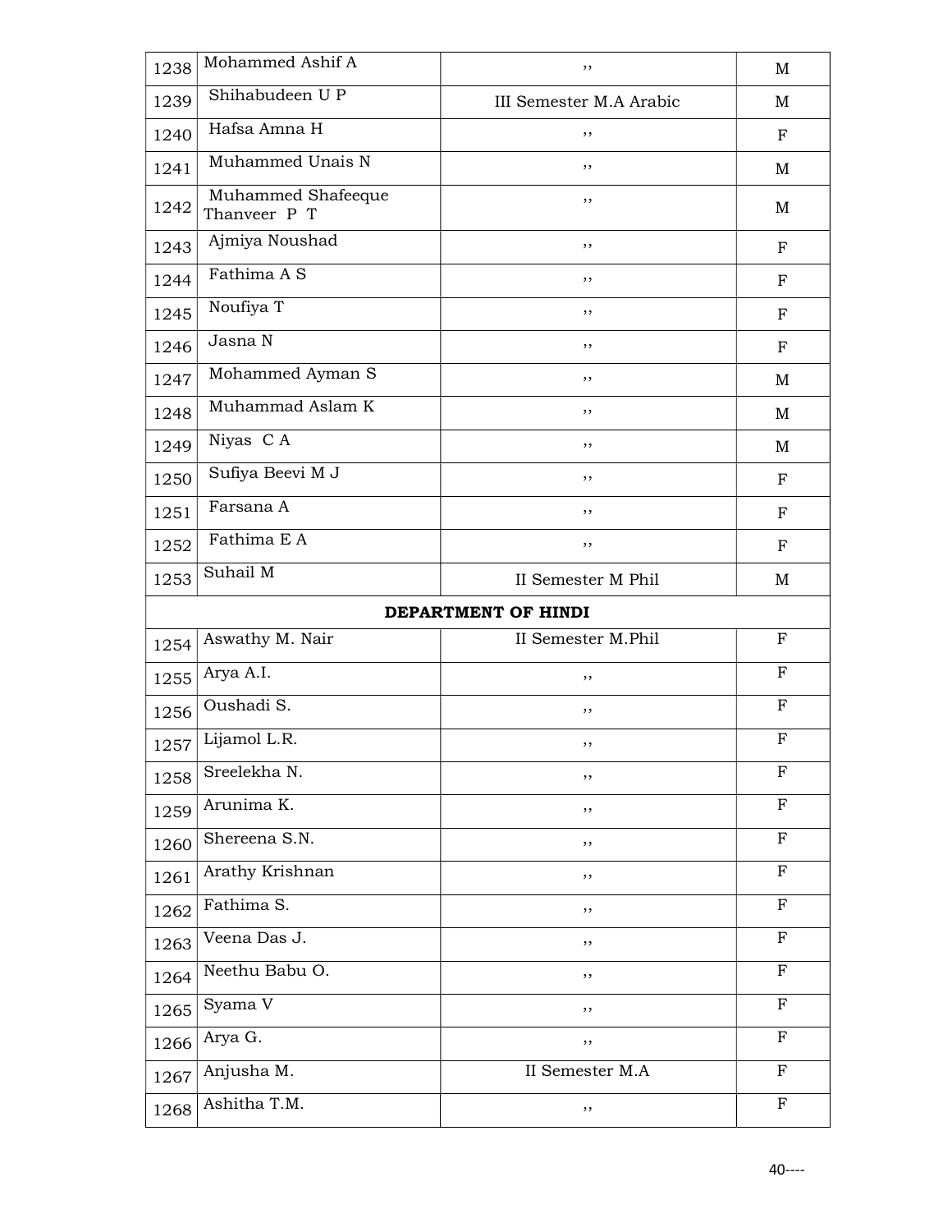| 1238 | Mohammed Ashif A | ,, | M |
|---|---|---|---|
| 1239 | Shihabudeen U P | III Semester M.A Arabic | M |
| 1240 | Hafsa Amna H | ,, | F |
| 1241 | Muhammed Unais N | ,, | M |
| 1242 | Muhammed Shafeeque Thanveer P T | ,, | M |
| 1243 | Ajmiya Noushad | ,, | F |
| 1244 | Fathima A S | ,, | F |
| 1245 | Noufiya T | ,, | F |
| 1246 | Jasna N | ,, | F |
| 1247 | Mohammed Ayman S | ,, | M |
| 1248 | Muhammad Aslam K | ,, | M |
| 1249 | Niyas C A | ,, | M |
| 1250 | Sufiya Beevi M J | ,, | F |
| 1251 | Farsana A | ,, | F |
| 1252 | Fathima E A | ,, | F |
| 1253 | Suhail M | II Semester M Phil | M |
| | **DEPARTMENT OF HINDI** | | |
| 1254 | Aswathy M. Nair | II Semester M.Phil | F |
| 1255 | Arya A.I. | ,, | F |
| 1256 | Oushadi S. | ,, | F |
| 1257 | Lijamol L.R. | ,, | F |
| 1258 | Sreelekha N. | ,, | F |
| 1259 | Arunima K. | ,, | F |
| 1260 | Shereena S.N. | ,, | F |
| 1261 | Arathy Krishnan | ,, | F |
| 1262 | Fathima S. | ,, | F |
| 1263 | Veena Das J. | ,, | F |
| 1264 | Neethu Babu O. | ,, | F |
| 1265 | Syama V | ,, | F |
| 1266 | Arya G. | ,, | F |
| 1267 | Anjusha M. | II Semester M.A | F |
| 1268 | Ashitha T.M. | ,, | F |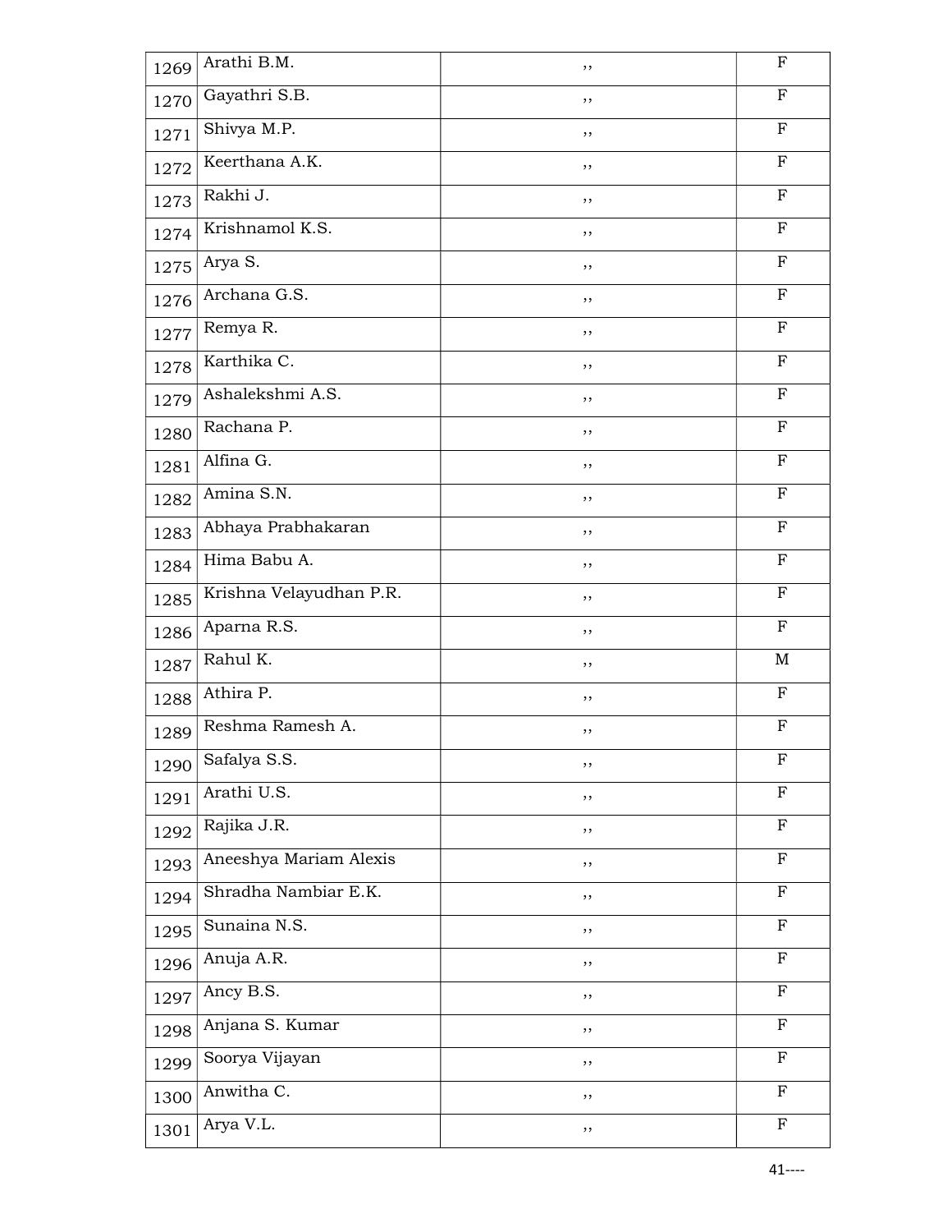| | | | |
|---|---|---|---|
| 1269 | Arathi B.M. | ,, | F |
| 1270 | Gayathri S.B. | ,, | F |
| 1271 | Shivya M.P. | ,, | F |
| 1272 | Keerthana A.K. | ,, | F |
| 1273 | Rakhi J. | ,, | F |
| 1274 | Krishnamol K.S. | ,, | F |
| 1275 | Arya S. | ,, | F |
| 1276 | Archana G.S. | ,, | F |
| 1277 | Remya R. | ,, | F |
| 1278 | Karthika C. | ,, | F |
| 1279 | Ashalekshmi A.S. | ,, | F |
| 1280 | Rachana P. | ,, | F |
| 1281 | Alfina G. | ,, | F |
| 1282 | Amina S.N. | ,, | F |
| 1283 | Abhaya Prabhakaran | ,, | F |
| 1284 | Hima Babu A. | ,, | F |
| 1285 | Krishna Velayudhan P.R. | ,, | F |
| 1286 | Aparna R.S. | ,, | F |
| 1287 | Rahul K. | ,, | M |
| 1288 | Athira P. | ,, | F |
| 1289 | Reshma Ramesh A. | ,, | F |
| 1290 | Safalya S.S. | ,, | F |
| 1291 | Arathi U.S. | ,, | F |
| 1292 | Rajika J.R. | ,, | F |
| 1293 | Aneeshya Mariam Alexis | ,, | F |
| 1294 | Shradha Nambiar E.K. | ,, | F |
| 1295 | Sunaina N.S. | ,, | F |
| 1296 | Anuja A.R. | ,, | F |
| 1297 | Ancy B.S. | ,, | F |
| 1298 | Anjana S. Kumar | ,, | F |
| 1299 | Soorya Vijayan | ,, | F |
| 1300 | Anwitha C. | ,, | F |
| 1301 | Arya V.L. | ,, | F |

41----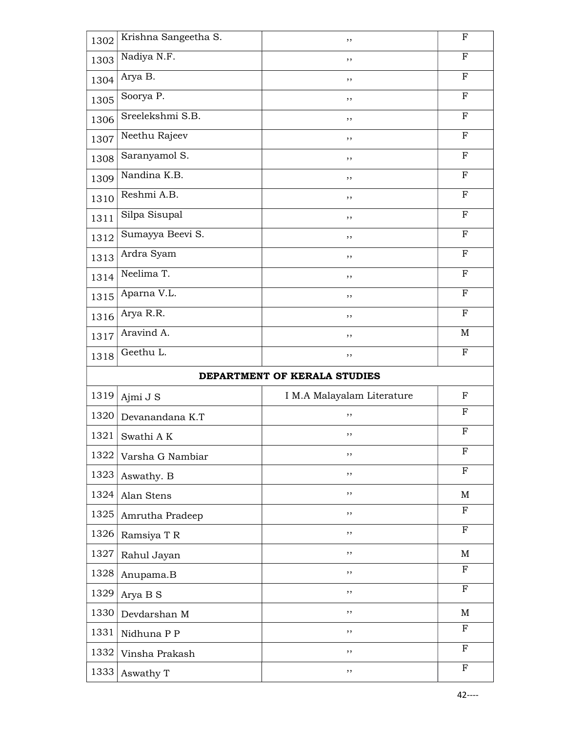| | | | |
|---|---|---|---|
| 1302 | Krishna Sangeetha S. | ,, | F |
| 1303 | Nadiya N.F. | ,, | F |
| 1304 | Arya B. | ,, | F |
| 1305 | Soorya P. | ,, | F |
| 1306 | Sreelekshmi S.B. | ,, | F |
| 1307 | Neethu Rajeev | ,, | F |
| 1308 | Saranyamol S. | ,, | F |
| 1309 | Nandina K.B. | ,, | F |
| 1310 | Reshmi A.B. | ,, | F |
| 1311 | Silpa Sisupal | ,, | F |
| 1312 | Sumayya Beevi S. | ,, | F |
| 1313 | Ardra Syam | ,, | F |
| 1314 | Neelima T. | ,, | F |
| 1315 | Aparna V.L. | ,, | F |
| 1316 | Arya R.R. | ,, | F |
| 1317 | Aravind A. | ,, | M |
| 1318 | Geethu L. | ,, | F |
| | **DEPARTMENT OF KERALA STUDIES** | | |
| 1319 | Ajmi J S | I M.A Malayalam Literature | F |
| 1320 | Devanandana K.T | ,, | F |
| 1321 | Swathi A K | ,, | F |
| 1322 | Varsha G Nambiar | ,, | F |
| 1323 | Aswathy. B | ,, | F |
| 1324 | Alan Stens | ,, | M |
| 1325 | Amrutha Pradeep | ,, | F |
| 1326 | Ramsiya T R | ,, | F |
| 1327 | Rahul Jayan | ,, | M |
| 1328 | Anupama.B | ,, | F |
| 1329 | Arya B S | ,, | F |
| 1330 | Devdarshan M | ,, | M |
| 1331 | Nidhuna P P | ,, | F |
| 1332 | Vinsha Prakash | ,, | F |
| 1333 | Aswathy T | ,, | F |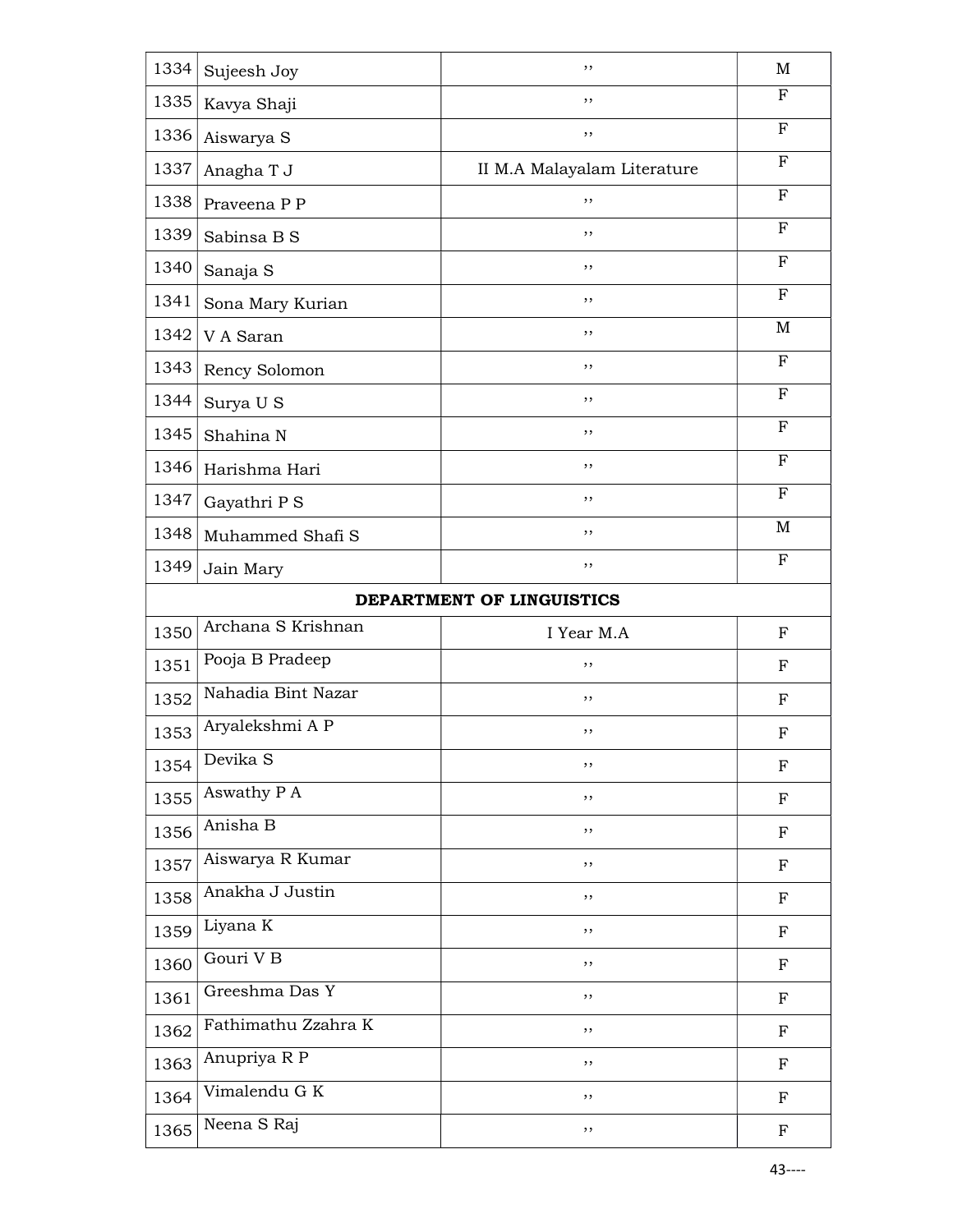| | | | |
|---|---|---|---|
| 1334 | Sujeesh Joy | ,, | M |
| 1335 | Kavya Shaji | ,, | F |
| 1336 | Aiswarya S | ,, | F |
| 1337 | Anagha T J | II M.A Malayalam Literature | F |
| 1338 | Praveena P P | ,, | F |
| 1339 | Sabinsa B S | ,, | F |
| 1340 | Sanaja S | ,, | F |
| 1341 | Sona Mary Kurian | ,, | F |
| 1342 | V A Saran | ,, | M |
| 1343 | Rency Solomon | ,, | F |
| 1344 | Surya U S | ,, | F |
| 1345 | Shahina N | ,, | F |
| 1346 | Harishma Hari | ,, | F |
| 1347 | Gayathri P S | ,, | F |
| 1348 | Muhammed Shafi S | ,, | M |
| 1349 | Jain Mary | ,, | F |
| | **DEPARTMENT OF LINGUISTICS** | | |
| 1350 | Archana S Krishnan | I Year M.A | F |
| 1351 | Pooja B Pradeep | ,, | F |
| 1352 | Nahadia Bint Nazar | ,, | F |
| 1353 | Aryalekshmi A P | ,, | F |
| 1354 | Devika S | ,, | F |
| 1355 | Aswathy P A | ,, | F |
| 1356 | Anisha B | ,, | F |
| 1357 | Aiswarya R Kumar | ,, | F |
| 1358 | Anakha J Justin | ,, | F |
| 1359 | Liyana K | ,, | F |
| 1360 | Gouri V B | ,, | F |
| 1361 | Greeshma Das Y | ,, | F |
| 1362 | Fathimathu Zzahra K | ,, | F |
| 1363 | Anupriya R P | ,, | F |
| 1364 | Vimalendu G K | ,, | F |
| 1365 | Neena S Raj | ,, | F |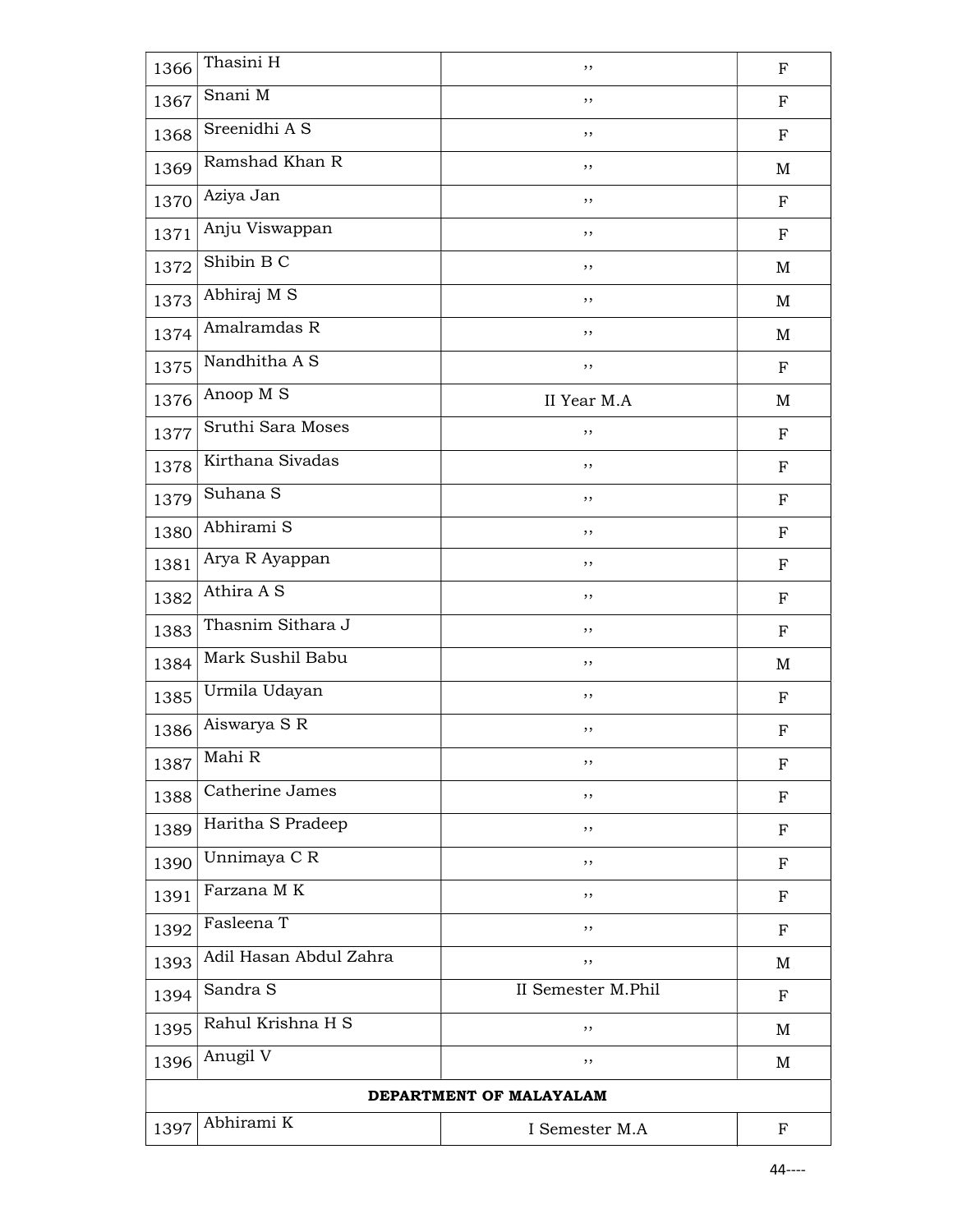| | | | |
|---|---|---|---|
| 1366 | Thasini H | ,, | F |
| 1367 | Snani M | ,, | F |
| 1368 | Sreenidhi A S | ,, | F |
| 1369 | Ramshad Khan R | ,, | M |
| 1370 | Aziya Jan | ,, | F |
| 1371 | Anju Viswappan | ,, | F |
| 1372 | Shibin B C | ,, | M |
| 1373 | Abhiraj M S | ,, | M |
| 1374 | Amalramdas R | ,, | M |
| 1375 | Nandhitha A S | ,, | F |
| 1376 | Anoop M S | II Year M.A | M |
| 1377 | Sruthi Sara Moses | ,, | F |
| 1378 | Kirthana Sivadas | ,, | F |
| 1379 | Suhana S | ,, | F |
| 1380 | Abhirami S | ,, | F |
| 1381 | Arya R Ayappan | ,, | F |
| 1382 | Athira A S | ,, | F |
| 1383 | Thasnim Sithara J | ,, | F |
| 1384 | Mark Sushil Babu | ,, | M |
| 1385 | Urmila Udayan | ,, | F |
| 1386 | Aiswarya S R | ,, | F |
| 1387 | Mahi R | ,, | F |
| 1388 | Catherine James | ,, | F |
| 1389 | Haritha S Pradeep | ,, | F |
| 1390 | Unnimaya C R | ,, | F |
| 1391 | Farzana M K | ,, | F |
| 1392 | Fasleena T | ,, | F |
| 1393 | Adil Hasan Abdul Zahra | ,, | M |
| 1394 | Sandra S | II Semester M.Phil | F |
| 1395 | Rahul Krishna H S | ,, | M |
| 1396 | Anugil V | ,, | M |
| **DEPARTMENT OF MALAYALAM** | | | |
| 1397 | Abhirami K | I Semester M.A | F |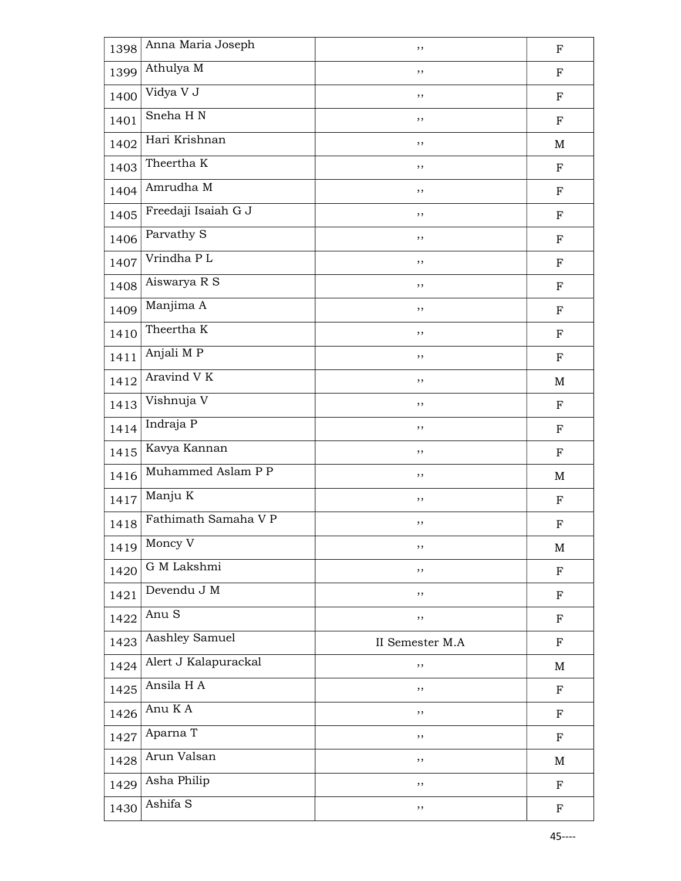| 1398 | Anna Maria Joseph | ,, | F |
|---|---|---|---|
| 1399 | Athulya M | ,, | F |
| 1400 | Vidya V J | ,, | F |
| 1401 | Sneha H N | ,, | F |
| 1402 | Hari Krishnan | ,, | M |
| 1403 | Theertha K | ,, | F |
| 1404 | Amrudha M | ,, | F |
| 1405 | Freedaji Isaiah G J | ,, | F |
| 1406 | Parvathy S | ,, | F |
| 1407 | Vrindha P L | ,, | F |
| 1408 | Aiswarya R S | ,, | F |
| 1409 | Manjima A | ,, | F |
| 1410 | Theertha K | ,, | F |
| 1411 | Anjali M P | ,, | F |
| 1412 | Aravind V K | ,, | M |
| 1413 | Vishnuja V | ,, | F |
| 1414 | Indraja P | ,, | F |
| 1415 | Kavya Kannan | ,, | F |
| 1416 | Muhammed Aslam P P | ,, | M |
| 1417 | Manju K | ,, | F |
| 1418 | Fathimath Samaha V P | ,, | F |
| 1419 | Moncy V | ,, | M |
| 1420 | G M Lakshmi | ,, | F |
| 1421 | Devendu J M | ,, | F |
| 1422 | Anu S | ,, | F |
| 1423 | Aashley Samuel | II Semester M.A | F |
| 1424 | Alert J Kalapurackal | ,, | M |
| 1425 | Ansila H A | ,, | F |
| 1426 | Anu K A | ,, | F |
| 1427 | Aparna T | ,, | F |
| 1428 | Arun Valsan | ,, | M |
| 1429 | Asha Philip | ,, | F |
| 1430 | Ashifa S | ,, | F |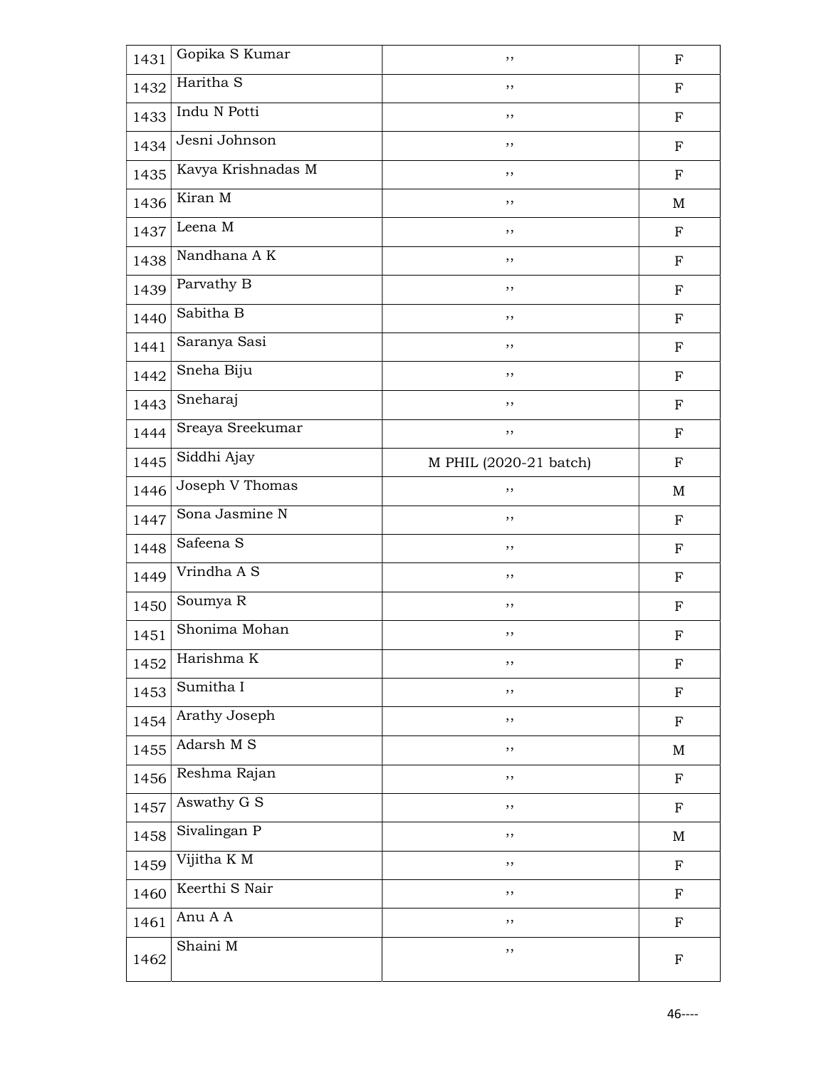| 1431 | Gopika S Kumar | ,, | F |
|---|---|---|---|
| 1432 | Haritha S | ,, | F |
| 1433 | Indu N Potti | ,, | F |
| 1434 | Jesni Johnson | ,, | F |
| 1435 | Kavya Krishnadas M | ,, | F |
| 1436 | Kiran M | ,, | M |
| 1437 | Leena M | ,, | F |
| 1438 | Nandhana A K | ,, | F |
| 1439 | Parvathy B | ,, | F |
| 1440 | Sabitha B | ,, | F |
| 1441 | Saranya Sasi | ,, | F |
| 1442 | Sneha Biju | ,, | F |
| 1443 | Sneharaj | ,, | F |
| 1444 | Sreaya Sreekumar | ,, | F |
| 1445 | Siddhi Ajay | M PHIL (2020-21 batch) | F |
| 1446 | Joseph V Thomas | ,, | M |
| 1447 | Sona Jasmine N | ,, | F |
| 1448 | Safeena S | ,, | F |
| 1449 | Vrindha A S | ,, | F |
| 1450 | Soumya R | ,, | F |
| 1451 | Shonima Mohan | ,, | F |
| 1452 | Harishma K | ,, | F |
| 1453 | Sumitha I | ,, | F |
| 1454 | Arathy Joseph | ,, | F |
| 1455 | Adarsh M S | ,, | M |
| 1456 | Reshma Rajan | ,, | F |
| 1457 | Aswathy G S | ,, | F |
| 1458 | Sivalingan P | ,, | M |
| 1459 | Vijitha K M | ,, | F |
| 1460 | Keerthi S Nair | ,, | F |
| 1461 | Anu A A | ,, | F |
| 1462 | Shaini M | ,, | F |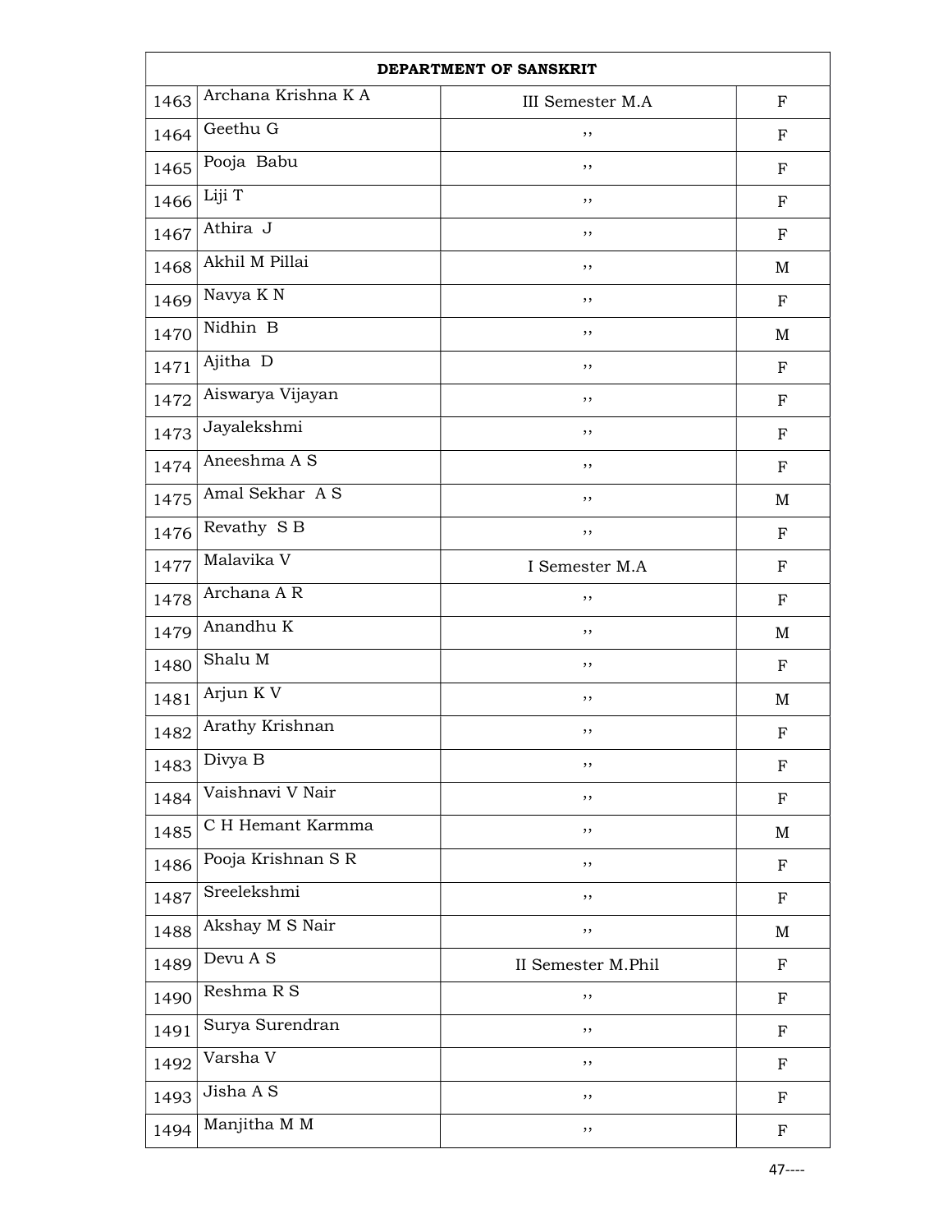| DEPARTMENT OF SANSKRIT | | | |
|---|---|---|---|
| 1463 | Archana Krishna K A | III Semester M.A | F |
| 1464 | Geethu G | ,, | F |
| 1465 | Pooja Babu | ,, | F |
| 1466 | Liji T | ,, | F |
| 1467 | Athira J | ,, | F |
| 1468 | Akhil M Pillai | ,, | M |
| 1469 | Navya K N | ,, | F |
| 1470 | Nidhin B | ,, | M |
| 1471 | Ajitha D | ,, | F |
| 1472 | Aiswarya Vijayan | ,, | F |
| 1473 | Jayalekshmi | ,, | F |
| 1474 | Aneeshma A S | ,, | F |
| 1475 | Amal Sekhar A S | ,, | M |
| 1476 | Revathy S B | ,, | F |
| 1477 | Malavika V | I Semester M.A | F |
| 1478 | Archana A R | ,, | F |
| 1479 | Anandhu K | ,, | M |
| 1480 | Shalu M | ,, | F |
| 1481 | Arjun K V | ,, | M |
| 1482 | Arathy Krishnan | ,, | F |
| 1483 | Divya B | ,, | F |
| 1484 | Vaishnavi V Nair | ,, | F |
| 1485 | C H Hemant Karmma | ,, | M |
| 1486 | Pooja Krishnan S R | ,, | F |
| 1487 | Sreelekshmi | ,, | F |
| 1488 | Akshay M S Nair | ,, | M |
| 1489 | Devu A S | II Semester M.Phil | F |
| 1490 | Reshma R S | ,, | F |
| 1491 | Surya Surendran | ,, | F |
| 1492 | Varsha V | ,, | F |
| 1493 | Jisha A S | ,, | F |
| 1494 | Manjitha M M | ,, | F |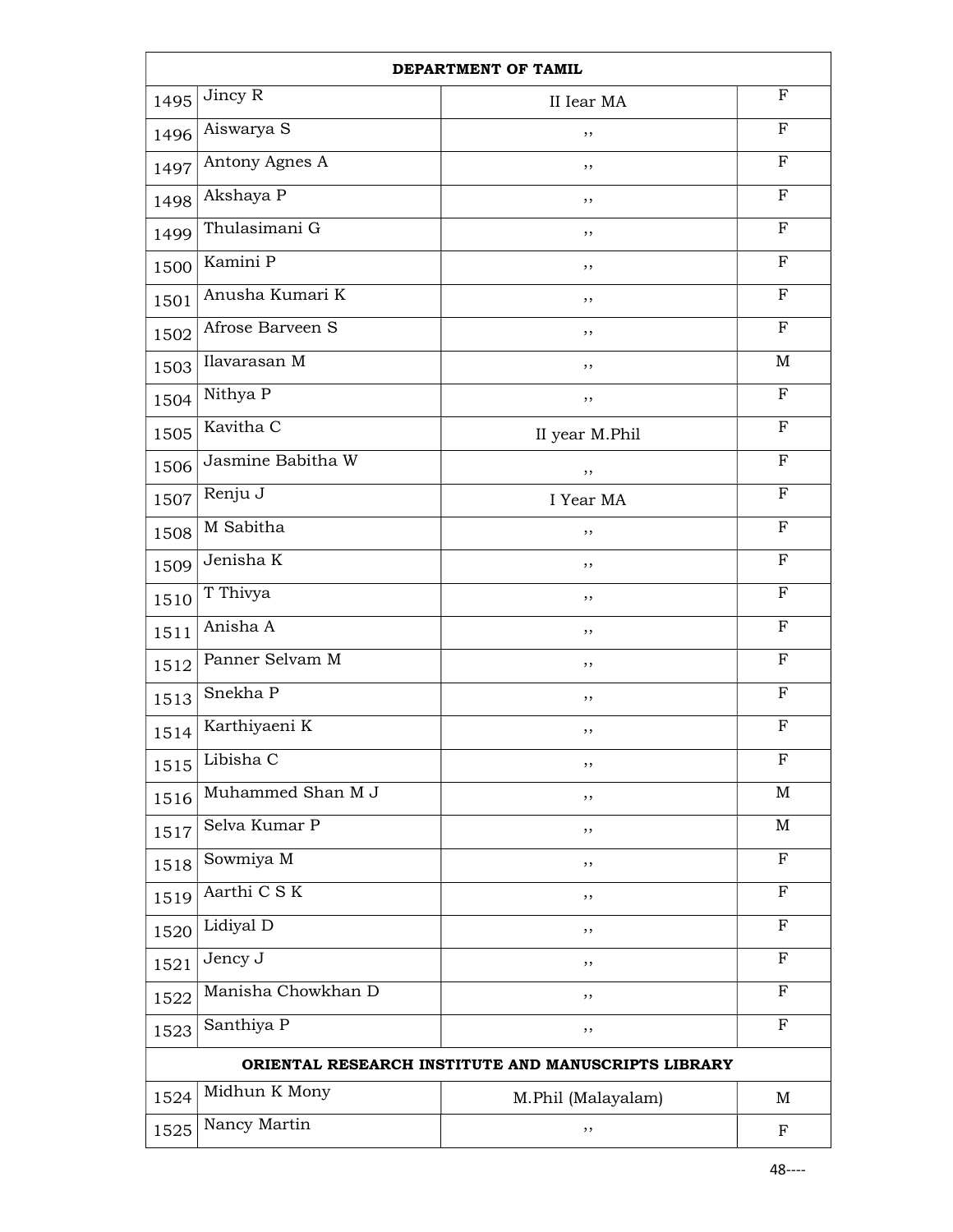| DEPARTMENT OF TAMIL | | | |
|---|---|---|---|
| 1495 | Jincy R | II Iear MA | F |
| 1496 | Aiswarya S | ,, | F |
| 1497 | Antony Agnes A | ,, | F |
| 1498 | Akshaya P | ,, | F |
| 1499 | Thulasimani G | ,, | F |
| 1500 | Kamini P | ,, | F |
| 1501 | Anusha Kumari K | ,, | F |
| 1502 | Afrose Barveen S | ,, | F |
| 1503 | Ilavarasan M | ,, | M |
| 1504 | Nithya P | ,, | F |
| 1505 | Kavitha C | II year M.Phil | F |
| 1506 | Jasmine Babitha W | ,, | F |
| 1507 | Renju J | I Year MA | F |
| 1508 | M Sabitha | ,, | F |
| 1509 | Jenisha K | ,, | F |
| 1510 | T Thivya | ,, | F |
| 1511 | Anisha A | ,, | F |
| 1512 | Panner Selvam M | ,, | F |
| 1513 | Snekha P | ,, | F |
| 1514 | Karthiyaeni K | ,, | F |
| 1515 | Libisha C | ,, | F |
| 1516 | Muhammed Shan M J | ,, | M |
| 1517 | Selva Kumar P | ,, | M |
| 1518 | Sowmiya M | ,, | F |
| 1519 | Aarthi C S K | ,, | F |
| 1520 | Lidiyal D | ,, | F |
| 1521 | Jency J | ,, | F |
| 1522 | Manisha Chowkhan D | ,, | F |
| 1523 | Santhiya P | ,, | F |
| **ORIENTAL RESEARCH INSTITUTE AND MANUSCRIPTS LIBRARY** | | | |
| 1524 | Midhun K Mony | M.Phil (Malayalam) | M |
| 1525 | Nancy Martin | ,, | F |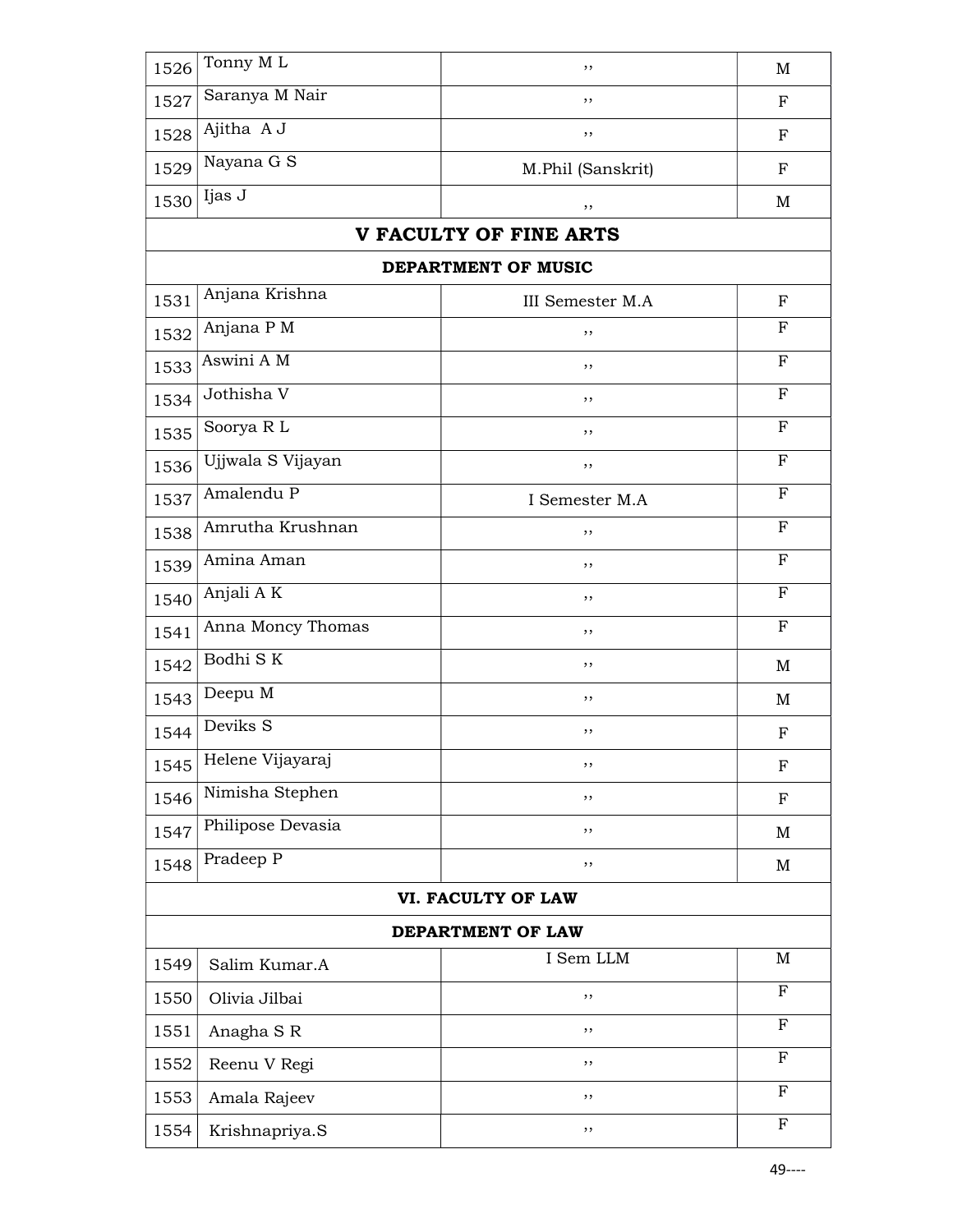| | | | |
|---|---|---|---|
| 1526 | Tonny M L | ,, | M |
| 1527 | Saranya M Nair | ,, | F |
| 1528 | Ajitha A J | ,, | F |
| 1529 | Nayana G S | M.Phil (Sanskrit) | F |
| 1530 | Ijas J | ,, | M |
| **V FACULTY OF FINE ARTS** | | | |
| **DEPARTMENT OF MUSIC** | | | |
| 1531 | Anjana Krishna | III Semester M.A | F |
| 1532 | Anjana P M | ,, | F |
| 1533 | Aswini A M | ,, | F |
| 1534 | Jothisha V | ,, | F |
| 1535 | Soorya R L | ,, | F |
| 1536 | Ujjwala S Vijayan | ,, | F |
| 1537 | Amalendu P | I Semester M.A | F |
| 1538 | Amrutha Krushnan | ,, | F |
| 1539 | Amina Aman | ,, | F |
| 1540 | Anjali A K | ,, | F |
| 1541 | Anna Moncy Thomas | ,, | F |
| 1542 | Bodhi S K | ,, | M |
| 1543 | Deepu M | ,, | M |
| 1544 | Deviks S | ,, | F |
| 1545 | Helene Vijayaraj | ,, | F |
| 1546 | Nimisha Stephen | ,, | F |
| 1547 | Philipose Devasia | ,, | M |
| 1548 | Pradeep P | ,, | M |
| **VI. FACULTY OF LAW** | | | |
| **DEPARTMENT OF LAW** | | | |
| 1549 | Salim Kumar.A | I Sem LLM | M |
| 1550 | Olivia Jilbai | ,, | F |
| 1551 | Anagha S R | ,, | F |
| 1552 | Reenu V Regi | ,, | F |
| 1553 | Amala Rajeev | ,, | F |
| 1554 | Krishnapriya.S | ,, | F |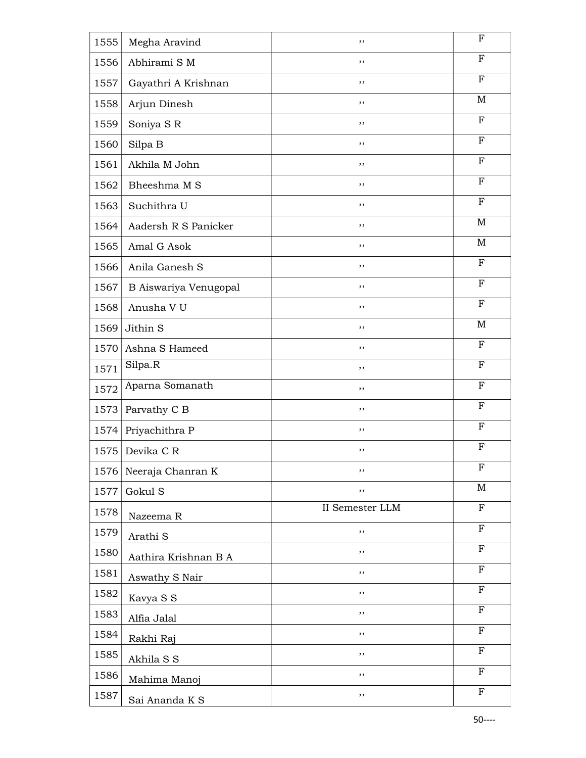| 1555 | Megha Aravind | ,, | F |
|---|---|---|---|
| 1556 | Abhirami S M | ,, | F |
| 1557 | Gayathri A Krishnan | ,, | F |
| 1558 | Arjun Dinesh | ,, | M |
| 1559 | Soniya S R | ,, | F |
| 1560 | Silpa B | ,, | F |
| 1561 | Akhila M John | ,, | F |
| 1562 | Bheeshma M S | ,, | F |
| 1563 | Suchithra U | ,, | F |
| 1564 | Aadersh R S Panicker | ,, | M |
| 1565 | Amal G Asok | ,, | M |
| 1566 | Anila Ganesh S | ,, | F |
| 1567 | B Aiswariya Venugopal | ,, | F |
| 1568 | Anusha V U | ,, | F |
| 1569 | Jithin S | ,, | M |
| 1570 | Ashna S Hameed | ,, | F |
| 1571 | Silpa.R | ,, | F |
| 1572 | Aparna Somanath | ,, | F |
| 1573 | Parvathy C B | ,, | F |
| 1574 | Priyachithra P | ,, | F |
| 1575 | Devika C R | ,, | F |
| 1576 | Neeraja Chanran K | ,, | F |
| 1577 | Gokul S | ,, | M |
| 1578 | Nazeema R | II Semester LLM | F |
| 1579 | Arathi S | ,, | F |
| 1580 | Aathira Krishnan B A | ,, | F |
| 1581 | Aswathy S Nair | ,, | F |
| 1582 | Kavya S S | ,, | F |
| 1583 | Alfia Jalal | ,, | F |
| 1584 | Rakhi Raj | ,, | F |
| 1585 | Akhila S S | ,, | F |
| 1586 | Mahima Manoj | ,, | F |
| 1587 | Sai Ananda K S | ,, | F |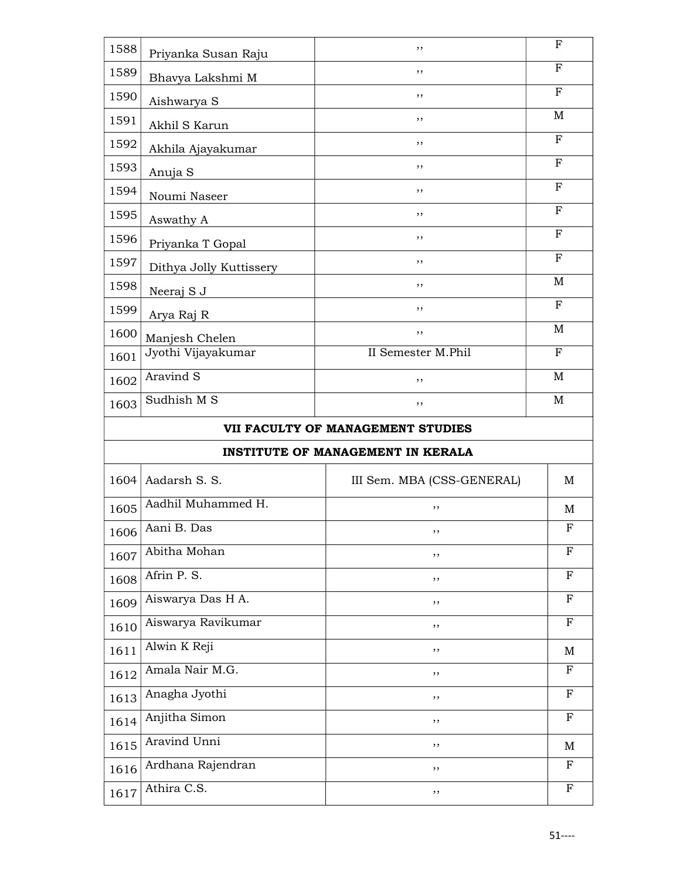| | | | |
|---|---|---|---|
| 1588 | Priyanka Susan Raju | ,, | F |
| 1589 | Bhavya Lakshmi M | ,, | F |
| 1590 | Aishwarya S | ,, | F |
| 1591 | Akhil S Karun | ,, | M |
| 1592 | Akhila Ajayakumar | ,, | F |
| 1593 | Anuja S | ,, | F |
| 1594 | Noumi Naseer | ,, | F |
| 1595 | Aswathy A | ,, | F |
| 1596 | Priyanka T Gopal | ,, | F |
| 1597 | Dithya Jolly Kuttissery | ,, | F |
| 1598 | Neeraj S J | ,, | M |
| 1599 | Arya Raj R | ,, | F |
| 1600 | Manjesh Chelen | ,, | M |
| 1601 | Jyothi Vijayakumar | II Semester M.Phil | F |
| 1602 | Aravind S | ,, | M |
| 1603 | Sudhish M S | ,, | M |
| **VII FACULTY OF MANAGEMENT STUDIES** | | | |
| **INSTITUTE OF MANAGEMENT IN KERALA** | | | |
| 1604 | Aadarsh S. S. | III Sem. MBA (CSS-GENERAL) | M |
| 1605 | Aadhil Muhammed H. | ,, | M |
| 1606 | Aani B. Das | ,, | F |
| 1607 | Abitha Mohan | ,, | F |
| 1608 | Afrin P. S. | ,, | F |
| 1609 | Aiswarya Das H A. | ,, | F |
| 1610 | Aiswarya Ravikumar | ,, | F |
| 1611 | Alwin K Reji | ,, | M |
| 1612 | Amala Nair M.G. | ,, | F |
| 1613 | Anagha Jyothi | ,, | F |
| 1614 | Anjitha Simon | ,, | F |
| 1615 | Aravind Unni | ,, | M |
| 1616 | Ardhana Rajendran | ,, | F |
| 1617 | Athira C.S. | ,, | F |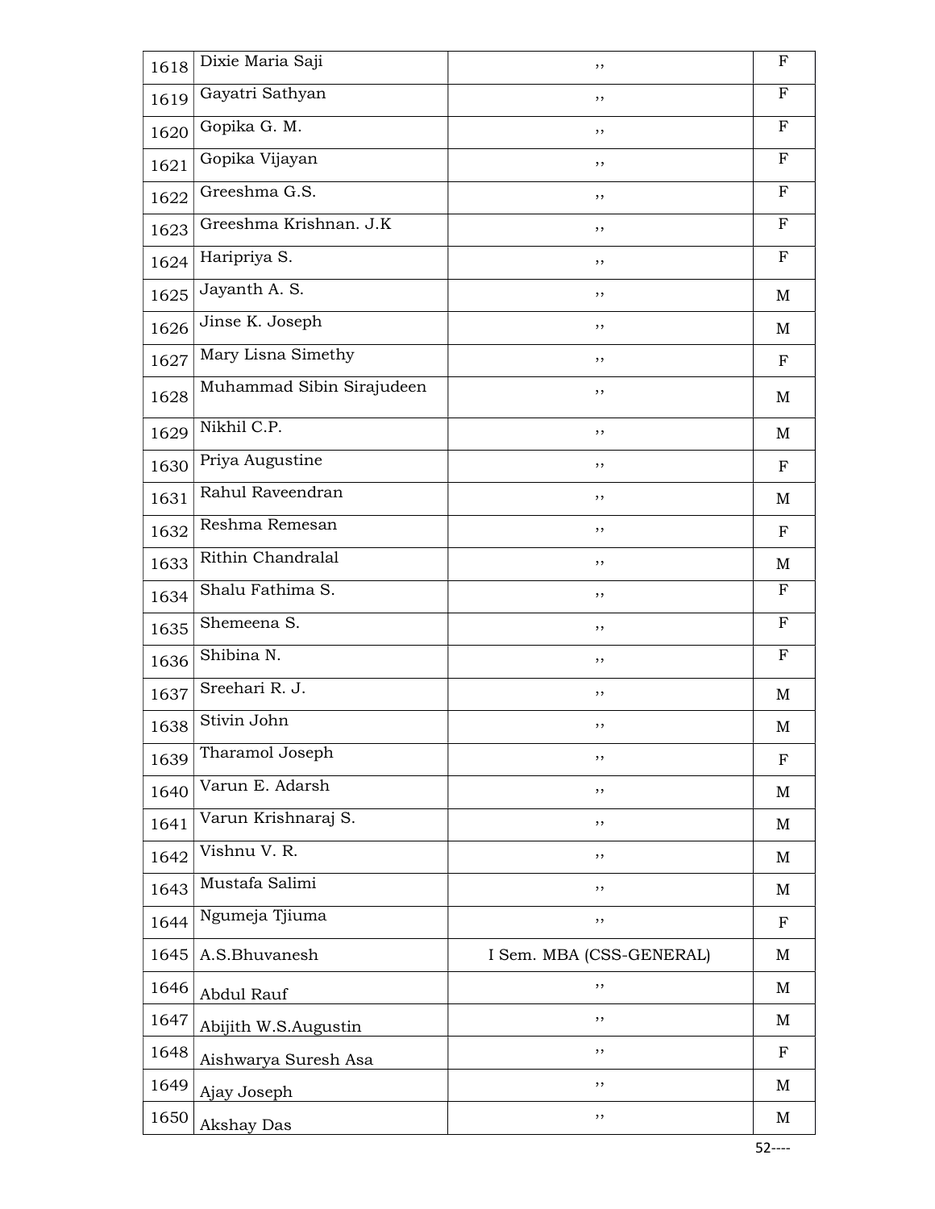| 1618 | Dixie Maria Saji | ,, | F |
|---|---|---|---|
| 1619 | Gayatri Sathyan | ,, | F |
| 1620 | Gopika G. M. | ,, | F |
| 1621 | Gopika Vijayan | ,, | F |
| 1622 | Greeshma G.S. | ,, | F |
| 1623 | Greeshma Krishnan. J.K | ,, | F |
| 1624 | Haripriya S. | ,, | F |
| 1625 | Jayanth A. S. | ,, | M |
| 1626 | Jinse K. Joseph | ,, | M |
| 1627 | Mary Lisna Simethy | ,, | F |
| 1628 | Muhammad Sibin Sirajudeen | ,, | M |
| 1629 | Nikhil C.P. | ,, | M |
| 1630 | Priya Augustine | ,, | F |
| 1631 | Rahul Raveendran | ,, | M |
| 1632 | Reshma Remesan | ,, | F |
| 1633 | Rithin Chandralal | ,, | M |
| 1634 | Shalu Fathima S. | ,, | F |
| 1635 | Shemeena S. | ,, | F |
| 1636 | Shibina N. | ,, | F |
| 1637 | Sreehari R. J. | ,, | M |
| 1638 | Stivin John | ,, | M |
| 1639 | Tharamol Joseph | ,, | F |
| 1640 | Varun E. Adarsh | ,, | M |
| 1641 | Varun Krishnaraj S. | ,, | M |
| 1642 | Vishnu V. R. | ,, | M |
| 1643 | Mustafa Salimi | ,, | M |
| 1644 | Ngumeja Tjiuma | ,, | F |
| 1645 | A.S.Bhuvanesh | I Sem. MBA (CSS-GENERAL) | M |
| 1646 | Abdul Rauf | ,, | M |
| 1647 | Abijith W.S.Augustin | ,, | M |
| 1648 | Aishwarya Suresh Asa | ,, | F |
| 1649 | Ajay Joseph | ,, | M |
| 1650 | Akshay Das | ,, | M |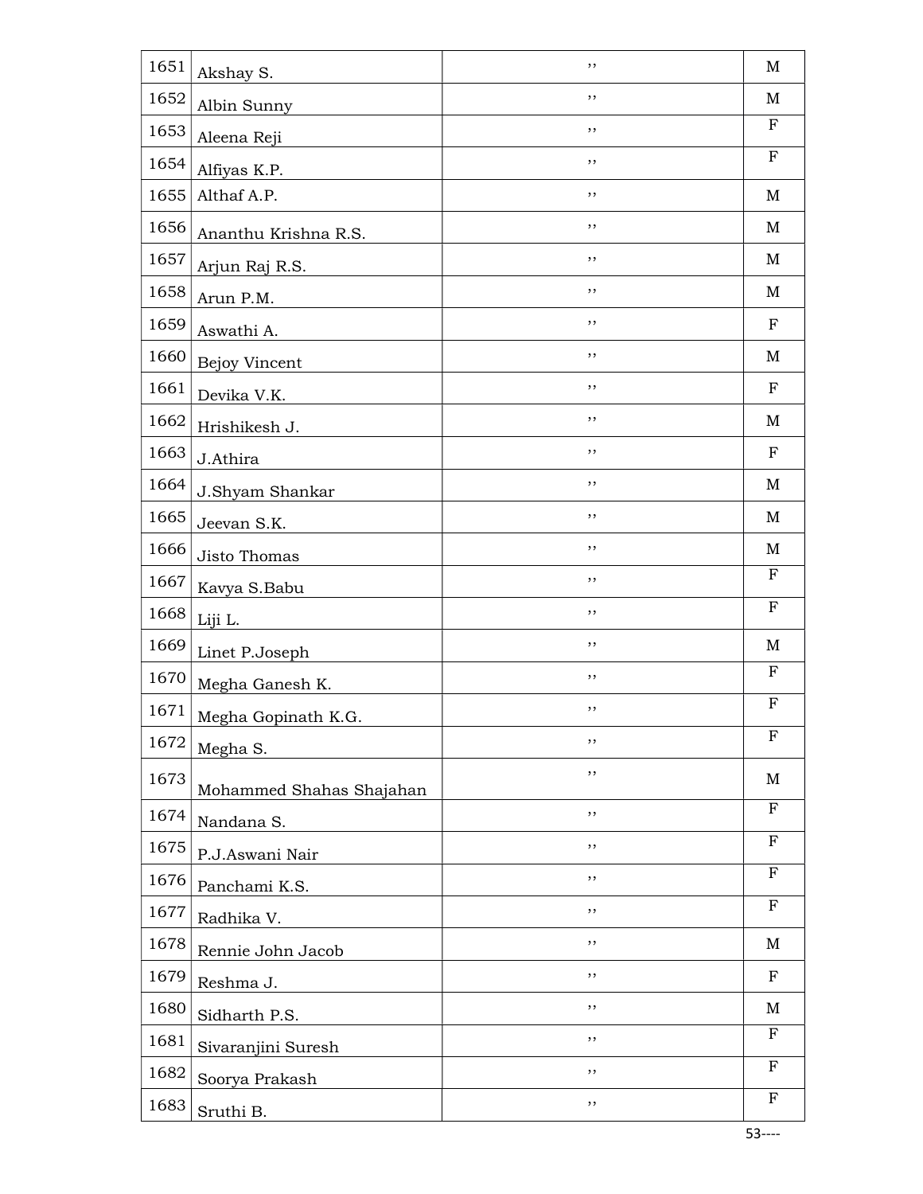| | | | |
|---|---|---|---|
| 1651 | Akshay S. | ,, | M |
| 1652 | Albin Sunny | ,, | M |
| 1653 | Aleena Reji | ,, | F |
| 1654 | Alfiyas K.P. | ,, | F |
| 1655 | Althaf A.P. | ,, | M |
| 1656 | Ananthu Krishna R.S. | ,, | M |
| 1657 | Arjun Raj R.S. | ,, | M |
| 1658 | Arun P.M. | ,, | M |
| 1659 | Aswathi A. | ,, | F |
| 1660 | Bejoy Vincent | ,, | M |
| 1661 | Devika V.K. | ,, | F |
| 1662 | Hrishikesh J. | ,, | M |
| 1663 | J.Athira | ,, | F |
| 1664 | J.Shyam Shankar | ,, | M |
| 1665 | Jeevan S.K. | ,, | M |
| 1666 | Jisto Thomas | ,, | M |
| 1667 | Kavya S.Babu | ,, | F |
| 1668 | Liji L. | ,, | F |
| 1669 | Linet P.Joseph | ,, | M |
| 1670 | Megha Ganesh K. | ,, | F |
| 1671 | Megha Gopinath K.G. | ,, | F |
| 1672 | Megha S. | ,, | F |
| 1673 | Mohammed Shahas Shajahan | ,, | M |
| 1674 | Nandana S. | ,, | F |
| 1675 | P.J.Aswani Nair | ,, | F |
| 1676 | Panchami K.S. | ,, | F |
| 1677 | Radhika V. | ,, | F |
| 1678 | Rennie John Jacob | ,, | M |
| 1679 | Reshma J. | ,, | F |
| 1680 | Sidharth P.S. | ,, | M |
| 1681 | Sivaranjini Suresh | ,, | F |
| 1682 | Soorya Prakash | ,, | F |
| 1683 | Sruthi B. | ,, | F |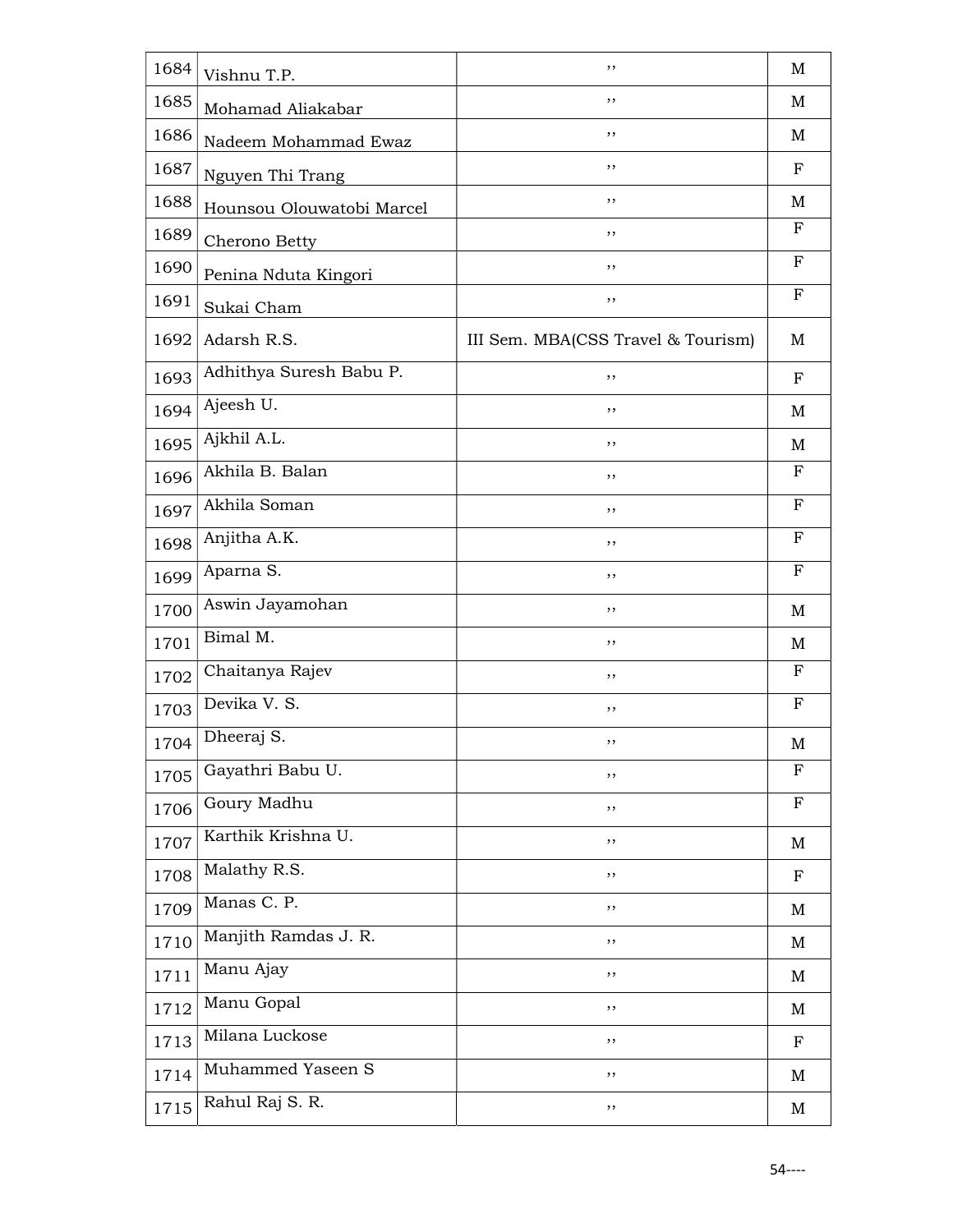| 1684 | Vishnu T.P. | ,, | M |
|---|---|---|---|
| 1685 | Mohamad Aliakabar | ,, | M |
| 1686 | Nadeem Mohammad Ewaz | ,, | M |
| 1687 | Nguyen Thi Trang | ,, | F |
| 1688 | Hounsou Olouwatobi Marcel | ,, | M |
| 1689 | Cherono Betty | ,, | F |
| 1690 | Penina Nduta Kingori | ,, | F |
| 1691 | Sukai Cham | ,, | F |
| 1692 | Adarsh R.S. | III Sem. MBA(CSS Travel & Tourism) | M |
| 1693 | Adhithya Suresh Babu P. | ,, | F |
| 1694 | Ajeesh U. | ,, | M |
| 1695 | Ajkhil A.L. | ,, | M |
| 1696 | Akhila B. Balan | ,, | F |
| 1697 | Akhila Soman | ,, | F |
| 1698 | Anjitha A.K. | ,, | F |
| 1699 | Aparna S. | ,, | F |
| 1700 | Aswin Jayamohan | ,, | M |
| 1701 | Bimal M. | ,, | M |
| 1702 | Chaitanya Rajev | ,, | F |
| 1703 | Devika V. S. | ,, | F |
| 1704 | Dheeraj S. | ,, | M |
| 1705 | Gayathri Babu U. | ,, | F |
| 1706 | Goury Madhu | ,, | F |
| 1707 | Karthik Krishna U. | ,, | M |
| 1708 | Malathy R.S. | ,, | F |
| 1709 | Manas C. P. | ,, | M |
| 1710 | Manjith Ramdas J. R. | ,, | M |
| 1711 | Manu Ajay | ,, | M |
| 1712 | Manu Gopal | ,, | M |
| 1713 | Milana Luckose | ,, | F |
| 1714 | Muhammed Yaseen S | ,, | M |
| 1715 | Rahul Raj S. R. | ,, | M |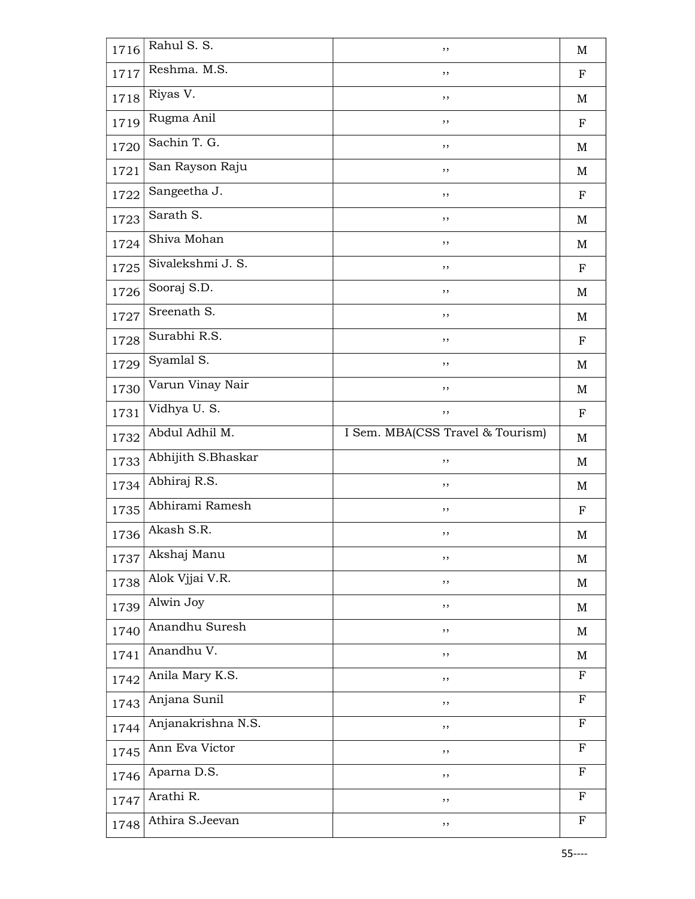| | | | |
|---|---|---|---|
| 1716 | Rahul S. S. | ,, | M |
| 1717 | Reshma. M.S. | ,, | F |
| 1718 | Riyas V. | ,, | M |
| 1719 | Rugma Anil | ,, | F |
| 1720 | Sachin T. G. | ,, | M |
| 1721 | San Rayson Raju | ,, | M |
| 1722 | Sangeetha J. | ,, | F |
| 1723 | Sarath S. | ,, | M |
| 1724 | Shiva Mohan | ,, | M |
| 1725 | Sivalekshmi J. S. | ,, | F |
| 1726 | Sooraj S.D. | ,, | M |
| 1727 | Sreenath S. | ,, | M |
| 1728 | Surabhi R.S. | ,, | F |
| 1729 | Syamlal S. | ,, | M |
| 1730 | Varun Vinay Nair | ,, | M |
| 1731 | Vidhya U. S. | ,, | F |
| 1732 | Abdul Adhil M. | I Sem. MBA(CSS Travel & Tourism) | M |
| 1733 | Abhijith S.Bhaskar | ,, | M |
| 1734 | Abhiraj R.S. | ,, | M |
| 1735 | Abhirami Ramesh | ,, | F |
| 1736 | Akash S.R. | ,, | M |
| 1737 | Akshaj Manu | ,, | M |
| 1738 | Alok Vjjai V.R. | ,, | M |
| 1739 | Alwin Joy | ,, | M |
| 1740 | Anandhu Suresh | ,, | M |
| 1741 | Anandhu V. | ,, | M |
| 1742 | Anila Mary K.S. | ,, | F |
| 1743 | Anjana Sunil | ,, | F |
| 1744 | Anjanakrishna N.S. | ,, | F |
| 1745 | Ann Eva Victor | ,, | F |
| 1746 | Aparna D.S. | ,, | F |
| 1747 | Arathi R. | ,, | F |
| 1748 | Athira S.Jeevan | ,, | F |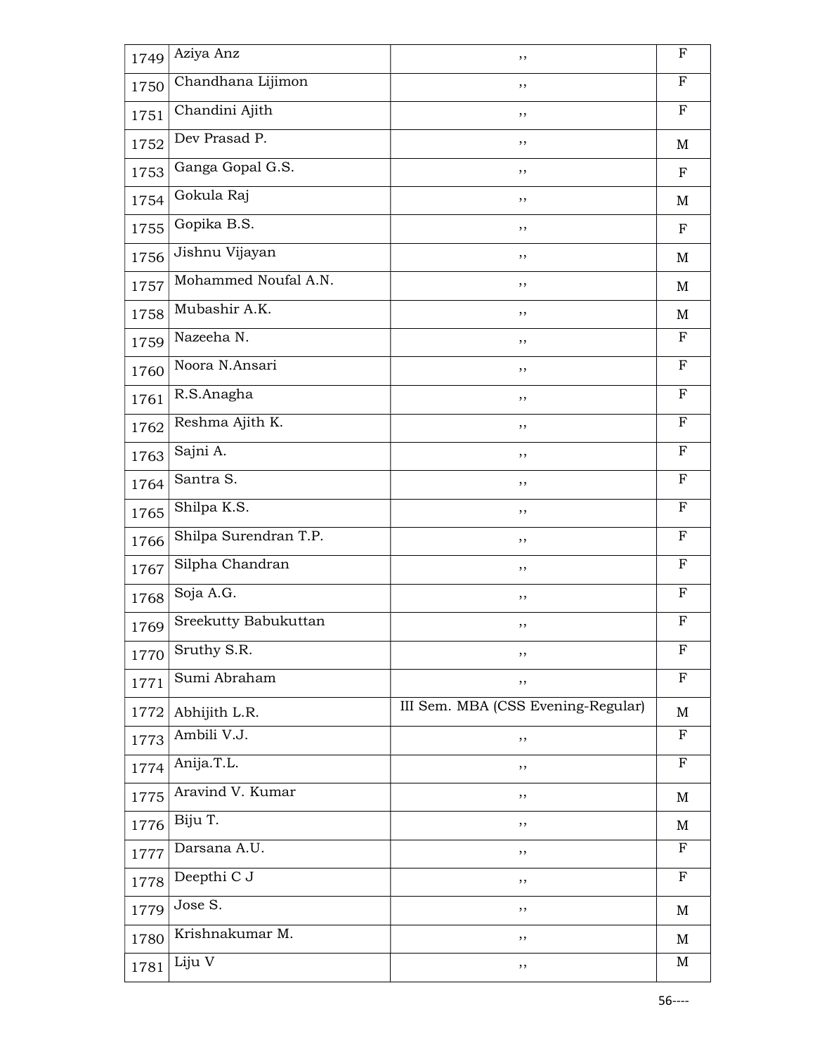| 1749 | Aziya Anz | ,, | F |
|---|---|---|---|
| 1750 | Chandhana Lijimon | ,, | F |
| 1751 | Chandini Ajith | ,, | F |
| 1752 | Dev Prasad P. | ,, | M |
| 1753 | Ganga Gopal G.S. | ,, | F |
| 1754 | Gokula Raj | ,, | M |
| 1755 | Gopika B.S. | ,, | F |
| 1756 | Jishnu Vijayan | ,, | M |
| 1757 | Mohammed Noufal A.N. | ,, | M |
| 1758 | Mubashir A.K. | ,, | M |
| 1759 | Nazeeha N. | ,, | F |
| 1760 | Noora N.Ansari | ,, | F |
| 1761 | R.S.Anagha | ,, | F |
| 1762 | Reshma Ajith K. | ,, | F |
| 1763 | Sajni A. | ,, | F |
| 1764 | Santra S. | ,, | F |
| 1765 | Shilpa K.S. | ,, | F |
| 1766 | Shilpa Surendran T.P. | ,, | F |
| 1767 | Silpha Chandran | ,, | F |
| 1768 | Soja A.G. | ,, | F |
| 1769 | Sreekutty Babukuttan | ,, | F |
| 1770 | Sruthy S.R. | ,, | F |
| 1771 | Sumi Abraham | ,, | F |
| 1772 | Abhijith L.R. | III Sem. MBA (CSS Evening-Regular) | M |
| 1773 | Ambili V.J. | ,, | F |
| 1774 | Anija.T.L. | ,, | F |
| 1775 | Aravind V. Kumar | ,, | M |
| 1776 | Biju T. | ,, | M |
| 1777 | Darsana A.U. | ,, | F |
| 1778 | Deepthi C J | ,, | F |
| 1779 | Jose S. | ,, | M |
| 1780 | Krishnakumar M. | ,, | M |
| 1781 | Liju V | ,, | M |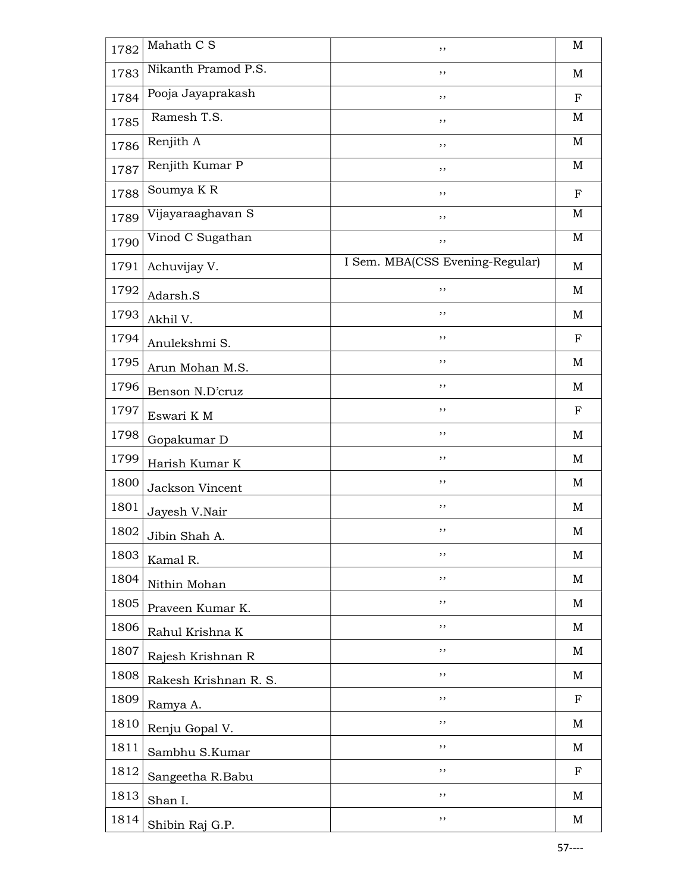| 1782 | Mahath C S | ,, | M |
|---|---|---|---|
| 1783 | Nikanth Pramod P.S. | ,, | M |
| 1784 | Pooja Jayaprakash | ,, | F |
| 1785 | Ramesh T.S. | ,, | M |
| 1786 | Renjith A | ,, | M |
| 1787 | Renjith Kumar P | ,, | M |
| 1788 | Soumya K R | ,, | F |
| 1789 | Vijayaraaghavan S | ,, | M |
| 1790 | Vinod C Sugathan | ,, | M |
| 1791 | Achuvijay V. | I Sem. MBA(CSS Evening-Regular) | M |
| 1792 | Adarsh.S | ,, | M |
| 1793 | Akhil V. | ,, | M |
| 1794 | Anulekshmi S. | ,, | F |
| 1795 | Arun Mohan M.S. | ,, | M |
| 1796 | Benson N.D'cruz | ,, | M |
| 1797 | Eswari K M | ,, | F |
| 1798 | Gopakumar D | ,, | M |
| 1799 | Harish Kumar K | ,, | M |
| 1800 | Jackson Vincent | ,, | M |
| 1801 | Jayesh V.Nair | ,, | M |
| 1802 | Jibin Shah A. | ,, | M |
| 1803 | Kamal R. | ,, | M |
| 1804 | Nithin Mohan | ,, | M |
| 1805 | Praveen Kumar K. | ,, | M |
| 1806 | Rahul Krishna K | ,, | M |
| 1807 | Rajesh Krishnan R | ,, | M |
| 1808 | Rakesh Krishnan R. S. | ,, | M |
| 1809 | Ramya A. | ,, | F |
| 1810 | Renju Gopal V. | ,, | M |
| 1811 | Sambhu S.Kumar | ,, | M |
| 1812 | Sangeetha R.Babu | ,, | F |
| 1813 | Shan I. | ,, | M |
| 1814 | Shibin Raj G.P. | ,, | M |

57----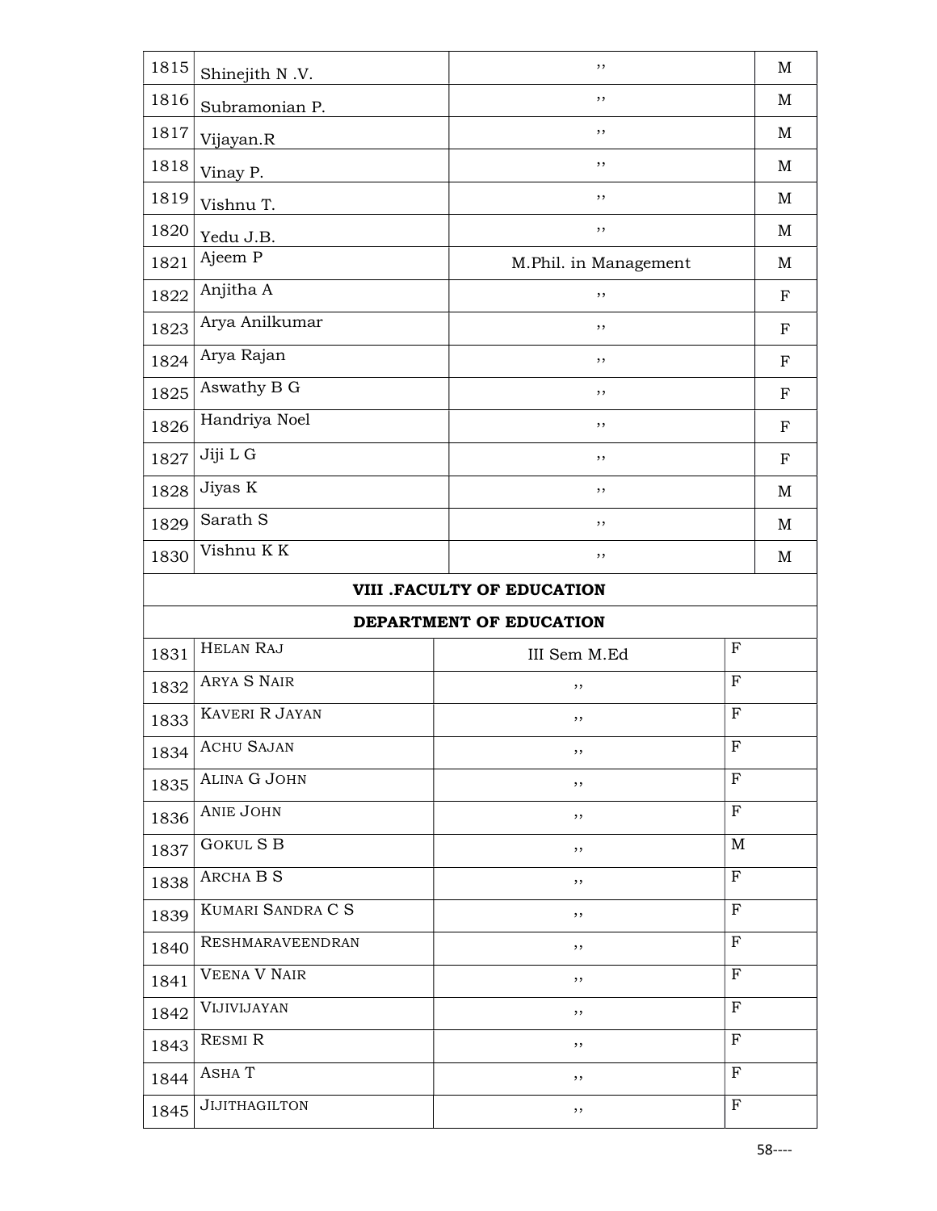| | | | |
|---|---|---|---|
| 1815 | Shinejith N .V. | ,, | M |
| 1816 | Subramonian P. | ,, | M |
| 1817 | Vijayan.R | ,, | M |
| 1818 | Vinay P. | ,, | M |
| 1819 | Vishnu T. | ,, | M |
| 1820 | Yedu J.B. | ,, | M |
| 1821 | Ajeem P | M.Phil. in Management | M |
| 1822 | Anjitha A | ,, | F |
| 1823 | Arya Anilkumar | ,, | F |
| 1824 | Arya Rajan | ,, | F |
| 1825 | Aswathy B G | ,, | F |
| 1826 | Handriya Noel | ,, | F |
| 1827 | Jiji L G | ,, | F |
| 1828 | Jiyas K | ,, | M |
| 1829 | Sarath S | ,, | M |
| 1830 | Vishnu K K | ,, | M |
| | **VIII .FACULTY OF EDUCATION** | | |
| | **DEPARTMENT OF EDUCATION** | | |
| 1831 | HELAN RAJ | III Sem M.Ed | F |
| 1832 | ARYA S NAIR | ,, | F |
| 1833 | KAVERI R JAYAN | ,, | F |
| 1834 | ACHU SAJAN | ,, | F |
| 1835 | ALINA G JOHN | ,, | F |
| 1836 | ANIE JOHN | ,, | F |
| 1837 | GOKUL S B | ,, | M |
| 1838 | ARCHA B S | ,, | F |
| 1839 | KUMARI SANDRA C S | ,, | F |
| 1840 | RESHMARAVEENDRAN | ,, | F |
| 1841 | VEENA V NAIR | ,, | F |
| 1842 | VIJIVIJAYAN | ,, | F |
| 1843 | RESMI R | ,, | F |
| 1844 | ASHA T | ,, | F |
| 1845 | JIJITHAGILTON | ,, | F |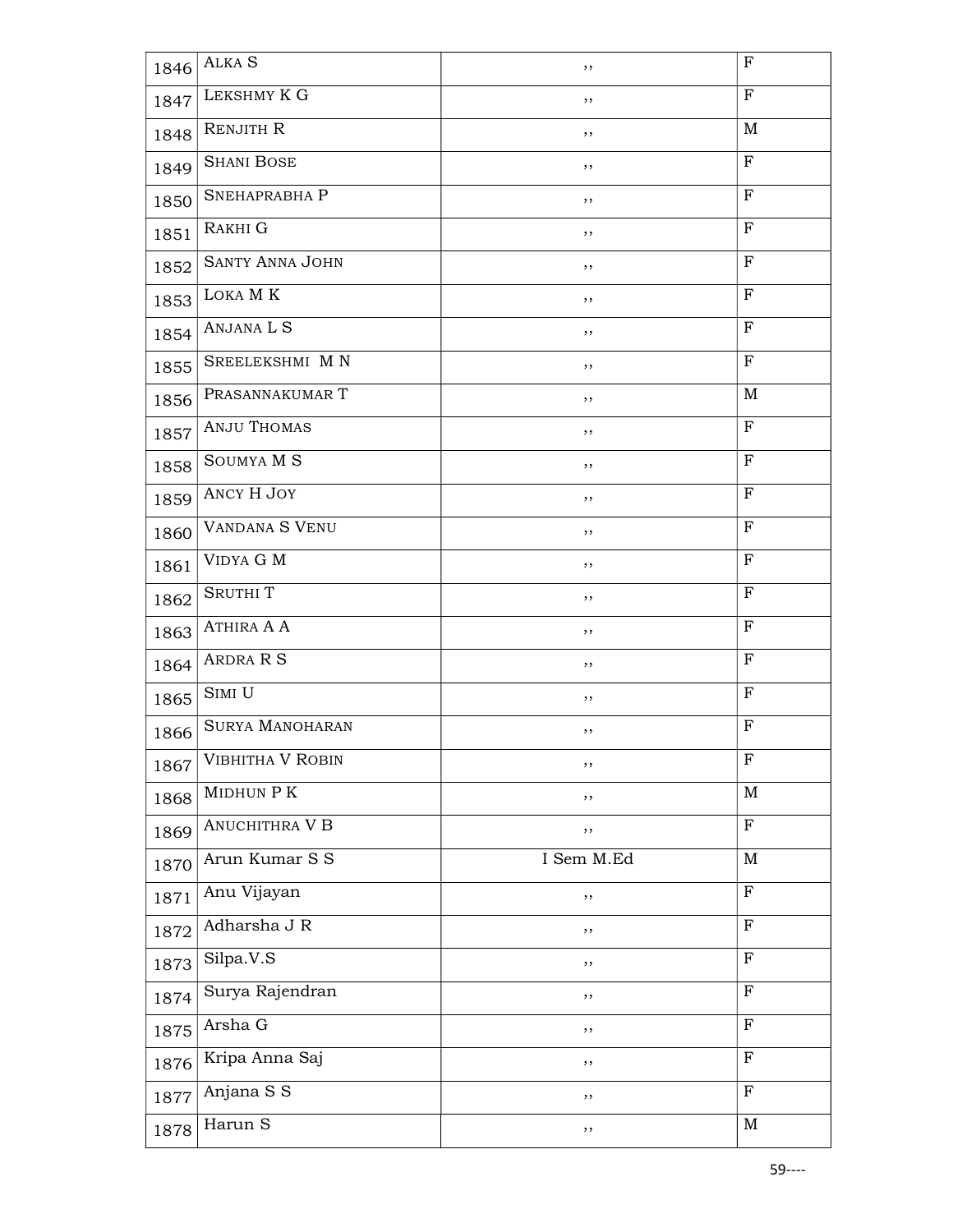| | | | |
|---|---|---|---|
| 1846 | ALKA S | ,, | F |
| 1847 | LEKSHMY K G | ,, | F |
| 1848 | RENJITH R | ,, | M |
| 1849 | SHANI BOSE | ,, | F |
| 1850 | SNEHAPRABHA P | ,, | F |
| 1851 | RAKHI G | ,, | F |
| 1852 | SANTY ANNA JOHN | ,, | F |
| 1853 | LOKA M K | ,, | F |
| 1854 | ANJANA L S | ,, | F |
| 1855 | SREELEKSHMI M N | ,, | F |
| 1856 | PRASANNAKUMAR T | ,, | M |
| 1857 | ANJU THOMAS | ,, | F |
| 1858 | SOUMYA M S | ,, | F |
| 1859 | ANCY H JOY | ,, | F |
| 1860 | VANDANA S VENU | ,, | F |
| 1861 | VIDYA G M | ,, | F |
| 1862 | SRUTHI T | ,, | F |
| 1863 | ATHIRA A A | ,, | F |
| 1864 | ARDRA R S | ,, | F |
| 1865 | SIMI U | ,, | F |
| 1866 | SURYA MANOHARAN | ,, | F |
| 1867 | VIBHITHA V ROBIN | ,, | F |
| 1868 | MIDHUN P K | ,, | M |
| 1869 | ANUCHITHRA V B | ,, | F |
| 1870 | Arun Kumar S S | I Sem M.Ed | M |
| 1871 | Anu Vijayan | ,, | F |
| 1872 | Adharsha J R | ,, | F |
| 1873 | Silpa.V.S | ,, | F |
| 1874 | Surya Rajendran | ,, | F |
| 1875 | Arsha G | ,, | F |
| 1876 | Kripa Anna Saj | ,, | F |
| 1877 | Anjana S S | ,, | F |
| 1878 | Harun S | ,, | M |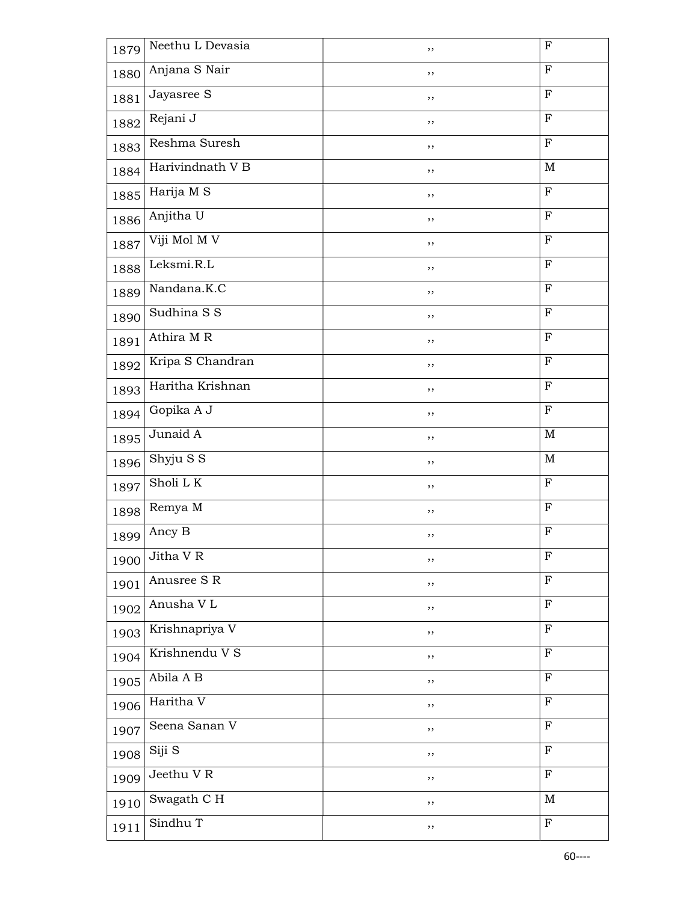| 1879 | Neethu L Devasia | ,, | F |
|---|---|---|---|
| 1880 | Anjana S Nair | ,, | F |
| 1881 | Jayasree S | ,, | F |
| 1882 | Rejani J | ,, | F |
| 1883 | Reshma Suresh | ,, | F |
| 1884 | Harivindnath V B | ,, | M |
| 1885 | Harija M S | ,, | F |
| 1886 | Anjitha U | ,, | F |
| 1887 | Viji Mol M V | ,, | F |
| 1888 | Leksmi.R.L | ,, | F |
| 1889 | Nandana.K.C | ,, | F |
| 1890 | Sudhina S S | ,, | F |
| 1891 | Athira M R | ,, | F |
| 1892 | Kripa S Chandran | ,, | F |
| 1893 | Haritha Krishnan | ,, | F |
| 1894 | Gopika A J | ,, | F |
| 1895 | Junaid A | ,, | M |
| 1896 | Shyju S S | ,, | M |
| 1897 | Sholi L K | ,, | F |
| 1898 | Remya M | ,, | F |
| 1899 | Ancy B | ,, | F |
| 1900 | Jitha V R | ,, | F |
| 1901 | Anusree S R | ,, | F |
| 1902 | Anusha V L | ,, | F |
| 1903 | Krishnapriya V | ,, | F |
| 1904 | Krishnendu V S | ,, | F |
| 1905 | Abila A B | ,, | F |
| 1906 | Haritha V | ,, | F |
| 1907 | Seena Sanan V | ,, | F |
| 1908 | Siji S | ,, | F |
| 1909 | Jeethu V R | ,, | F |
| 1910 | Swagath C H | ,, | M |
| 1911 | Sindhu T | ,, | F |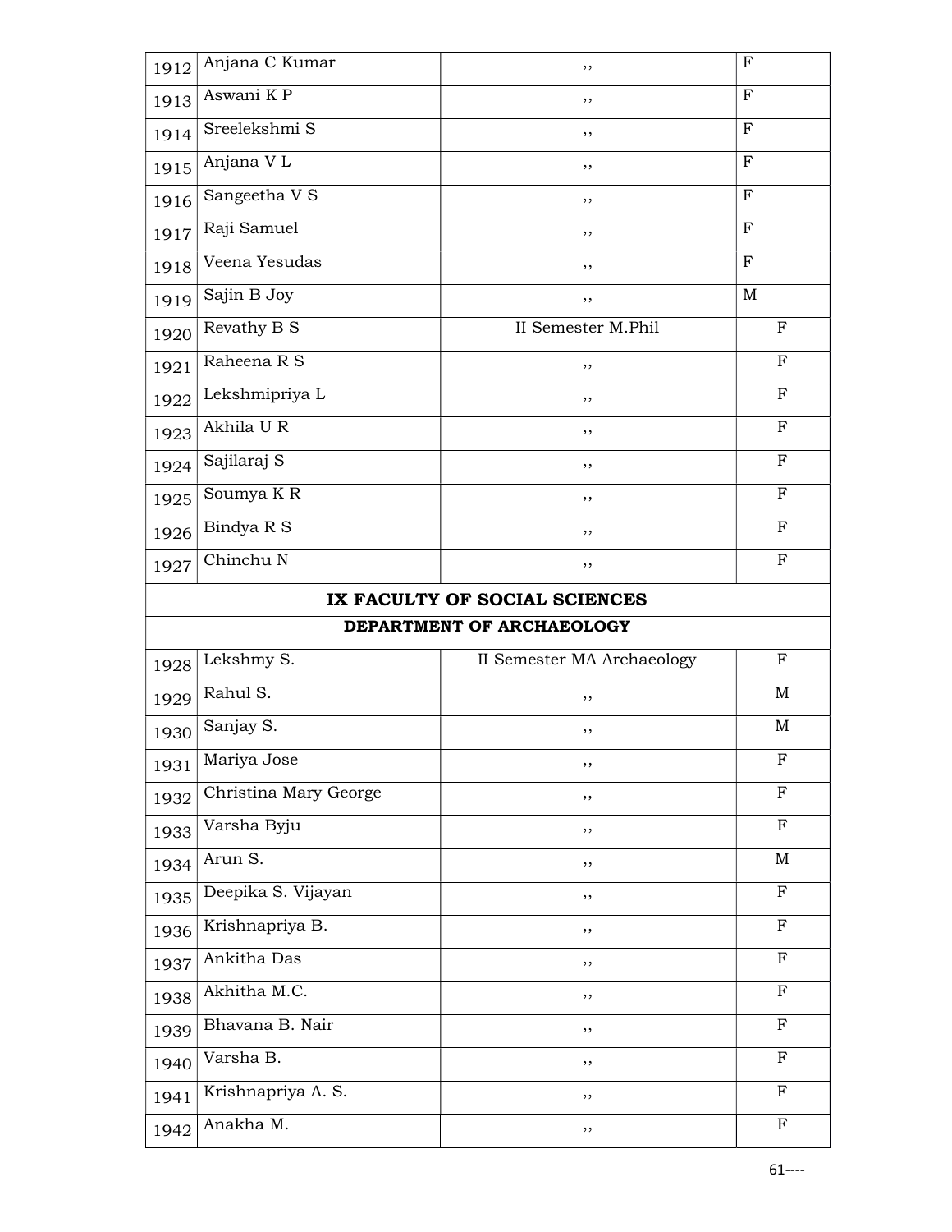| | | | |
|---|---|---|---|
| 1912 | Anjana C Kumar | ,, | F |
| 1913 | Aswani K P | ,, | F |
| 1914 | Sreelekshmi S | ,, | F |
| 1915 | Anjana V L | ,, | F |
| 1916 | Sangeetha V S | ,, | F |
| 1917 | Raji Samuel | ,, | F |
| 1918 | Veena Yesudas | ,, | F |
| 1919 | Sajin B Joy | ,, | M |
| 1920 | Revathy B S | II Semester M.Phil | F |
| 1921 | Raheena R S | ,, | F |
| 1922 | Lekshmipriya L | ,, | F |
| 1923 | Akhila U R | ,, | F |
| 1924 | Sajilaraj S | ,, | F |
| 1925 | Soumya K R | ,, | F |
| 1926 | Bindya R S | ,, | F |
| 1927 | Chinchu N | ,, | F |
| **IX FACULTY OF SOCIAL SCIENCES** | | | |
| **DEPARTMENT OF ARCHAEOLOGY** | | | |
| 1928 | Lekshmy S. | II Semester MA Archaeology | F |
| 1929 | Rahul S. | ,, | M |
| 1930 | Sanjay S. | ,, | M |
| 1931 | Mariya Jose | ,, | F |
| 1932 | Christina Mary George | ,, | F |
| 1933 | Varsha Byju | ,, | F |
| 1934 | Arun S. | ,, | M |
| 1935 | Deepika S. Vijayan | ,, | F |
| 1936 | Krishnapriya B. | ,, | F |
| 1937 | Ankitha Das | ,, | F |
| 1938 | Akhitha M.C. | ,, | F |
| 1939 | Bhavana B. Nair | ,, | F |
| 1940 | Varsha B. | ,, | F |
| 1941 | Krishnapriya A. S. | ,, | F |
| 1942 | Anakha M. | ,, | F |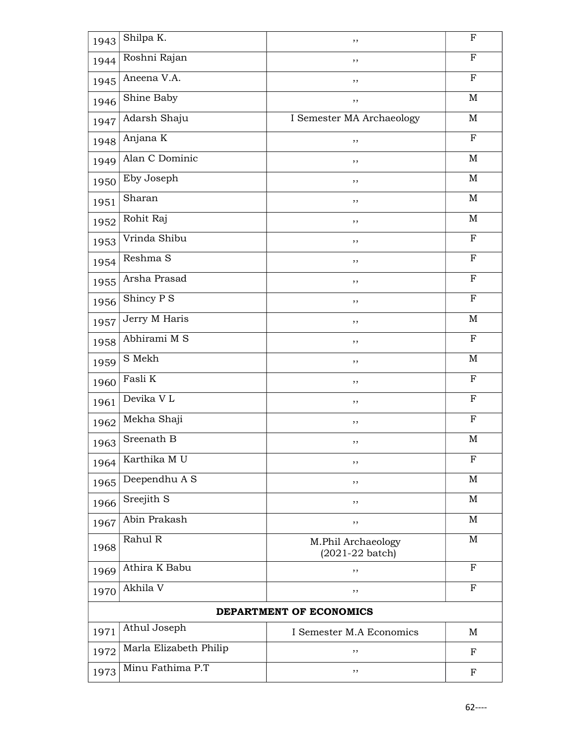| | | | |
|---|---|---|---|
| 1943 | Shilpa K. | ,, | F |
| 1944 | Roshni Rajan | ,, | F |
| 1945 | Aneena V.A. | ,, | F |
| 1946 | Shine Baby | ,, | M |
| 1947 | Adarsh Shaju | I Semester MA Archaeology | M |
| 1948 | Anjana K | ,, | F |
| 1949 | Alan C Dominic | ,, | M |
| 1950 | Eby Joseph | ,, | M |
| 1951 | Sharan | ,, | M |
| 1952 | Rohit Raj | ,, | M |
| 1953 | Vrinda Shibu | ,, | F |
| 1954 | Reshma S | ,, | F |
| 1955 | Arsha Prasad | ,, | F |
| 1956 | Shincy P S | ,, | F |
| 1957 | Jerry M Haris | ,, | M |
| 1958 | Abhirami M S | ,, | F |
| 1959 | S Mekh | ,, | M |
| 1960 | Fasli K | ,, | F |
| 1961 | Devika V L | ,, | F |
| 1962 | Mekha Shaji | ,, | F |
| 1963 | Sreenath B | ,, | M |
| 1964 | Karthika M U | ,, | F |
| 1965 | Deependhu A S | ,, | M |
| 1966 | Sreejith S | ,, | M |
| 1967 | Abin Prakash | ,, | M |
| 1968 | Rahul R | M.Phil Archaeology (2021-22 batch) | M |
| 1969 | Athira K Babu | ,, | F |
| 1970 | Akhila V | ,, | F |
| **DEPARTMENT OF ECONOMICS** | | | |
| 1971 | Athul Joseph | I Semester M.A Economics | M |
| 1972 | Marla Elizabeth Philip | ,, | F |
| 1973 | Minu Fathima P.T | ,, | F |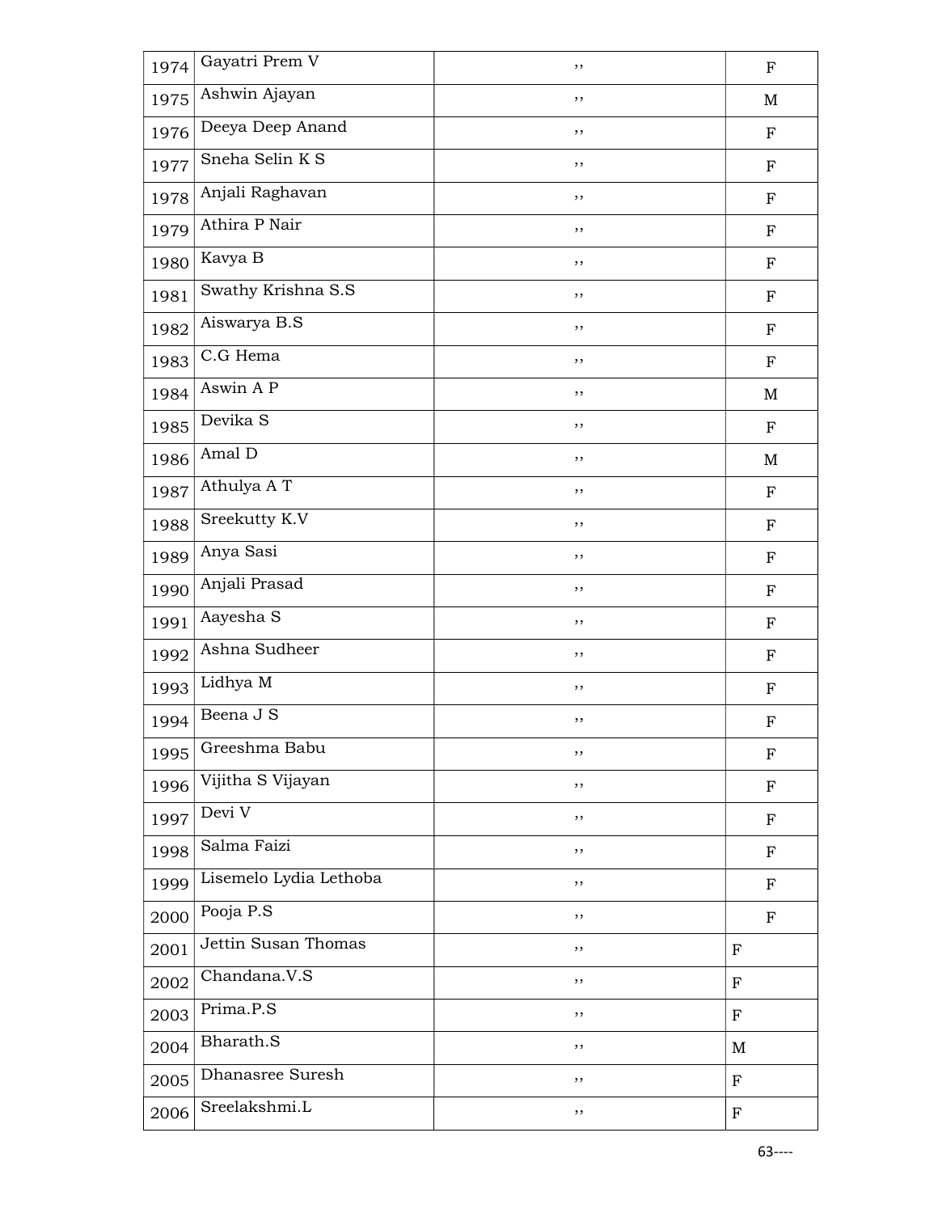| | | | |
|---|---|---|---|
| 1974 | Gayatri Prem V | ,, | F |
| 1975 | Ashwin Ajayan | ,, | M |
| 1976 | Deeya Deep Anand | ,, | F |
| 1977 | Sneha Selin K S | ,, | F |
| 1978 | Anjali Raghavan | ,, | F |
| 1979 | Athira P Nair | ,, | F |
| 1980 | Kavya B | ,, | F |
| 1981 | Swathy Krishna S.S | ,, | F |
| 1982 | Aiswarya B.S | ,, | F |
| 1983 | C.G Hema | ,, | F |
| 1984 | Aswin A P | ,, | M |
| 1985 | Devika S | ,, | F |
| 1986 | Amal D | ,, | M |
| 1987 | Athulya A T | ,, | F |
| 1988 | Sreekutty K.V | ,, | F |
| 1989 | Anya Sasi | ,, | F |
| 1990 | Anjali Prasad | ,, | F |
| 1991 | Aayesha S | ,, | F |
| 1992 | Ashna Sudheer | ,, | F |
| 1993 | Lidhya M | ,, | F |
| 1994 | Beena J S | ,, | F |
| 1995 | Greeshma Babu | ,, | F |
| 1996 | Vijitha S Vijayan | ,, | F |
| 1997 | Devi V | ,, | F |
| 1998 | Salma Faizi | ,, | F |
| 1999 | Lisemelo Lydia Lethoba | ,, | F |
| 2000 | Pooja P.S | ,, | F |
| 2001 | Jettin Susan Thomas | ,, | F |
| 2002 | Chandana.V.S | ,, | F |
| 2003 | Prima.P.S | ,, | F |
| 2004 | Bharath.S | ,, | M |
| 2005 | Dhanasree Suresh | ,, | F |
| 2006 | Sreelakshmi.L | ,, | F |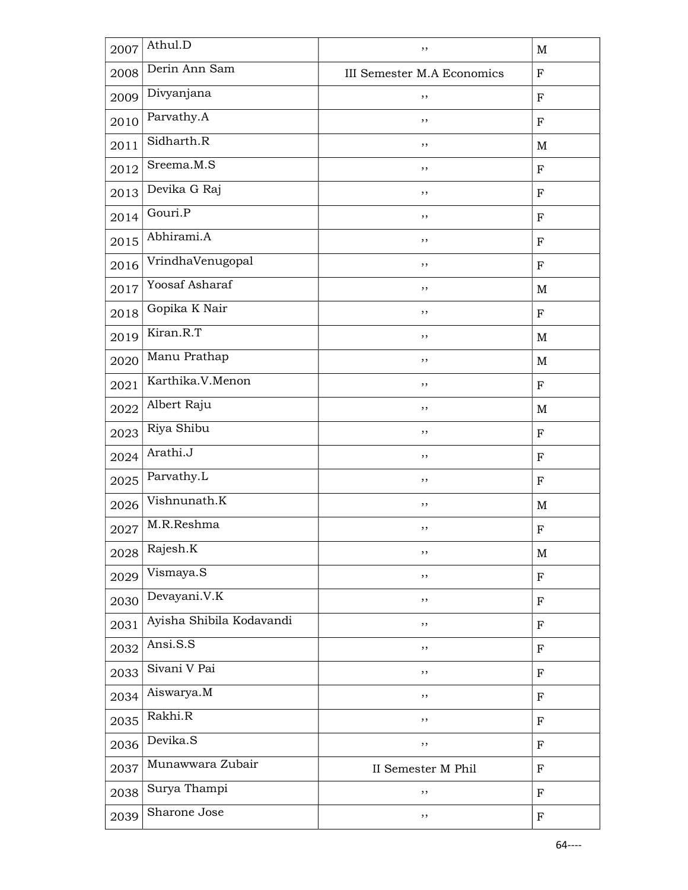| 2007 | Athul.D | ,, | M |
|---|---|---|---|
| 2008 | Derin Ann Sam | III Semester M.A Economics | F |
| 2009 | Divyanjana | ,, | F |
| 2010 | Parvathy.A | ,, | F |
| 2011 | Sidharth.R | ,, | M |
| 2012 | Sreema.M.S | ,, | F |
| 2013 | Devika G Raj | ,, | F |
| 2014 | Gouri.P | ,, | F |
| 2015 | Abhirami.A | ,, | F |
| 2016 | VrindhaVenugopal | ,, | F |
| 2017 | Yoosaf Asharaf | ,, | M |
| 2018 | Gopika K Nair | ,, | F |
| 2019 | Kiran.R.T | ,, | M |
| 2020 | Manu Prathap | ,, | M |
| 2021 | Karthika.V.Menon | ,, | F |
| 2022 | Albert Raju | ,, | M |
| 2023 | Riya Shibu | ,, | F |
| 2024 | Arathi.J | ,, | F |
| 2025 | Parvathy.L | ,, | F |
| 2026 | Vishnunath.K | ,, | M |
| 2027 | M.R.Reshma | ,, | F |
| 2028 | Rajesh.K | ,, | M |
| 2029 | Vismaya.S | ,, | F |
| 2030 | Devayani.V.K | ,, | F |
| 2031 | Ayisha Shibila Kodavandi | ,, | F |
| 2032 | Ansi.S.S | ,, | F |
| 2033 | Sivani V Pai | ,, | F |
| 2034 | Aiswarya.M | ,, | F |
| 2035 | Rakhi.R | ,, | F |
| 2036 | Devika.S | ,, | F |
| 2037 | Munawwara Zubair | II Semester M Phil | F |
| 2038 | Surya Thampi | ,, | F |
| 2039 | Sharone Jose | ,, | F |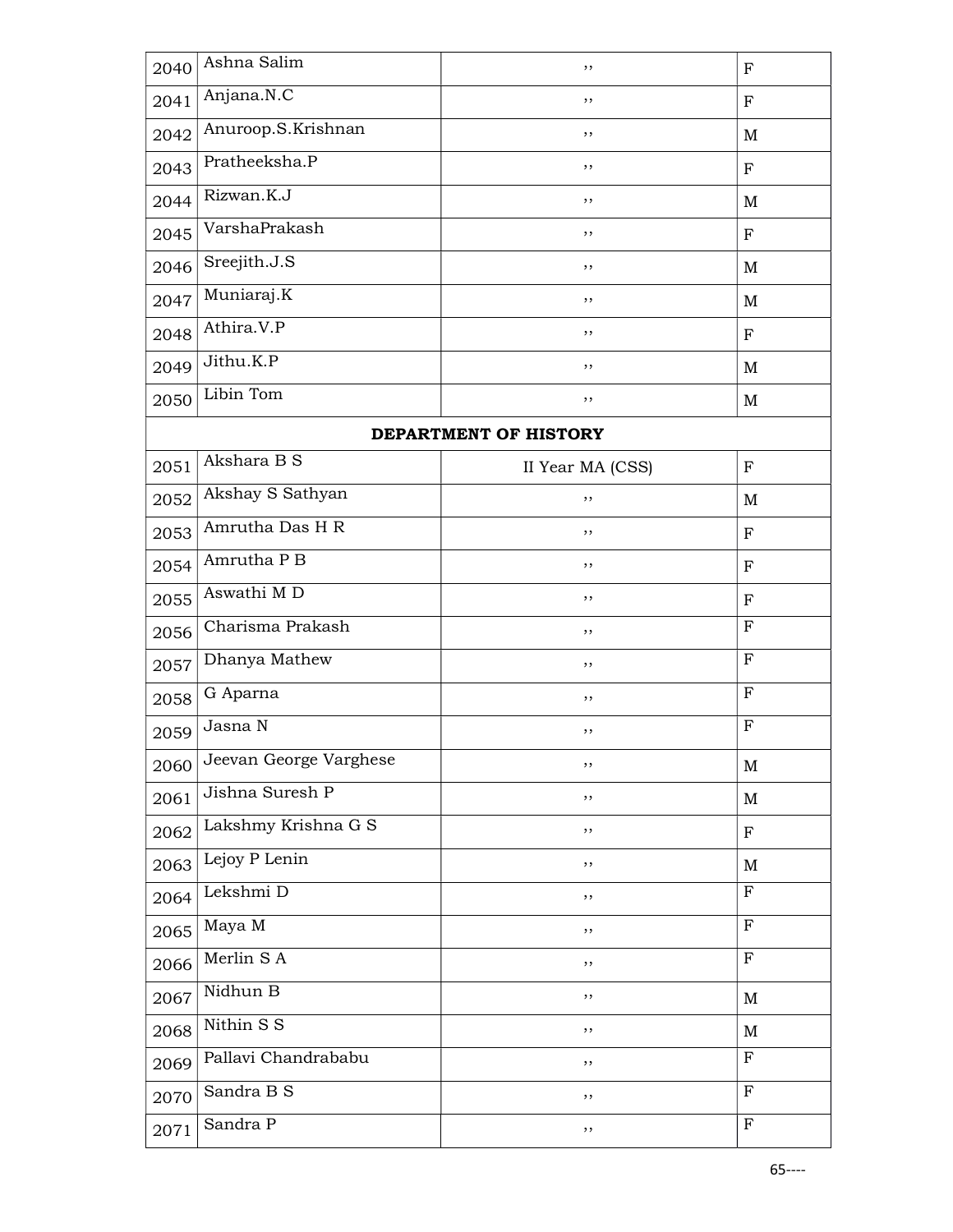| | | | |
|---|---|---|---|
| 2040 | Ashna Salim | ,, | F |
| 2041 | Anjana.N.C | ,, | F |
| 2042 | Anuroop.S.Krishnan | ,, | M |
| 2043 | Pratheeksha.P | ,, | F |
| 2044 | Rizwan.K.J | ,, | M |
| 2045 | VarshaPrakash | ,, | F |
| 2046 | Sreejith.J.S | ,, | M |
| 2047 | Muniaraj.K | ,, | M |
| 2048 | Athira.V.P | ,, | F |
| 2049 | Jithu.K.P | ,, | M |
| 2050 | Libin Tom | ,, | M |
| **DEPARTMENT OF HISTORY** | | | |
| 2051 | Akshara B S | II Year MA (CSS) | F |
| 2052 | Akshay S Sathyan | ,, | M |
| 2053 | Amrutha Das H R | ,, | F |
| 2054 | Amrutha P B | ,, | F |
| 2055 | Aswathi M D | ,, | F |
| 2056 | Charisma Prakash | ,, | F |
| 2057 | Dhanya Mathew | ,, | F |
| 2058 | G Aparna | ,, | F |
| 2059 | Jasna N | ,, | F |
| 2060 | Jeevan George Varghese | ,, | M |
| 2061 | Jishna Suresh P | ,, | M |
| 2062 | Lakshmy Krishna G S | ,, | F |
| 2063 | Lejoy P Lenin | ,, | M |
| 2064 | Lekshmi D | ,, | F |
| 2065 | Maya M | ,, | F |
| 2066 | Merlin S A | ,, | F |
| 2067 | Nidhun B | ,, | M |
| 2068 | Nithin S S | ,, | M |
| 2069 | Pallavi Chandrababu | ,, | F |
| 2070 | Sandra B S | ,, | F |
| 2071 | Sandra P | ,, | F |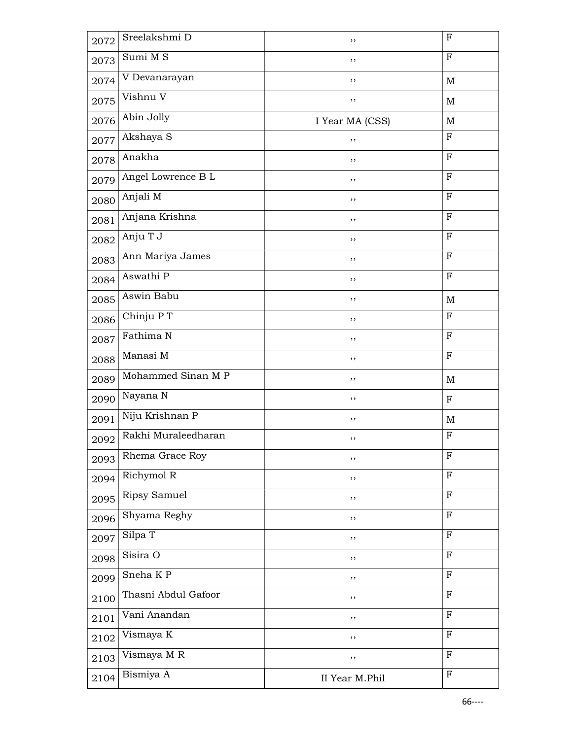| | | | |
|---|---|---|---|
| 2072 | Sreelakshmi D | ,, | F |
| 2073 | Sumi M S | ,, | F |
| 2074 | V Devanarayan | ,, | M |
| 2075 | Vishnu V | ,, | M |
| 2076 | Abin Jolly | I Year MA (CSS) | M |
| 2077 | Akshaya S | ,, | F |
| 2078 | Anakha | ,, | F |
| 2079 | Angel Lowrence B L | ,, | F |
| 2080 | Anjali M | ,, | F |
| 2081 | Anjana Krishna | ,, | F |
| 2082 | Anju T J | ,, | F |
| 2083 | Ann Mariya James | ,, | F |
| 2084 | Aswathi P | ,, | F |
| 2085 | Aswin Babu | ,, | M |
| 2086 | Chinju P T | ,, | F |
| 2087 | Fathima N | ,, | F |
| 2088 | Manasi M | ,, | F |
| 2089 | Mohammed Sinan M P | ,, | M |
| 2090 | Nayana N | ,, | F |
| 2091 | Niju Krishnan P | ,, | M |
| 2092 | Rakhi Muraleedharan | ,, | F |
| 2093 | Rhema Grace Roy | ,, | F |
| 2094 | Richymol R | ,, | F |
| 2095 | Ripsy Samuel | ,, | F |
| 2096 | Shyama Reghy | ,, | F |
| 2097 | Silpa T | ,, | F |
| 2098 | Sisira O | ,, | F |
| 2099 | Sneha K P | ,, | F |
| 2100 | Thasni Abdul Gafoor | ,, | F |
| 2101 | Vani Anandan | ,, | F |
| 2102 | Vismaya K | ,, | F |
| 2103 | Vismaya M R | ,, | F |
| 2104 | Bismiya A | II Year M.Phil | F |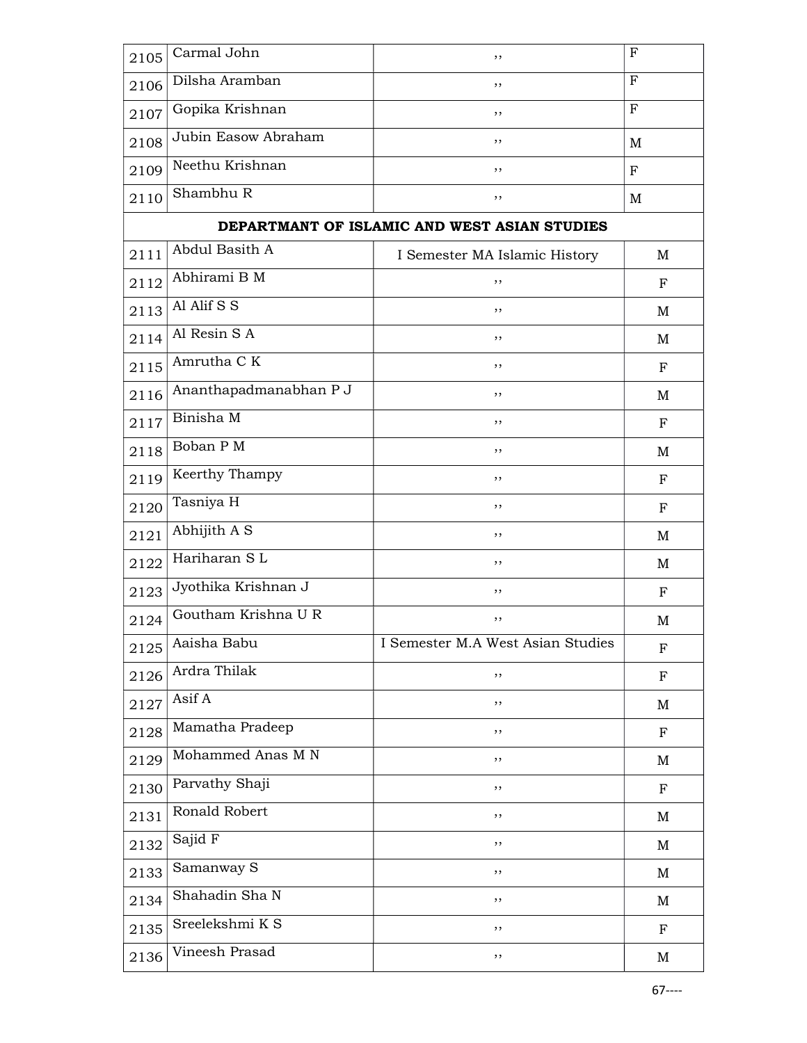| | | | |
|---|---|---|---|
| 2105 | Carmal John | ,, | F |
| 2106 | Dilsha Aramban | ,, | F |
| 2107 | Gopika Krishnan | ,, | F |
| 2108 | Jubin Easow Abraham | ,, | M |
| 2109 | Neethu Krishnan | ,, | F |
| 2110 | Shambhu R | ,, | M |
| **DEPARTMANT OF ISLAMIC AND WEST ASIAN STUDIES** | | | |
| 2111 | Abdul Basith A | I Semester MA Islamic History | M |
| 2112 | Abhirami B M | ,, | F |
| 2113 | Al Alif S S | ,, | M |
| 2114 | Al Resin S A | ,, | M |
| 2115 | Amrutha C K | ,, | F |
| 2116 | Ananthapadmanabhan P J | ,, | M |
| 2117 | Binisha M | ,, | F |
| 2118 | Boban P M | ,, | M |
| 2119 | Keerthy Thampy | ,, | F |
| 2120 | Tasniya H | ,, | F |
| 2121 | Abhijith A S | ,, | M |
| 2122 | Hariharan S L | ,, | M |
| 2123 | Jyothika Krishnan J | ,, | F |
| 2124 | Goutham Krishna U R | ,, | M |
| 2125 | Aaisha Babu | I Semester M.A West Asian Studies | F |
| 2126 | Ardra Thilak | ,, | F |
| 2127 | Asif A | ,, | M |
| 2128 | Mamatha Pradeep | ,, | F |
| 2129 | Mohammed Anas M N | ,, | M |
| 2130 | Parvathy Shaji | ,, | F |
| 2131 | Ronald Robert | ,, | M |
| 2132 | Sajid F | ,, | M |
| 2133 | Samanway S | ,, | M |
| 2134 | Shahadin Sha N | ,, | M |
| 2135 | Sreelekshmi K S | ,, | F |
| 2136 | Vineesh Prasad | ,, | M |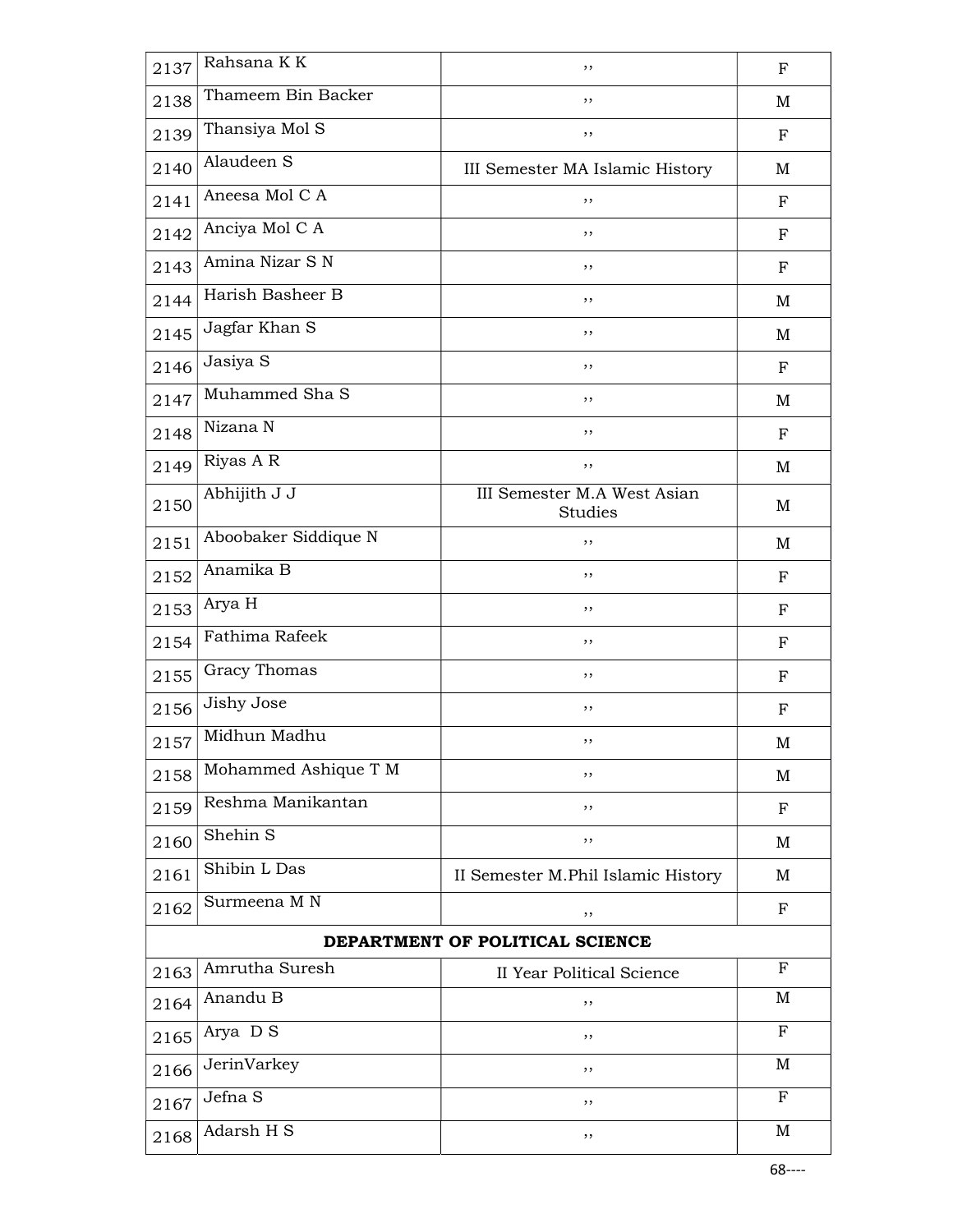| 2137 | Rahsana K K | ,, | F |
|---|---|---|---|
| 2138 | Thameem Bin Backer | ,, | M |
| 2139 | Thansiya Mol S | ,, | F |
| 2140 | Alaudeen S | III Semester MA Islamic History | M |
| 2141 | Aneesa Mol C A | ,, | F |
| 2142 | Anciya Mol C A | ,, | F |
| 2143 | Amina Nizar S N | ,, | F |
| 2144 | Harish Basheer B | ,, | M |
| 2145 | Jagfar Khan S | ,, | M |
| 2146 | Jasiya S | ,, | F |
| 2147 | Muhammed Sha S | ,, | M |
| 2148 | Nizana N | ,, | F |
| 2149 | Riyas A R | ,, | M |
| 2150 | Abhijith J J | III Semester M.A West Asian Studies | M |
| 2151 | Aboobaker Siddique N | ,, | M |
| 2152 | Anamika B | ,, | F |
| 2153 | Arya H | ,, | F |
| 2154 | Fathima Rafeek | ,, | F |
| 2155 | Gracy Thomas | ,, | F |
| 2156 | Jishy Jose | ,, | F |
| 2157 | Midhun Madhu | ,, | M |
| 2158 | Mohammed Ashique T M | ,, | M |
| 2159 | Reshma Manikantan | ,, | F |
| 2160 | Shehin S | ,, | M |
| 2161 | Shibin L Das | II Semester M.Phil Islamic History | M |
| 2162 | Surmeena M N | ,, | F |
| | **DEPARTMENT OF POLITICAL SCIENCE** | | |
| 2163 | Amrutha Suresh | II Year Political Science | F |
| 2164 | Anandu B | ,, | M |
| 2165 | Arya D S | ,, | F |
| 2166 | JerinVarkey | ,, | M |
| 2167 | Jefna S | ,, | F |
| 2168 | Adarsh H S | ,, | M |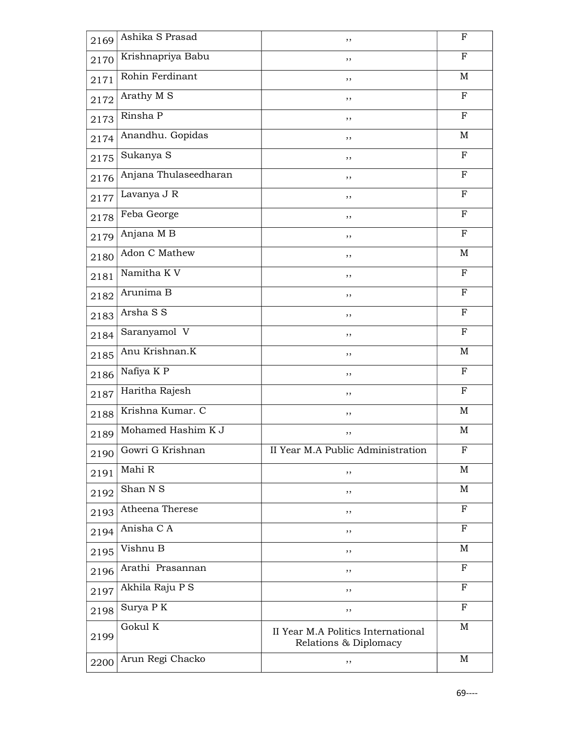| 2169 | Ashika S Prasad | ,, | F |
|---|---|---|---|
| 2170 | Krishnapriya Babu | ,, | F |
| 2171 | Rohin Ferdinant | ,, | M |
| 2172 | Arathy M S | ,, | F |
| 2173 | Rinsha P | ,, | F |
| 2174 | Anandhu. Gopidas | ,, | M |
| 2175 | Sukanya S | ,, | F |
| 2176 | Anjana Thulaseedharan | ,, | F |
| 2177 | Lavanya J R | ,, | F |
| 2178 | Feba George | ,, | F |
| 2179 | Anjana M B | ,, | F |
| 2180 | Adon C Mathew | ,, | M |
| 2181 | Namitha K V | ,, | F |
| 2182 | Arunima B | ,, | F |
| 2183 | Arsha S S | ,, | F |
| 2184 | Saranyamol V | ,, | F |
| 2185 | Anu Krishnan.K | ,, | M |
| 2186 | Nafiya K P | ,, | F |
| 2187 | Haritha Rajesh | ,, | F |
| 2188 | Krishna Kumar. C | ,, | M |
| 2189 | Mohamed Hashim K J | ,, | M |
| 2190 | Gowri G Krishnan | II Year M.A Public Administration | F |
| 2191 | Mahi R | ,, | M |
| 2192 | Shan N S | ,, | M |
| 2193 | Atheena Therese | ,, | F |
| 2194 | Anisha C A | ,, | F |
| 2195 | Vishnu B | ,, | M |
| 2196 | Arathi Prasannan | ,, | F |
| 2197 | Akhila Raju P S | ,, | F |
| 2198 | Surya P K | ,, | F |
| 2199 | Gokul K | II Year M.A Politics International Relations & Diplomacy | M |
| 2200 | Arun Regi Chacko | ,, | M |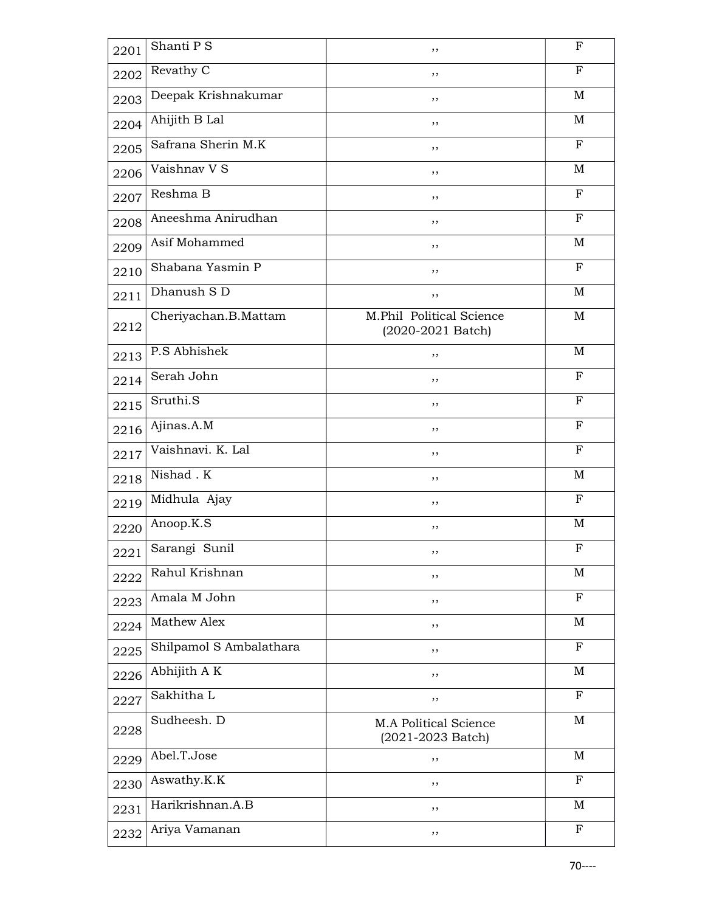| 2201 | Shanti P S | ,, | F |
|---|---|---|---|
| 2202 | Revathy C | ,, | F |
| 2203 | Deepak Krishnakumar | ,, | M |
| 2204 | Ahijith B Lal | ,, | M |
| 2205 | Safrana Sherin M.K | ,, | F |
| 2206 | Vaishnav V S | ,, | M |
| 2207 | Reshma B | ,, | F |
| 2208 | Aneeshma Anirudhan | ,, | F |
| 2209 | Asif Mohammed | ,, | M |
| 2210 | Shabana Yasmin P | ,, | F |
| 2211 | Dhanush S D | ,, | M |
| 2212 | Cheriyachan.B.Mattam | M.Phil Political Science (2020-2021 Batch) | M |
| 2213 | P.S Abhishek | ,, | M |
| 2214 | Serah John | ,, | F |
| 2215 | Sruthi.S | ,, | F |
| 2216 | Ajinas.A.M | ,, | F |
| 2217 | Vaishnavi. K. Lal | ,, | F |
| 2218 | Nishad . K | ,, | M |
| 2219 | Midhula Ajay | ,, | F |
| 2220 | Anoop.K.S | ,, | M |
| 2221 | Sarangi Sunil | ,, | F |
| 2222 | Rahul Krishnan | ,, | M |
| 2223 | Amala M John | ,, | F |
| 2224 | Mathew Alex | ,, | M |
| 2225 | Shilpamol S Ambalathara | ,, | F |
| 2226 | Abhijith A K | ,, | M |
| 2227 | Sakhitha L | ,, | F |
| 2228 | Sudheesh. D | M.A Political Science (2021-2023 Batch) | M |
| 2229 | Abel.T.Jose | ,, | M |
| 2230 | Aswathy.K.K | ,, | F |
| 2231 | Harikrishnan.A.B | ,, | M |
| 2232 | Ariya Vamanan | ,, | F |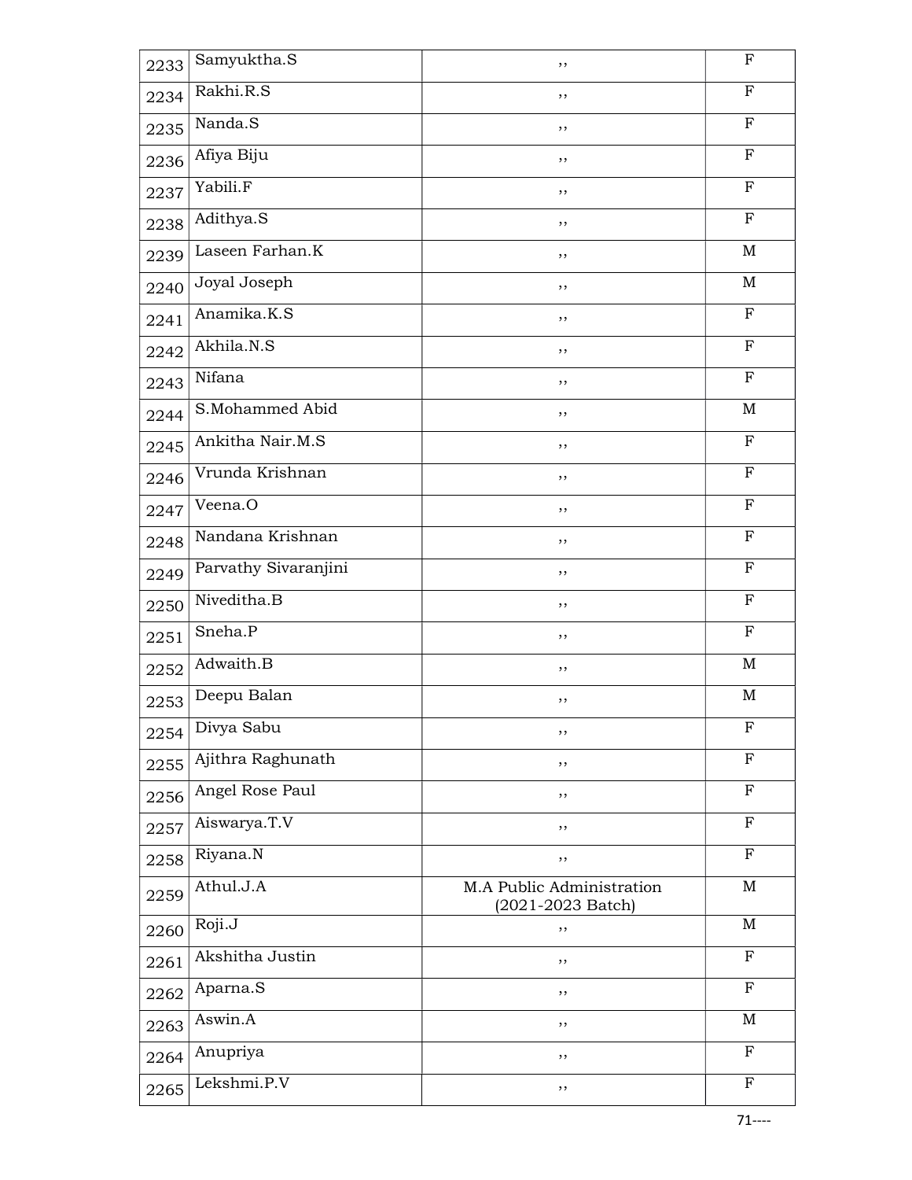| 2233 | Samyuktha.S | ,, | F |
|---|---|---|---|
| 2234 | Rakhi.R.S | ,, | F |
| 2235 | Nanda.S | ,, | F |
| 2236 | Afiya Biju | ,, | F |
| 2237 | Yabili.F | ,, | F |
| 2238 | Adithya.S | ,, | F |
| 2239 | Laseen Farhan.K | ,, | M |
| 2240 | Joyal Joseph | ,, | M |
| 2241 | Anamika.K.S | ,, | F |
| 2242 | Akhila.N.S | ,, | F |
| 2243 | Nifana | ,, | F |
| 2244 | S.Mohammed Abid | ,, | M |
| 2245 | Ankitha Nair.M.S | ,, | F |
| 2246 | Vrunda Krishnan | ,, | F |
| 2247 | Veena.O | ,, | F |
| 2248 | Nandana Krishnan | ,, | F |
| 2249 | Parvathy Sivaranjini | ,, | F |
| 2250 | Niveditha.B | ,, | F |
| 2251 | Sneha.P | ,, | F |
| 2252 | Adwaith.B | ,, | M |
| 2253 | Deepu Balan | ,, | M |
| 2254 | Divya Sabu | ,, | F |
| 2255 | Ajithra Raghunath | ,, | F |
| 2256 | Angel Rose Paul | ,, | F |
| 2257 | Aiswarya.T.V | ,, | F |
| 2258 | Riyana.N | ,, | F |
| 2259 | Athul.J.A | M.A Public Administration (2021-2023 Batch) | M |
| 2260 | Roji.J | ,, | M |
| 2261 | Akshitha Justin | ,, | F |
| 2262 | Aparna.S | ,, | F |
| 2263 | Aswin.A | ,, | M |
| 2264 | Anupriya | ,, | F |
| 2265 | Lekshmi.P.V | ,, | F |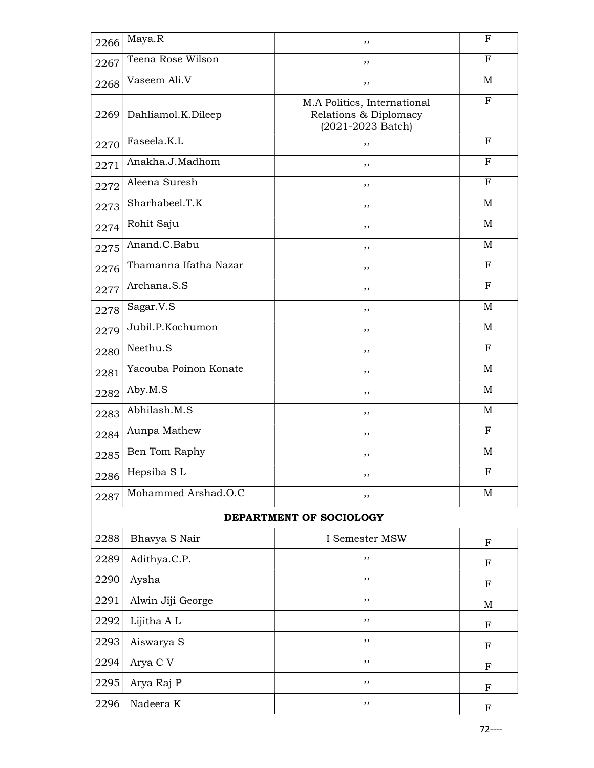| 2266 | Maya.R | ,, | F |
|---|---|---|---|
| 2267 | Teena Rose Wilson | ,, | F |
| 2268 | Vaseem Ali.V | ,, | M |
| 2269 | Dahliamol.K.Dileep | M.A Politics, International Relations & Diplomacy (2021-2023 Batch) | F |
| 2270 | Faseela.K.L | ,, | F |
| 2271 | Anakha.J.Madhom | ,, | F |
| 2272 | Aleena Suresh | ,, | F |
| 2273 | Sharhabeel.T.K | ,, | M |
| 2274 | Rohit Saju | ,, | M |
| 2275 | Anand.C.Babu | ,, | M |
| 2276 | Thamanna Ifatha Nazar | ,, | F |
| 2277 | Archana.S.S | ,, | F |
| 2278 | Sagar.V.S | ,, | M |
| 2279 | Jubil.P.Kochumon | ,, | M |
| 2280 | Neethu.S | ,, | F |
| 2281 | Yacouba Poinon Konate | ,, | M |
| 2282 | Aby.M.S | ,, | M |
| 2283 | Abhilash.M.S | ,, | M |
| 2284 | Aunpa Mathew | ,, | F |
| 2285 | Ben Tom Raphy | ,, | M |
| 2286 | Hepsiba S L | ,, | F |
| 2287 | Mohammed Arshad.O.C | ,, | M |
| | **DEPARTMENT OF SOCIOLOGY** | | |
| 2288 | Bhavya S Nair | I Semester MSW | F |
| 2289 | Adithya.C.P. | ,, | F |
| 2290 | Aysha | ,, | F |
| 2291 | Alwin Jiji George | ,, | M |
| 2292 | Lijitha A L | ,, | F |
| 2293 | Aiswarya S | ,, | F |
| 2294 | Arya C V | ,, | F |
| 2295 | Arya Raj P | ,, | F |
| 2296 | Nadeera K | ,, | F |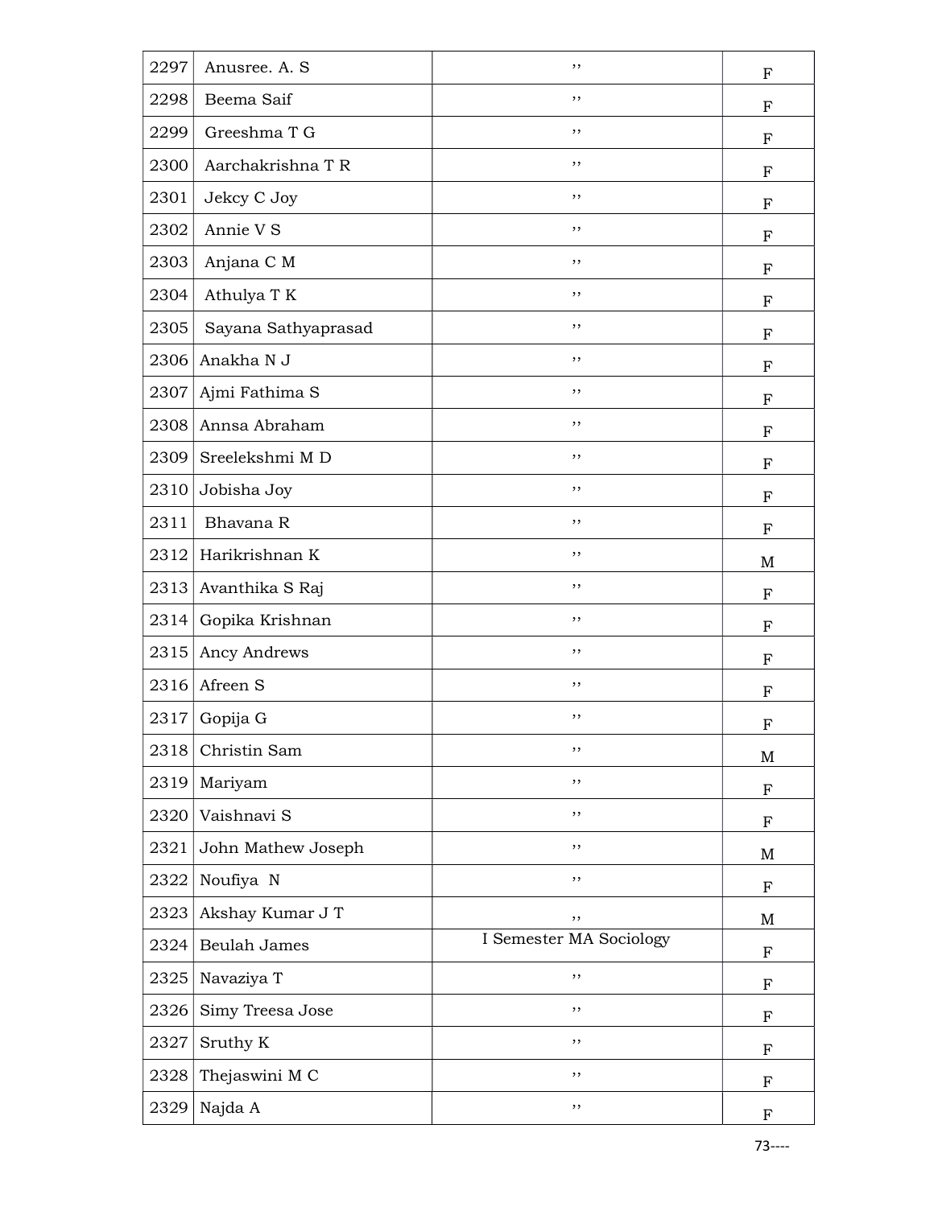| 2297 | Anusree. A. S | ,, | F |
|---|---|---|---|
| 2298 | Beema Saif | ,, | F |
| 2299 | Greeshma T G | ,, | F |
| 2300 | Aarchakrishna T R | ,, | F |
| 2301 | Jekcy C Joy | ,, | F |
| 2302 | Annie V S | ,, | F |
| 2303 | Anjana C M | ,, | F |
| 2304 | Athulya T K | ,, | F |
| 2305 | Sayana Sathyaprasad | ,, | F |
| 2306 | Anakha N J | ,, | F |
| 2307 | Ajmi Fathima S | ,, | F |
| 2308 | Annsa Abraham | ,, | F |
| 2309 | Sreelekshmi M D | ,, | F |
| 2310 | Jobisha Joy | ,, | F |
| 2311 | Bhavana R | ,, | F |
| 2312 | Harikrishnan K | ,, | M |
| 2313 | Avanthika S Raj | ,, | F |
| 2314 | Gopika Krishnan | ,, | F |
| 2315 | Ancy Andrews | ,, | F |
| 2316 | Afreen S | ,, | F |
| 2317 | Gopija G | ,, | F |
| 2318 | Christin Sam | ,, | M |
| 2319 | Mariyam | ,, | F |
| 2320 | Vaishnavi S | ,, | F |
| 2321 | John Mathew Joseph | ,, | M |
| 2322 | Noufiya N | ,, | F |
| 2323 | Akshay Kumar J T | ,, | M |
| 2324 | Beulah James | I Semester MA Sociology | F |
| 2325 | Navaziya T | ,, | F |
| 2326 | Simy Treesa Jose | ,, | F |
| 2327 | Sruthy K | ,, | F |
| 2328 | Thejaswini M C | ,, | F |
| 2329 | Najda A | ,, | F |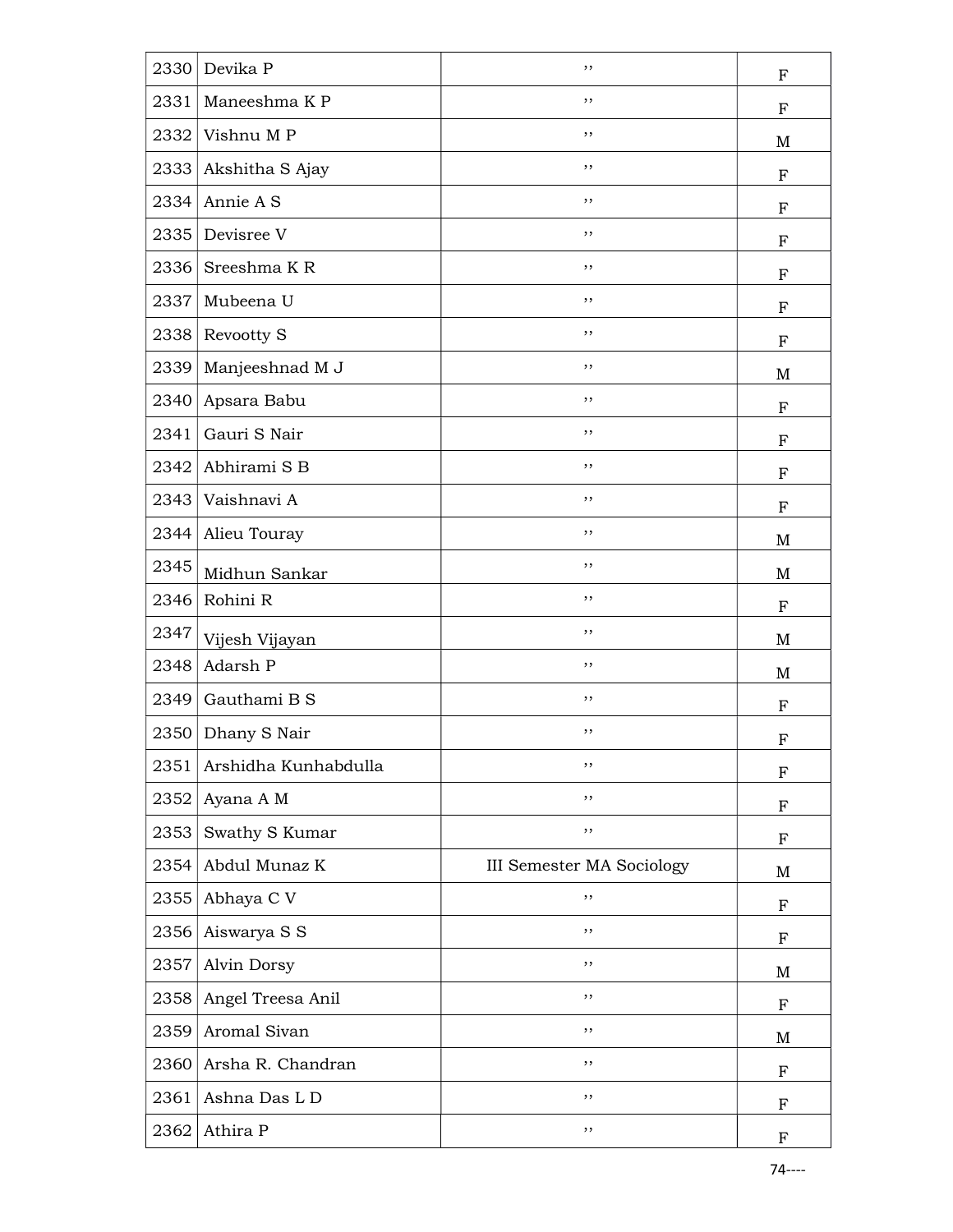| | | | |
|---|---|---|---|
| 2330 | Devika P | ,, | F |
| 2331 | Maneeshma K P | ,, | F |
| 2332 | Vishnu M P | ,, | M |
| 2333 | Akshitha S Ajay | ,, | F |
| 2334 | Annie A S | ,, | F |
| 2335 | Devisree V | ,, | F |
| 2336 | Sreeshma K R | ,, | F |
| 2337 | Mubeena U | ,, | F |
| 2338 | Revootty S | ,, | F |
| 2339 | Manjeeshnad M J | ,, | M |
| 2340 | Apsara Babu | ,, | F |
| 2341 | Gauri S Nair | ,, | F |
| 2342 | Abhirami S B | ,, | F |
| 2343 | Vaishnavi A | ,, | F |
| 2344 | Alieu Touray | ,, | M |
| 2345 | Midhun Sankar | ,, | M |
| 2346 | Rohini R | ,, | F |
| 2347 | Vijesh Vijayan | ,, | M |
| 2348 | Adarsh P | ,, | M |
| 2349 | Gauthami B S | ,, | F |
| 2350 | Dhany S Nair | ,, | F |
| 2351 | Arshidha Kunhabdulla | ,, | F |
| 2352 | Ayana A M | ,, | F |
| 2353 | Swathy S Kumar | ,, | F |
| 2354 | Abdul Munaz K | III Semester MA Sociology | M |
| 2355 | Abhaya C V | ,, | F |
| 2356 | Aiswarya S S | ,, | F |
| 2357 | Alvin Dorsy | ,, | M |
| 2358 | Angel Treesa Anil | ,, | F |
| 2359 | Aromal Sivan | ,, | M |
| 2360 | Arsha R. Chandran | ,, | F |
| 2361 | Ashna Das L D | ,, | F |
| 2362 | Athira P | ,, | F |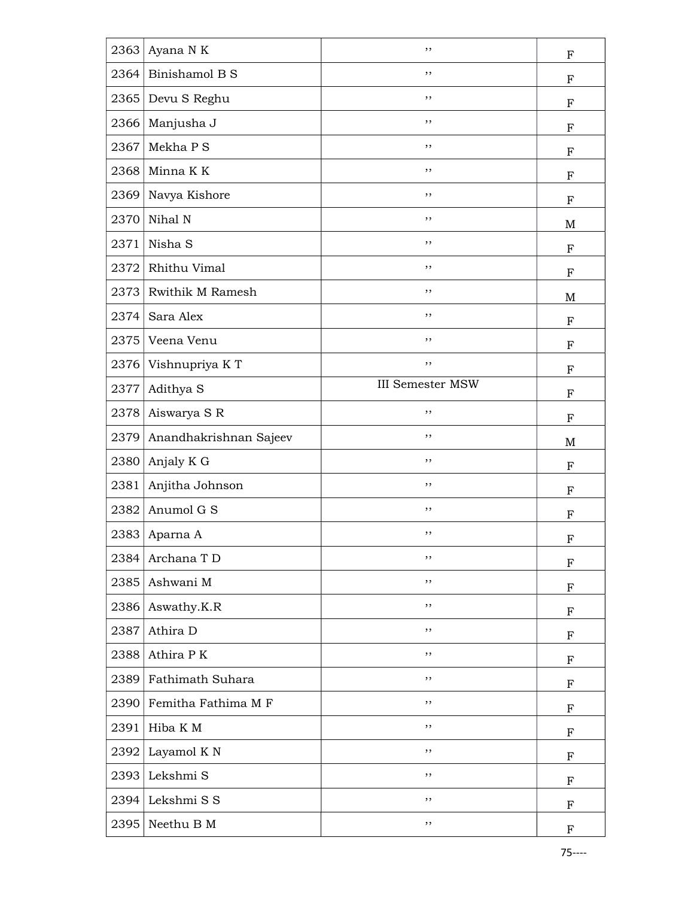| | | | |
|---|---|---|---|
| 2363 | Ayana N K | ,, | F |
| 2364 | Binishamol B S | ,, | F |
| 2365 | Devu S Reghu | ,, | F |
| 2366 | Manjusha J | ,, | F |
| 2367 | Mekha P S | ,, | F |
| 2368 | Minna K K | ,, | F |
| 2369 | Navya Kishore | ,, | F |
| 2370 | Nihal N | ,, | M |
| 2371 | Nisha S | ,, | F |
| 2372 | Rhithu Vimal | ,, | F |
| 2373 | Rwithik M Ramesh | ,, | M |
| 2374 | Sara Alex | ,, | F |
| 2375 | Veena Venu | ,, | F |
| 2376 | Vishnupriya K T | ,, | F |
| 2377 | Adithya S | III Semester MSW | F |
| 2378 | Aiswarya S R | ,, | F |
| 2379 | Anandhakrishnan Sajeev | ,, | M |
| 2380 | Anjaly K G | ,, | F |
| 2381 | Anjitha Johnson | ,, | F |
| 2382 | Anumol G S | ,, | F |
| 2383 | Aparna A | ,, | F |
| 2384 | Archana T D | ,, | F |
| 2385 | Ashwani M | ,, | F |
| 2386 | Aswathy.K.R | ,, | F |
| 2387 | Athira D | ,, | F |
| 2388 | Athira P K | ,, | F |
| 2389 | Fathimath Suhara | ,, | F |
| 2390 | Femitha Fathima M F | ,, | F |
| 2391 | Hiba K M | ,, | F |
| 2392 | Layamol K N | ,, | F |
| 2393 | Lekshmi S | ,, | F |
| 2394 | Lekshmi S S | ,, | F |
| 2395 | Neethu B M | ,, | F |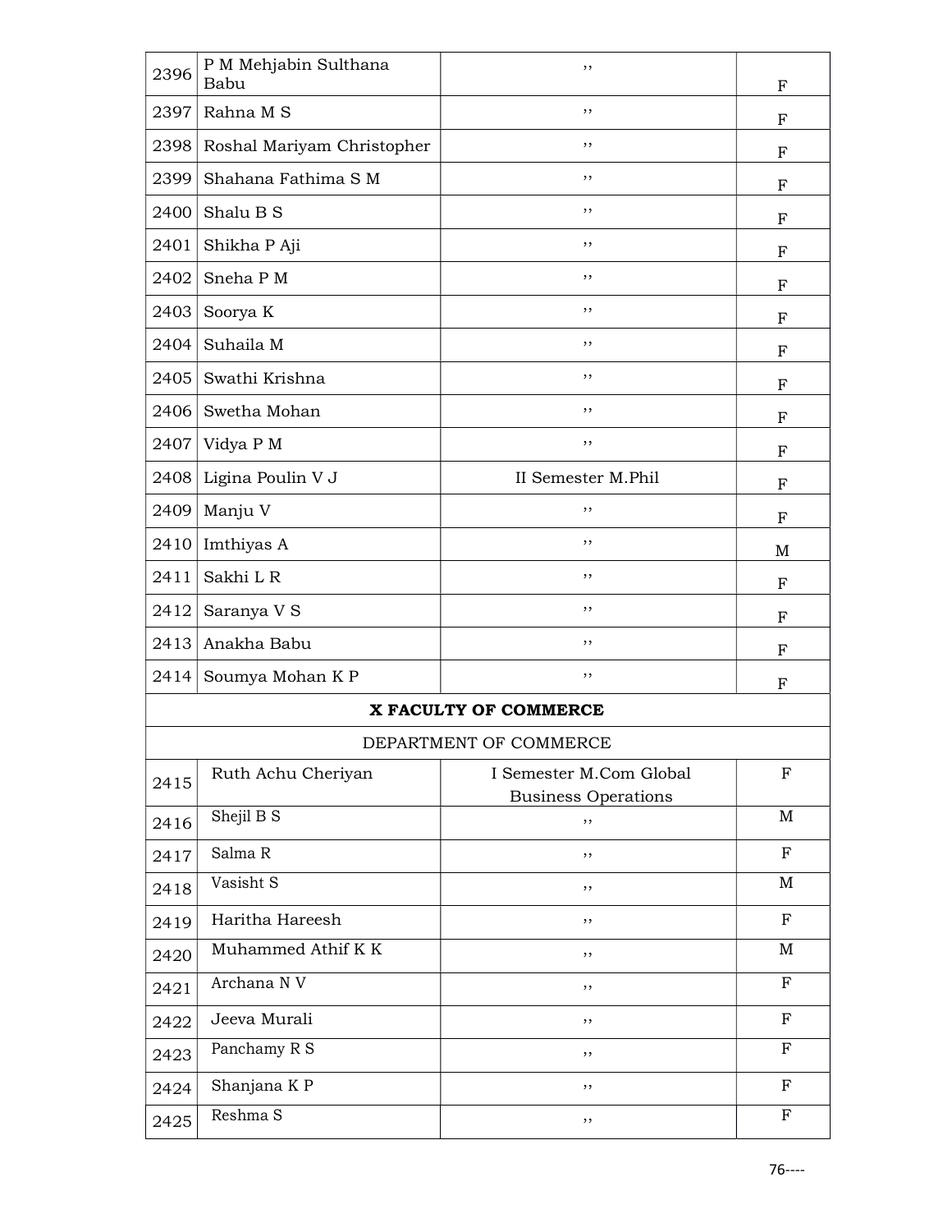| | | | |
|---|---|---|---|
| 2396 | P M Mehjabin Sulthana Babu | ,, | F |
| 2397 | Rahna M S | ,, | F |
| 2398 | Roshal Mariyam Christopher | ,, | F |
| 2399 | Shahana Fathima S M | ,, | F |
| 2400 | Shalu B S | ,, | F |
| 2401 | Shikha P Aji | ,, | F |
| 2402 | Sneha P M | ,, | F |
| 2403 | Soorya K | ,, | F |
| 2404 | Suhaila M | ,, | F |
| 2405 | Swathi Krishna | ,, | F |
| 2406 | Swetha Mohan | ,, | F |
| 2407 | Vidya P M | ,, | F |
| 2408 | Ligina Poulin V J | II Semester M.Phil | F |
| 2409 | Manju V | ,, | F |
| 2410 | Imthiyas A | ,, | M |
| 2411 | Sakhi L R | ,, | F |
| 2412 | Saranya V S | ,, | F |
| 2413 | Anakha Babu | ,, | F |
| 2414 | Soumya Mohan K P | ,, | F |
| | | **X FACULTY OF COMMERCE** | |
| | | DEPARTMENT OF COMMERCE | |
| 2415 | Ruth Achu Cheriyan | I Semester M.Com Global Business Operations | F |
| 2416 | Shejil B S | ,, | M |
| 2417 | Salma R | ,, | F |
| 2418 | Vasisht S | ,, | M |
| 2419 | Haritha Hareesh | ,, | F |
| 2420 | Muhammed Athif K K | ,, | M |
| 2421 | Archana N V | ,, | F |
| 2422 | Jeeva Murali | ,, | F |
| 2423 | Panchamy R S | ,, | F |
| 2424 | Shanjana K P | ,, | F |
| 2425 | Reshma S | ,, | F |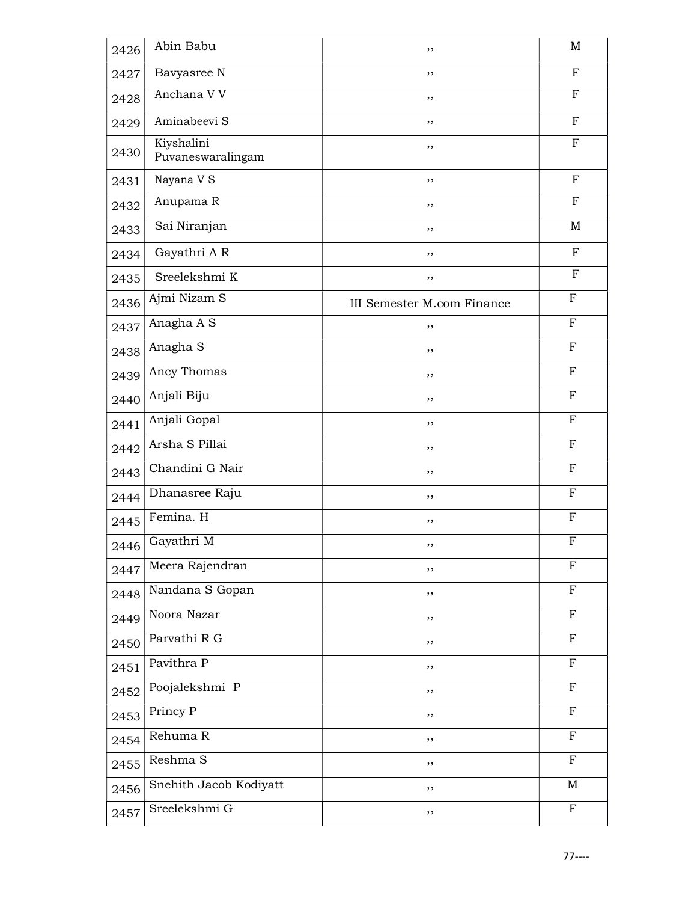| | | | |
|---|---|---|---|
| 2426 | Abin Babu | ,, | M |
| 2427 | Bavyasree N | ,, | F |
| 2428 | Anchana V V | ,, | F |
| 2429 | Aminabeevi S | ,, | F |
| 2430 | Kiyshalini Puvaneswaralingam | ,, | F |
| 2431 | Nayana V S | ,, | F |
| 2432 | Anupama R | ,, | F |
| 2433 | Sai Niranjan | ,, | M |
| 2434 | Gayathri A R | ,, | F |
| 2435 | Sreelekshmi K | ,, | F |
| 2436 | Ajmi Nizam S | III Semester M.com Finance | F |
| 2437 | Anagha A S | ,, | F |
| 2438 | Anagha S | ,, | F |
| 2439 | Ancy Thomas | ,, | F |
| 2440 | Anjali Biju | ,, | F |
| 2441 | Anjali Gopal | ,, | F |
| 2442 | Arsha S Pillai | ,, | F |
| 2443 | Chandini G Nair | ,, | F |
| 2444 | Dhanasree Raju | ,, | F |
| 2445 | Femina. H | ,, | F |
| 2446 | Gayathri M | ,, | F |
| 2447 | Meera Rajendran | ,, | F |
| 2448 | Nandana S Gopan | ,, | F |
| 2449 | Noora Nazar | ,, | F |
| 2450 | Parvathi R G | ,, | F |
| 2451 | Pavithra P | ,, | F |
| 2452 | Poojalekshmi P | ,, | F |
| 2453 | Princy P | ,, | F |
| 2454 | Rehuma R | ,, | F |
| 2455 | Reshma S | ,, | F |
| 2456 | Snehith Jacob Kodiyatt | ,, | M |
| 2457 | Sreelekshmi G | ,, | F |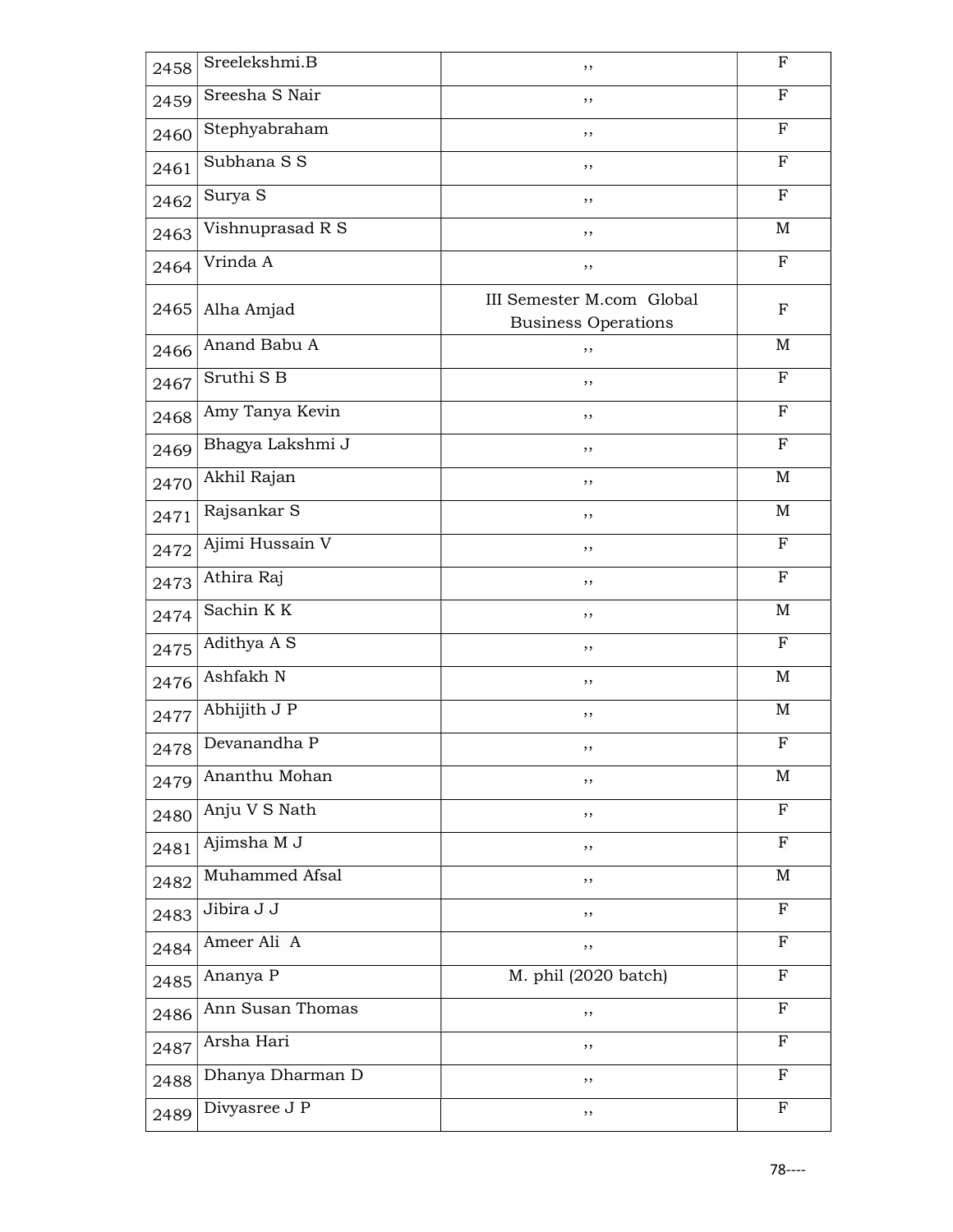| 2458 | Sreelekshmi.B | ,, | F |
|---|---|---|---|
| 2459 | Sreesha S Nair | ,, | F |
| 2460 | Stephyabraham | ,, | F |
| 2461 | Subhana S S | ,, | F |
| 2462 | Surya S | ,, | F |
| 2463 | Vishnuprasad R S | ,, | M |
| 2464 | Vrinda A | ,, | F |
| 2465 | Alha Amjad | III Semester M.com Global Business Operations | F |
| 2466 | Anand Babu A | ,, | M |
| 2467 | Sruthi S B | ,, | F |
| 2468 | Amy Tanya Kevin | ,, | F |
| 2469 | Bhagya Lakshmi J | ,, | F |
| 2470 | Akhil Rajan | ,, | M |
| 2471 | Rajsankar S | ,, | M |
| 2472 | Ajimi Hussain V | ,, | F |
| 2473 | Athira Raj | ,, | F |
| 2474 | Sachin K K | ,, | M |
| 2475 | Adithya A S | ,, | F |
| 2476 | Ashfakh N | ,, | M |
| 2477 | Abhijith J P | ,, | M |
| 2478 | Devanandha P | ,, | F |
| 2479 | Ananthu Mohan | ,, | M |
| 2480 | Anju V S Nath | ,, | F |
| 2481 | Ajimsha M J | ,, | F |
| 2482 | Muhammed Afsal | ,, | M |
| 2483 | Jibira J J | ,, | F |
| 2484 | Ameer Ali A | ,, | F |
| 2485 | Ananya P | M. phil (2020 batch) | F |
| 2486 | Ann Susan Thomas | ,, | F |
| 2487 | Arsha Hari | ,, | F |
| 2488 | Dhanya Dharman D | ,, | F |
| 2489 | Divyasree J P | ,, | F |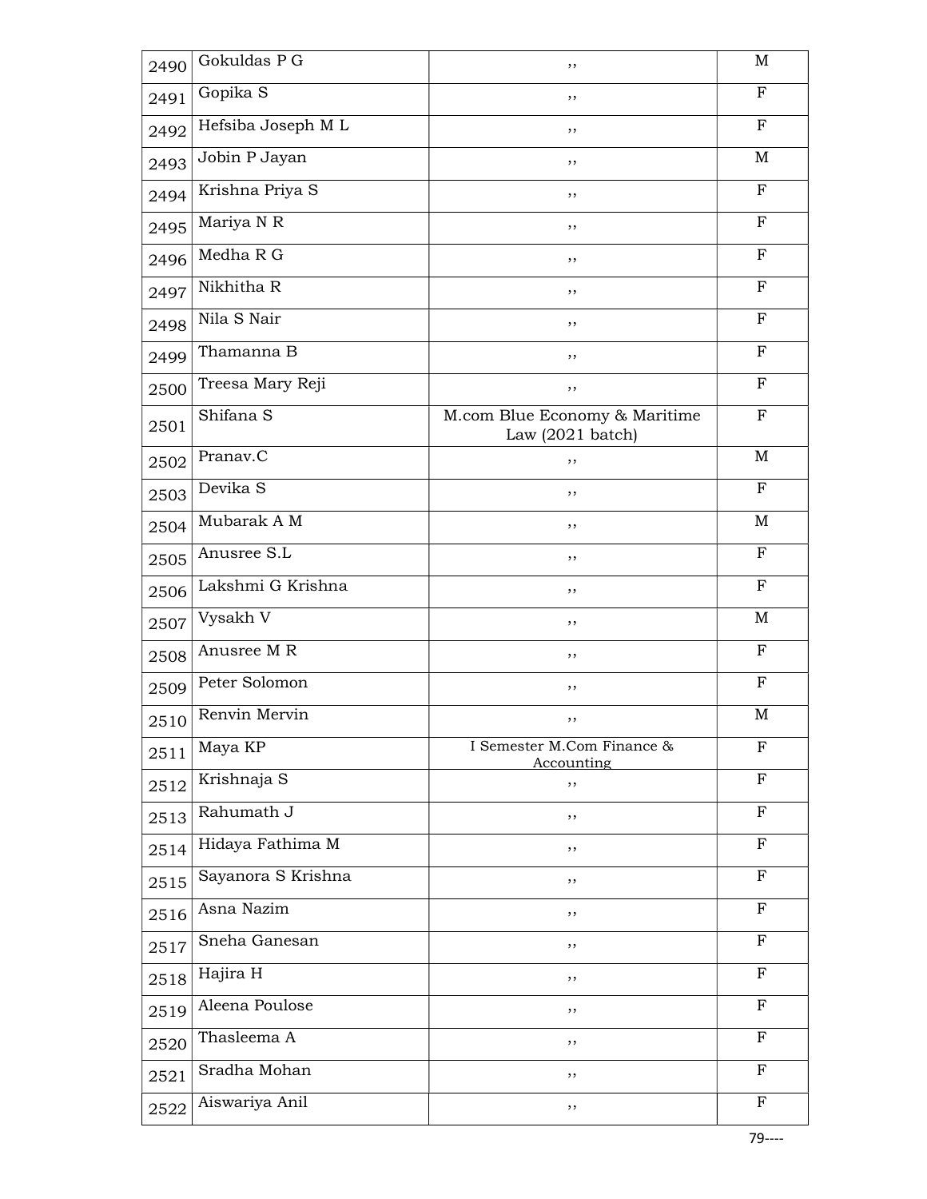| | | | |
|---|---|---|---|
| 2490 | Gokuldas P G | ,, | M |
| 2491 | Gopika S | ,, | F |
| 2492 | Hefsiba Joseph M L | ,, | F |
| 2493 | Jobin P Jayan | ,, | M |
| 2494 | Krishna Priya S | ,, | F |
| 2495 | Mariya N R | ,, | F |
| 2496 | Medha R G | ,, | F |
| 2497 | Nikhitha R | ,, | F |
| 2498 | Nila S Nair | ,, | F |
| 2499 | Thamanna B | ,, | F |
| 2500 | Treesa Mary Reji | ,, | F |
| 2501 | Shifana S | M.com Blue Economy & Maritime Law (2021 batch) | F |
| 2502 | Pranav.C | ,, | M |
| 2503 | Devika S | ,, | F |
| 2504 | Mubarak A M | ,, | M |
| 2505 | Anusree S.L | ,, | F |
| 2506 | Lakshmi G Krishna | ,, | F |
| 2507 | Vysakh V | ,, | M |
| 2508 | Anusree M R | ,, | F |
| 2509 | Peter Solomon | ,, | F |
| 2510 | Renvin Mervin | ,, | M |
| 2511 | Maya KP | I Semester M.Com Finance & Accounting | F |
| 2512 | Krishnaja S | ,, | F |
| 2513 | Rahumath J | ,, | F |
| 2514 | Hidaya Fathima M | ,, | F |
| 2515 | Sayanora S Krishna | ,, | F |
| 2516 | Asna Nazim | ,, | F |
| 2517 | Sneha Ganesan | ,, | F |
| 2518 | Hajira H | ,, | F |
| 2519 | Aleena Poulose | ,, | F |
| 2520 | Thasleema A | ,, | F |
| 2521 | Sradha Mohan | ,, | F |
| 2522 | Aiswariya Anil | ,, | F |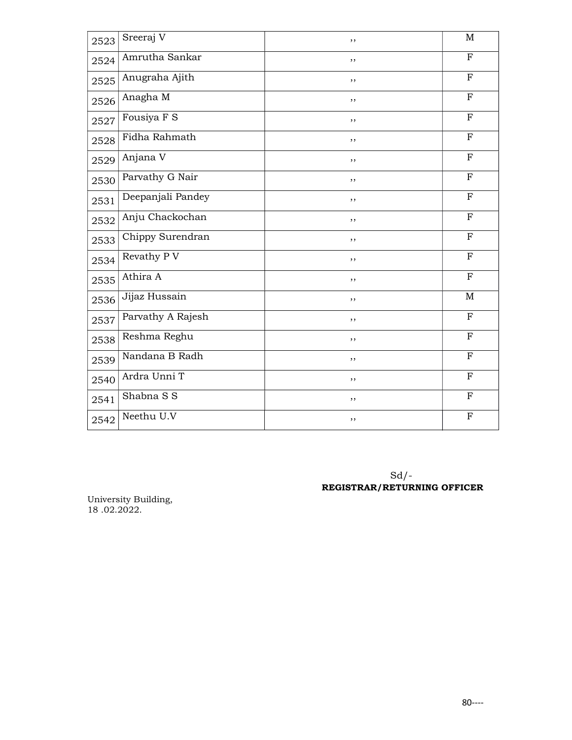| | | | |
|---|---|---|---|
| 2523 | Sreeraj V | ,, | M |
| 2524 | Amrutha Sankar | ,, | F |
| 2525 | Anugraha Ajith | ,, | F |
| 2526 | Anagha M | ,, | F |
| 2527 | Fousiya F S | ,, | F |
| 2528 | Fidha Rahmath | ,, | F |
| 2529 | Anjana V | ,, | F |
| 2530 | Parvathy G Nair | ,, | F |
| 2531 | Deepanjali Pandey | ,, | F |
| 2532 | Anju Chackochan | ,, | F |
| 2533 | Chippy Surendran | ,, | F |
| 2534 | Revathy P V | ,, | F |
| 2535 | Athira A | ,, | F |
| 2536 | Jijaz Hussain | ,, | M |
| 2537 | Parvathy A Rajesh | ,, | F |
| 2538 | Reshma Reghu | ,, | F |
| 2539 | Nandana B Radh | ,, | F |
| 2540 | Ardra Unni T | ,, | F |
| 2541 | Shabna S S | ,, | F |
| 2542 | Neethu U.V | ,, | F |

Sd/-
**REGISTRAR/RETURNING OFFICER**

University Building,
18 .02.2022.